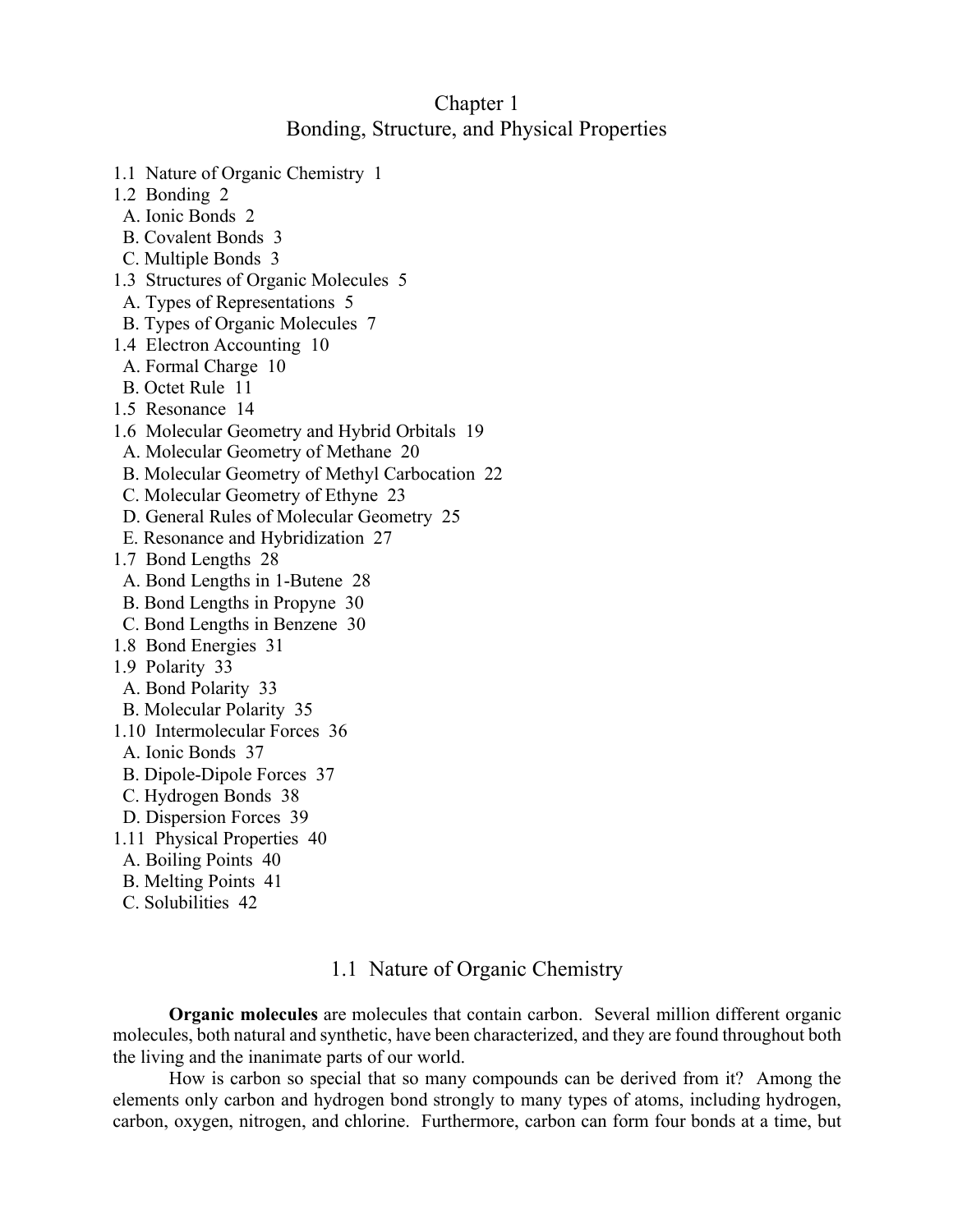# Chapter 1
# Bonding, Structure, and Physical Properties

1.1 Nature of Organic Chemistry 1
1.2 Bonding 2
  A. Ionic Bonds 2
  B. Covalent Bonds 3
  C. Multiple Bonds 3
1.3 Structures of Organic Molecules 5
  A. Types of Representations 5
  B. Types of Organic Molecules 7
1.4 Electron Accounting 10
  A. Formal Charge 10
  B. Octet Rule 11
1.5 Resonance 14
1.6 Molecular Geometry and Hybrid Orbitals 19
  A. Molecular Geometry of Methane 20
  B. Molecular Geometry of Methyl Carbocation 22
  C. Molecular Geometry of Ethyne 23
  D. General Rules of Molecular Geometry 25
  E. Resonance and Hybridization 27
1.7 Bond Lengths 28
  A. Bond Lengths in 1-Butene 28
  B. Bond Lengths in Propyne 30
  C. Bond Lengths in Benzene 30
1.8 Bond Energies 31
1.9 Polarity 33
  A. Bond Polarity 33
  B. Molecular Polarity 35
1.10 Intermolecular Forces 36
  A. Ionic Bonds 37
  B. Dipole-Dipole Forces 37
  C. Hydrogen Bonds 38
  D. Dispersion Forces 39
1.11 Physical Properties 40
  A. Boiling Points 40
  B. Melting Points 41
  C. Solubilities 42

## 1.1 Nature of Organic Chemistry

**Organic molecules** are molecules that contain carbon. Several million different organic molecules, both natural and synthetic, have been characterized, and they are found throughout both the living and the inanimate parts of our world.

How is carbon so special that so many compounds can be derived from it? Among the elements only carbon and hydrogen bond strongly to many types of atoms, including hydrogen, carbon, oxygen, nitrogen, and chlorine. Furthermore, carbon can form four bonds at a time, but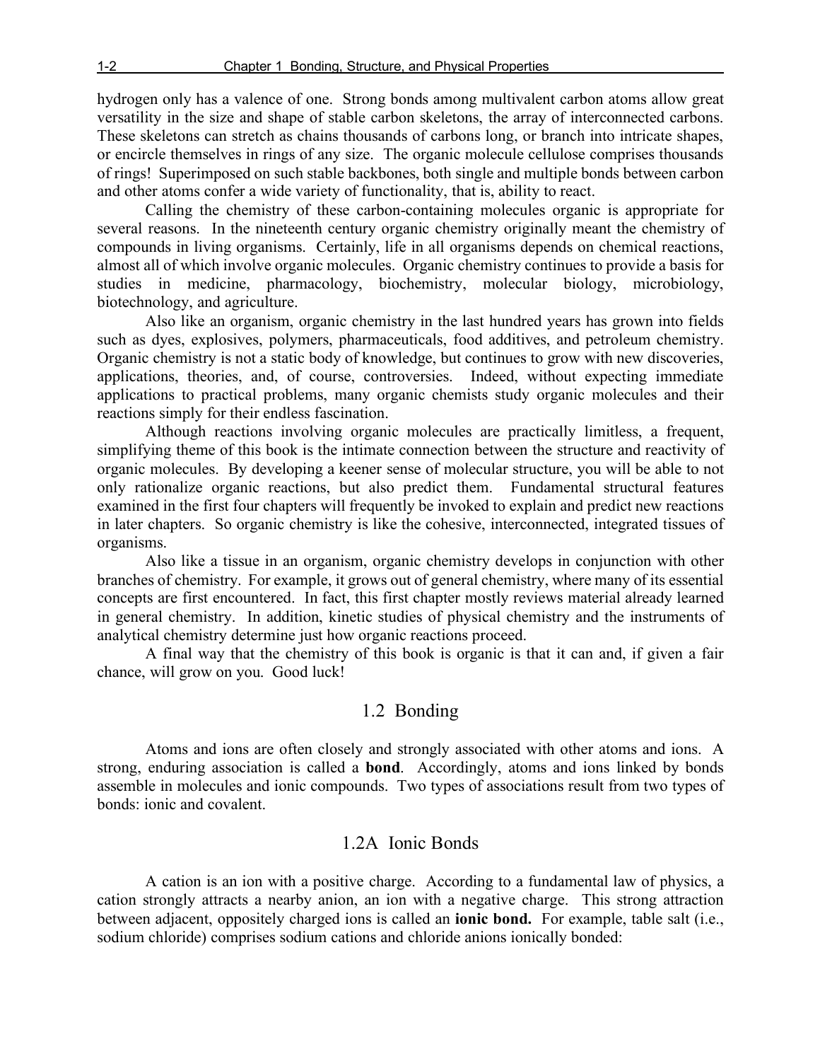hydrogen only has a valence of one. Strong bonds among multivalent carbon atoms allow great versatility in the size and shape of stable carbon skeletons, the array of interconnected carbons. These skeletons can stretch as chains thousands of carbons long, or branch into intricate shapes, or encircle themselves in rings of any size. The organic molecule cellulose comprises thousands of rings! Superimposed on such stable backbones, both single and multiple bonds between carbon and other atoms confer a wide variety of functionality, that is, ability to react.

Calling the chemistry of these carbon-containing molecules organic is appropriate for several reasons. In the nineteenth century organic chemistry originally meant the chemistry of compounds in living organisms. Certainly, life in all organisms depends on chemical reactions, almost all of which involve organic molecules. Organic chemistry continues to provide a basis for studies in medicine, pharmacology, biochemistry, molecular biology, microbiology, biotechnology, and agriculture.

Also like an organism, organic chemistry in the last hundred years has grown into fields such as dyes, explosives, polymers, pharmaceuticals, food additives, and petroleum chemistry. Organic chemistry is not a static body of knowledge, but continues to grow with new discoveries, applications, theories, and, of course, controversies. Indeed, without expecting immediate applications to practical problems, many organic chemists study organic molecules and their reactions simply for their endless fascination.

Although reactions involving organic molecules are practically limitless, a frequent, simplifying theme of this book is the intimate connection between the structure and reactivity of organic molecules. By developing a keener sense of molecular structure, you will be able to not only rationalize organic reactions, but also predict them. Fundamental structural features examined in the first four chapters will frequently be invoked to explain and predict new reactions in later chapters. So organic chemistry is like the cohesive, interconnected, integrated tissues of organisms.

Also like a tissue in an organism, organic chemistry develops in conjunction with other branches of chemistry. For example, it grows out of general chemistry, where many of its essential concepts are first encountered. In fact, this first chapter mostly reviews material already learned in general chemistry. In addition, kinetic studies of physical chemistry and the instruments of analytical chemistry determine just how organic reactions proceed.

A final way that the chemistry of this book is organic is that it can and, if given a fair chance, will grow on you. Good luck!

## 1.2 Bonding

Atoms and ions are often closely and strongly associated with other atoms and ions. A strong, enduring association is called a **bond**. Accordingly, atoms and ions linked by bonds assemble in molecules and ionic compounds. Two types of associations result from two types of bonds: ionic and covalent.

### 1.2A Ionic Bonds

A cation is an ion with a positive charge. According to a fundamental law of physics, a cation strongly attracts a nearby anion, an ion with a negative charge. This strong attraction between adjacent, oppositely charged ions is called an **ionic bond.** For example, table salt (i.e., sodium chloride) comprises sodium cations and chloride anions ionically bonded: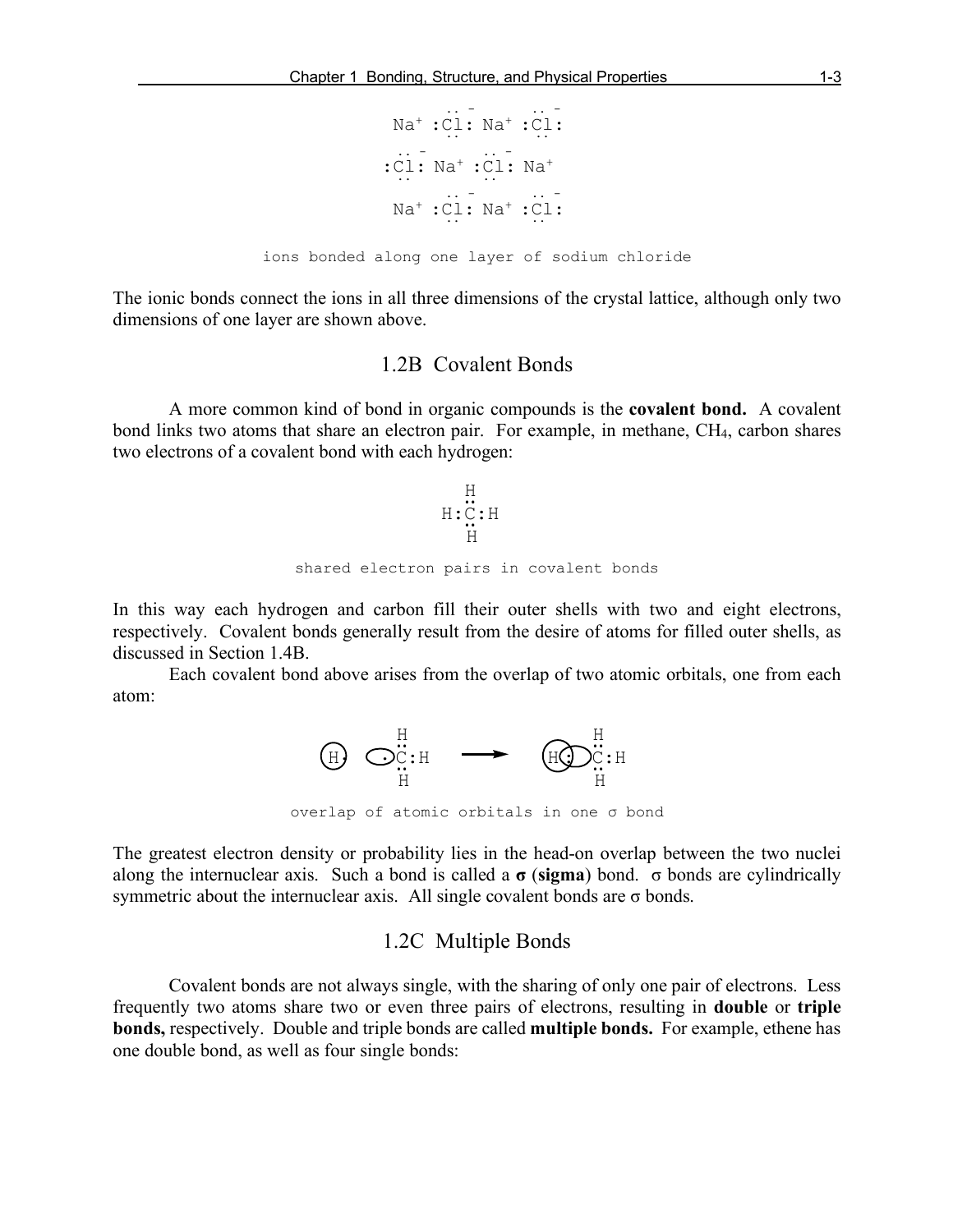```
       .. -        .. -
 Na⁺ :Cl: Na⁺ :Cl:
       ..          ..
  .. -        .. -
:Cl: Na⁺ :Cl: Na⁺
  ..          ..
       .. -        .. -
 Na⁺ :Cl: Na⁺ :Cl:
       ..          ..
```

ions bonded along one layer of sodium chloride

The ionic bonds connect the ions in all three dimensions of the crystal lattice, although only two dimensions of one layer are shown above.

## 1.2B Covalent Bonds

A more common kind of bond in organic compounds is the **covalent bond.** A covalent bond links two atoms that share an electron pair. For example, in methane, $CH_4$, carbon shares two electrons of a covalent bond with each hydrogen:

```
  H
  ..
H:C:H
  ..
  H
```

shared electron pairs in covalent bonds

In this way each hydrogen and carbon fill their outer shells with two and eight electrons, respectively. Covalent bonds generally result from the desire of atoms for filled outer shells, as discussed in Section 1.4B.

Each covalent bond above arises from the overlap of two atomic orbitals, one from each atom:

```
          H                    H
          ..                   ..
(H·)  (·)C:H   ———>    (H:)C:H
          ..                   ..
          H                    H
```

overlap of atomic orbitals in one σ bond

The greatest electron density or probability lies in the head-on overlap between the two nuclei along the internuclear axis. Such a bond is called a **σ** (**sigma**) bond. σ bonds are cylindrically symmetric about the internuclear axis. All single covalent bonds are σ bonds.

## 1.2C Multiple Bonds

Covalent bonds are not always single, with the sharing of only one pair of electrons. Less frequently two atoms share two or even three pairs of electrons, resulting in **double** or **triple bonds,** respectively. Double and triple bonds are called **multiple bonds.** For example, ethene has one double bond, as well as four single bonds: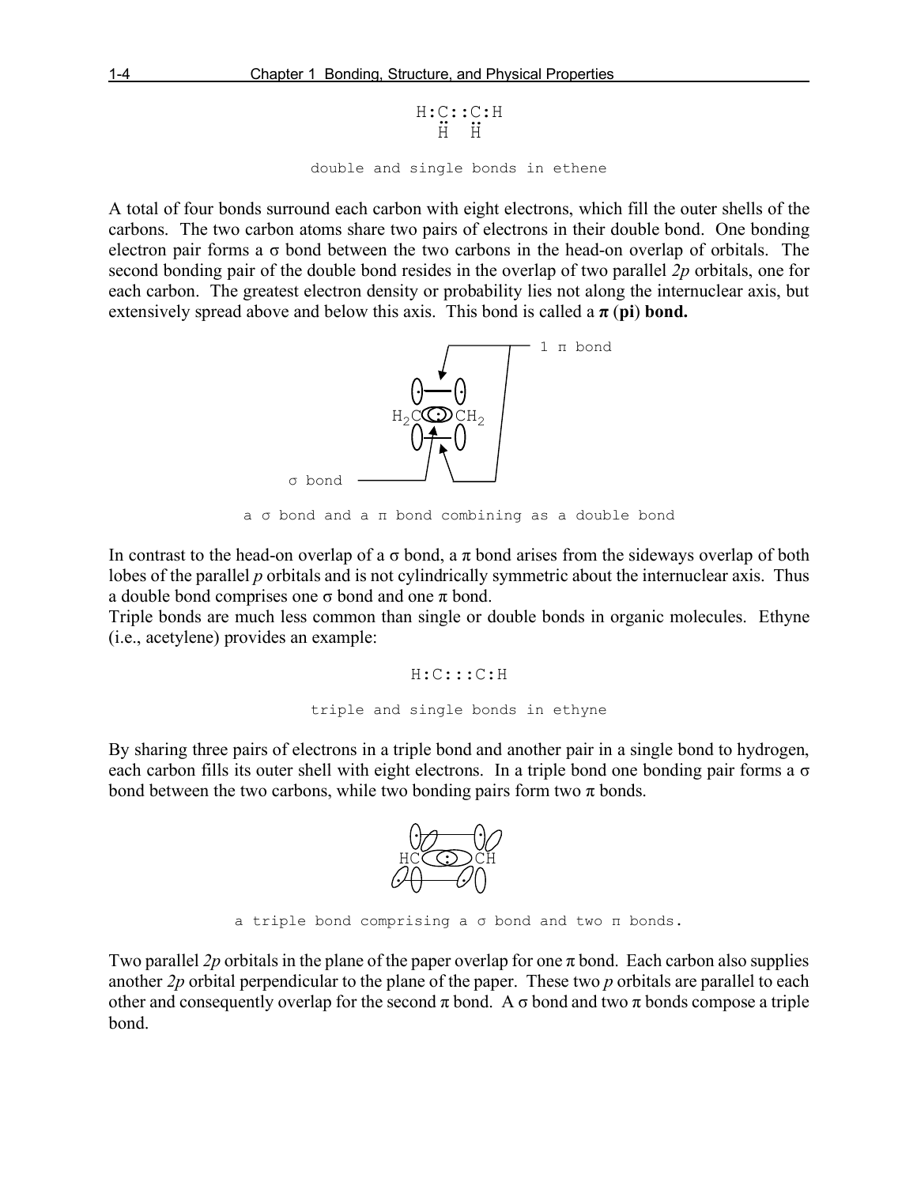```
H:C::C:H
  ¨  ¨
  H  H
```

double and single bonds in ethene

A total of four bonds surround each carbon with eight electrons, which fill the outer shells of the carbons. The two carbon atoms share two pairs of electrons in their double bond. One bonding electron pair forms a σ bond between the two carbons in the head-on overlap of orbitals. The second bonding pair of the double bond resides in the overlap of two parallel *2p* orbitals, one for each carbon. The greatest electron density or probability lies not along the internuclear axis, but extensively spread above and below this axis. This bond is called a **π (pi) bond.**

1 π bond

$H_2C$ $CH_2$

σ bond

a σ bond and a π bond combining as a double bond

In contrast to the head-on overlap of a σ bond, a π bond arises from the sideways overlap of both lobes of the parallel *p* orbitals and is not cylindrically symmetric about the internuclear axis. Thus a double bond comprises one σ bond and one π bond.

Triple bonds are much less common than single or double bonds in organic molecules. Ethyne (i.e., acetylene) provides an example:

```
H:C:::C:H
```

triple and single bonds in ethyne

By sharing three pairs of electrons in a triple bond and another pair in a single bond to hydrogen, each carbon fills its outer shell with eight electrons. In a triple bond one bonding pair forms a σ bond between the two carbons, while two bonding pairs form two π bonds.

HC CH

a triple bond comprising a σ bond and two π bonds.

Two parallel *2p* orbitals in the plane of the paper overlap for one π bond. Each carbon also supplies another *2p* orbital perpendicular to the plane of the paper. These two *p* orbitals are parallel to each other and consequently overlap for the second π bond. A σ bond and two π bonds compose a triple bond.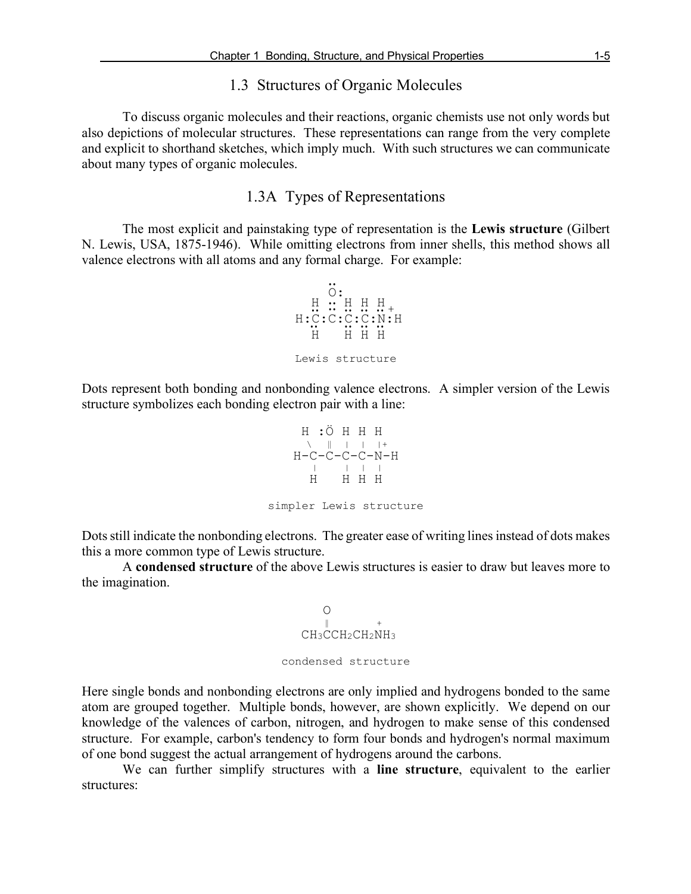## 1.3 Structures of Organic Molecules

To discuss organic molecules and their reactions, organic chemists use not only words but also depictions of molecular structures. These representations can range from the very complete and explicit to shorthand sketches, which imply much. With such structures we can communicate about many types of organic molecules.

### 1.3A Types of Representations

The most explicit and painstaking type of representation is the **Lewis structure** (Gilbert N. Lewis, USA, 1875-1946). While omitting electrons from inner shells, this method shows all valence electrons with all atoms and any formal charge. For example:

```
          ..
          O:
     H   ::  H  H  H
     ..  ..  .. ..  .. +
   H:C:  C:  C: C:  N:H
     ..      .. ..  ..
     H       H  H   H
```

Lewis structure

Dots represent both bonding and nonbonding valence electrons. A simpler version of the Lewis structure symbolizes each bonding electron pair with a line:

```
    H  :Ö  H  H  H
     \  ‖  |  |  |+
   H-C--C--C--C--N-H
     |     |  |  |
     H     H  H  H
```

simpler Lewis structure

Dots still indicate the nonbonding electrons. The greater ease of writing lines instead of dots makes this a more common type of Lewis structure.

A **condensed structure** of the above Lewis structures is easier to draw but leaves more to the imagination.

```
       O
       ‖         +
   CH3CCH2CH2NH3
```

condensed structure

Here single bonds and nonbonding electrons are only implied and hydrogens bonded to the same atom are grouped together. Multiple bonds, however, are shown explicitly. We depend on our knowledge of the valences of carbon, nitrogen, and hydrogen to make sense of this condensed structure. For example, carbon's tendency to form four bonds and hydrogen's normal maximum of one bond suggest the actual arrangement of hydrogens around the carbons.

We can further simplify structures with a **line structure**, equivalent to the earlier structures: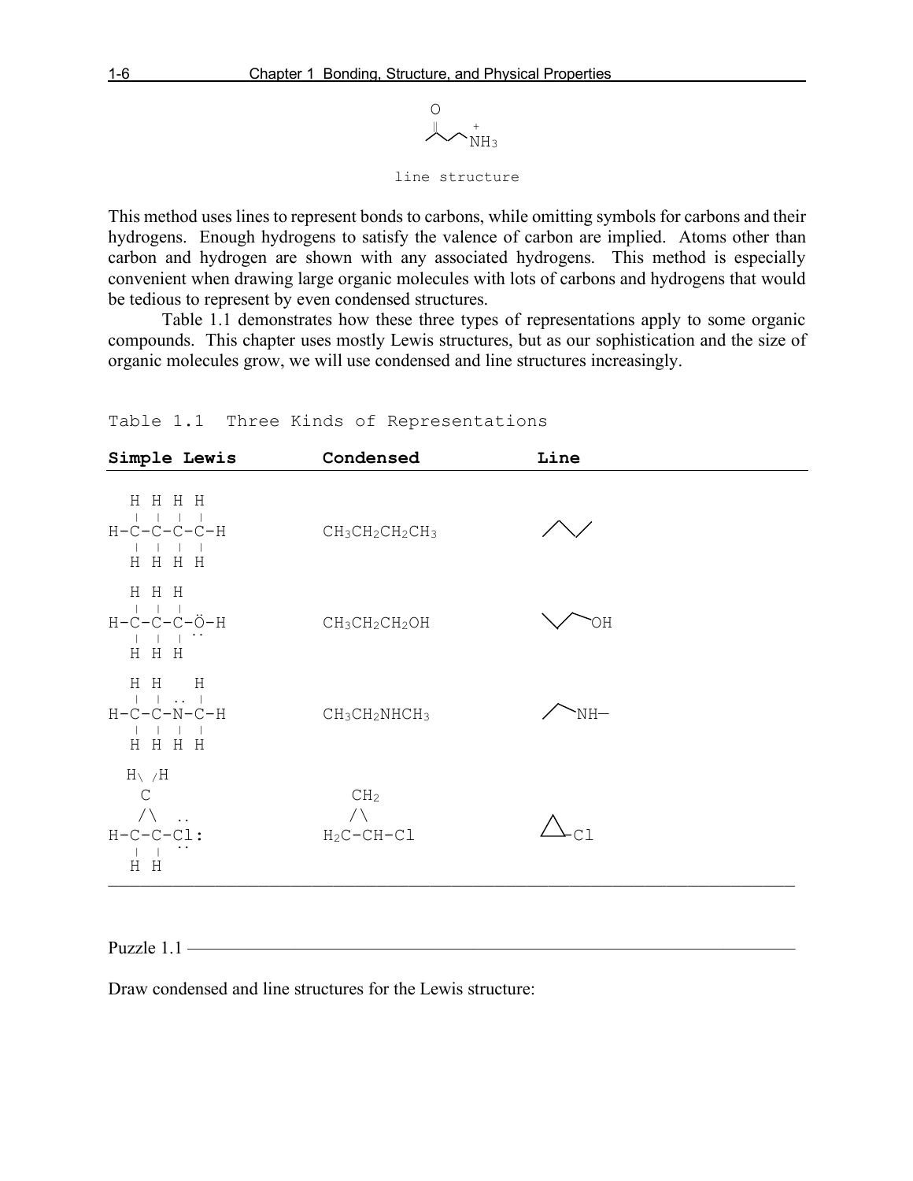```
     O
     ‖    +
   ⁄ ⁀ ⁀ NH3

  line structure
```

This method uses lines to represent bonds to carbons, while omitting symbols for carbons and their hydrogens. Enough hydrogens to satisfy the valence of carbon are implied. Atoms other than carbon and hydrogen are shown with any associated hydrogens. This method is especially convenient when drawing large organic molecules with lots of carbons and hydrogens that would be tedious to represent by even condensed structures.

Table 1.1 demonstrates how these three types of representations apply to some organic compounds. This chapter uses mostly Lewis structures, but as our sophistication and the size of organic molecules grow, we will use condensed and line structures increasingly.

Table 1.1 Three Kinds of Representations

| **Simple Lewis** | **Condensed** | **Line** |
|---|---|---|
| H-C-C-C-C-H (each C bearing two H) | $CH_3CH_2CH_2CH_3$ | ⁄⁀⁄ |
| H-C-C-C-Ö-H (each C bearing two H) | $CH_3CH_2CH_2OH$ | ⁀⁄‾OH |
| H-C-C-N̈-C-H (each C bearing two H, N bearing one H) | $CH_3CH_2NHCH_3$ | ⁄‾NH— |
| H-C-C-C̈l: in a three-membered ring with a $CH_2$ (H\ /H C) at the top | $CH_2$ / \ $H_2C$-CH-Cl | △-Cl |

Puzzle 1.1

Draw condensed and line structures for the Lewis structure: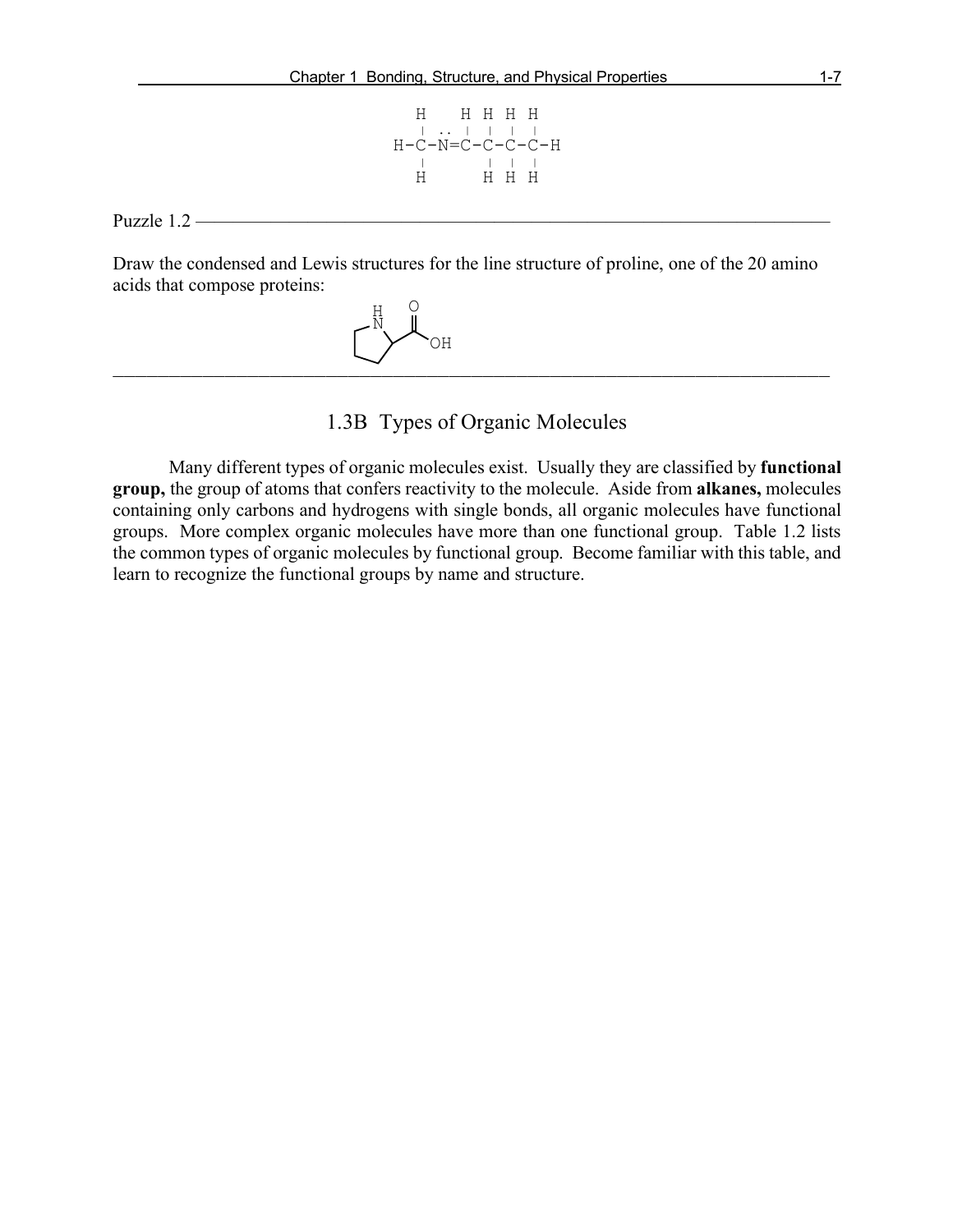```
    H     H  H  H  H
    |  ..  |  |  |  |
H—C—N=C—C—C—C—H
    |        |  |  |
    H        H  H  H
```

Puzzle 1.2

Draw the condensed and Lewis structures for the line structure of proline, one of the 20 amino acids that compose proteins:

---

## 1.3B Types of Organic Molecules

Many different types of organic molecules exist. Usually they are classified by **functional group,** the group of atoms that confers reactivity to the molecule. Aside from **alkanes,** molecules containing only carbons and hydrogens with single bonds, all organic molecules have functional groups. More complex organic molecules have more than one functional group. Table 1.2 lists the common types of organic molecules by functional group. Become familiar with this table, and learn to recognize the functional groups by name and structure.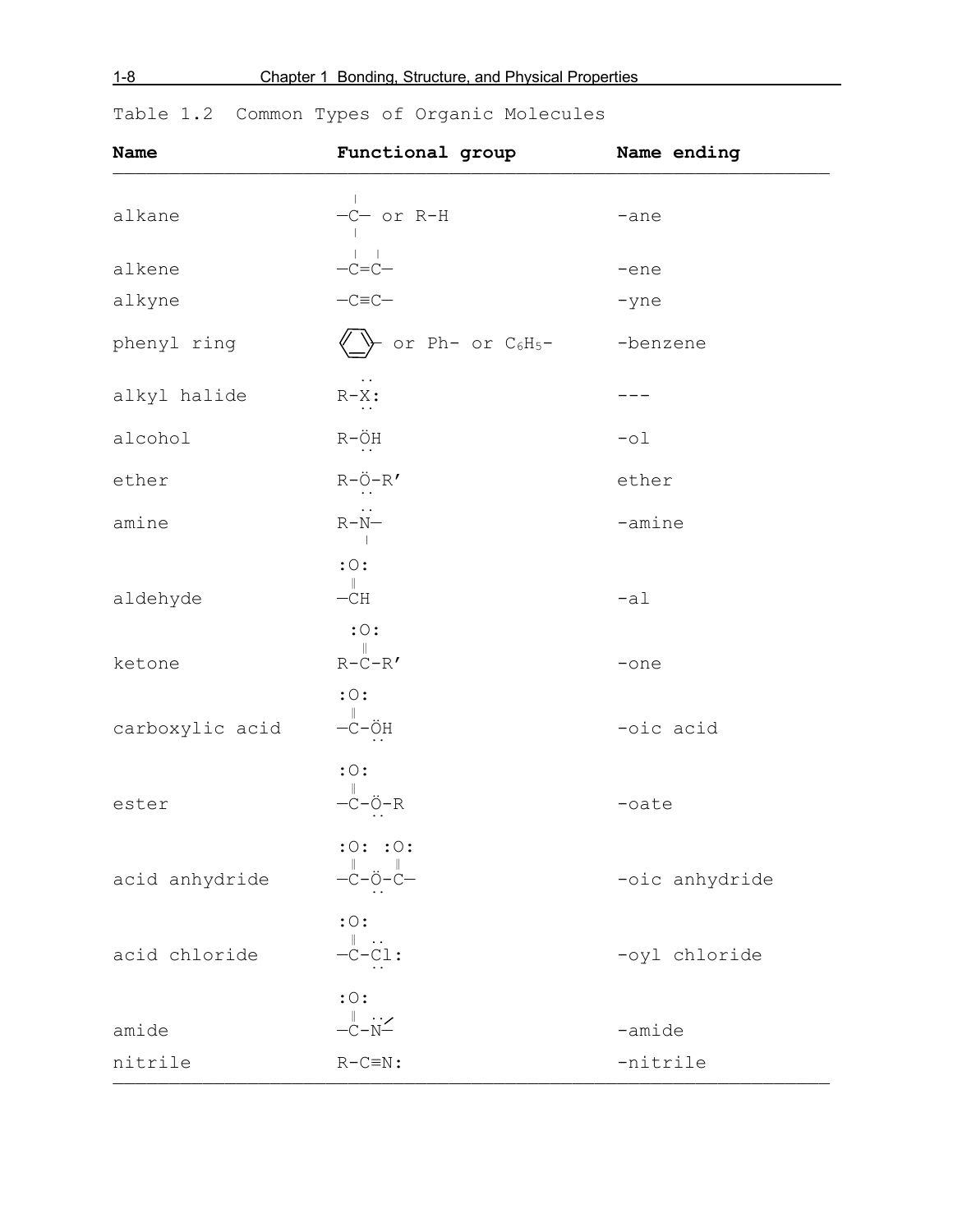Table 1.2 Common Types of Organic Molecules

| Name | Functional group | Name ending |
|---|---|---|
| alkane | —C— or R-H | -ane |
| alkene | —C=C— | -ene |
| alkyne | —C≡C— | -yne |
| phenyl ring | (benzene ring)- or Ph- or $C_6H_5$- | -benzene |
| alkyl halide | R-X: | --- |
| alcohol | R-ÖH | -ol |
| ether | R-Ö-R′ | ether |
| amine | R-N̈— | -amine |
| aldehyde | :O: ‖ —CH | -al |
| ketone | :O: ‖ R-C-R′ | -one |
| carboxylic acid | :O: ‖ —C-ÖH | -oic acid |
| ester | :O: ‖ —C-Ö-R | -oate |
| acid anhydride | :O: :O: ‖ ‖ —C-Ö-C— | -oic anhydride |
| acid chloride | :O: ‖ —C-Cl: | -oyl chloride |
| amide | :O: ‖ —C-N̈< | -amide |
| nitrile | R-C≡N: | -nitrile |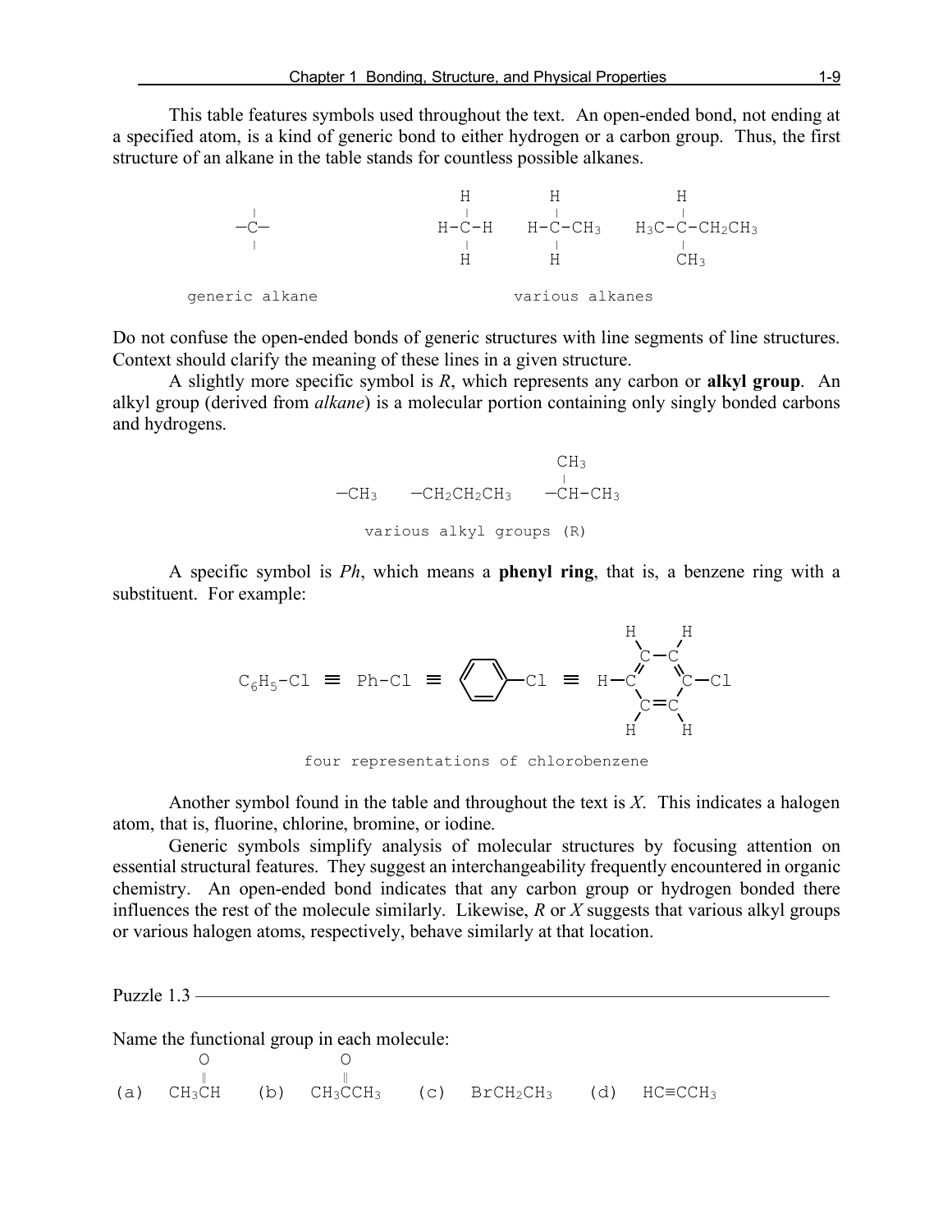This table features symbols used throughout the text. An open-ended bond, not ending at a specified atom, is a kind of generic bond to either hydrogen or a carbon group. Thus, the first structure of an alkane in the table stands for countless possible alkanes.

```
   |                      H          H            H
  —C—                     |          |            |
   |                    H-C-H      H-C-CH3    H3C-C-CH2CH3
                          |          |            |
                          H          H            CH3

  generic alkane                 various alkanes
```

Do not confuse the open-ended bonds of generic structures with line segments of line structures. Context should clarify the meaning of these lines in a given structure.

A slightly more specific symbol is *R*, which represents any carbon or **alkyl group**. An alkyl group (derived from *alkane*) is a molecular portion containing only singly bonded carbons and hydrogens.

```
                              CH3
                              |
  —CH3     —CH2CH2CH3     —CH-CH3

        various alkyl groups (R)
```

A specific symbol is *Ph*, which means a **phenyl ring**, that is, a benzene ring with a substituent. For example:

$C_6H_5$-Cl ≡ Ph-Cl ≡ (benzene ring)-Cl ≡

```
          H     H
           \   /
            C—C
           //   \\
      H—C         C—Cl
           \   /
            C=C
           /   \
          H     H
```

four representations of chlorobenzene

Another symbol found in the table and throughout the text is *X*. This indicates a halogen atom, that is, fluorine, chlorine, bromine, or iodine.

Generic symbols simplify analysis of molecular structures by focusing attention on essential structural features. They suggest an interchangeability frequently encountered in organic chemistry. An open-ended bond indicates that any carbon group or hydrogen bonded there influences the rest of the molecule similarly. Likewise, *R* or *X* suggests that various alkyl groups or various halogen atoms, respectively, behave similarly at that location.

---

Puzzle 1.3

Name the functional group in each molecule:

```
         O             O
         ‖             ‖
(a)   CH3CH    (b)  CH3CCH3    (c)   BrCH2CH3    (d)   HC≡CCH3
```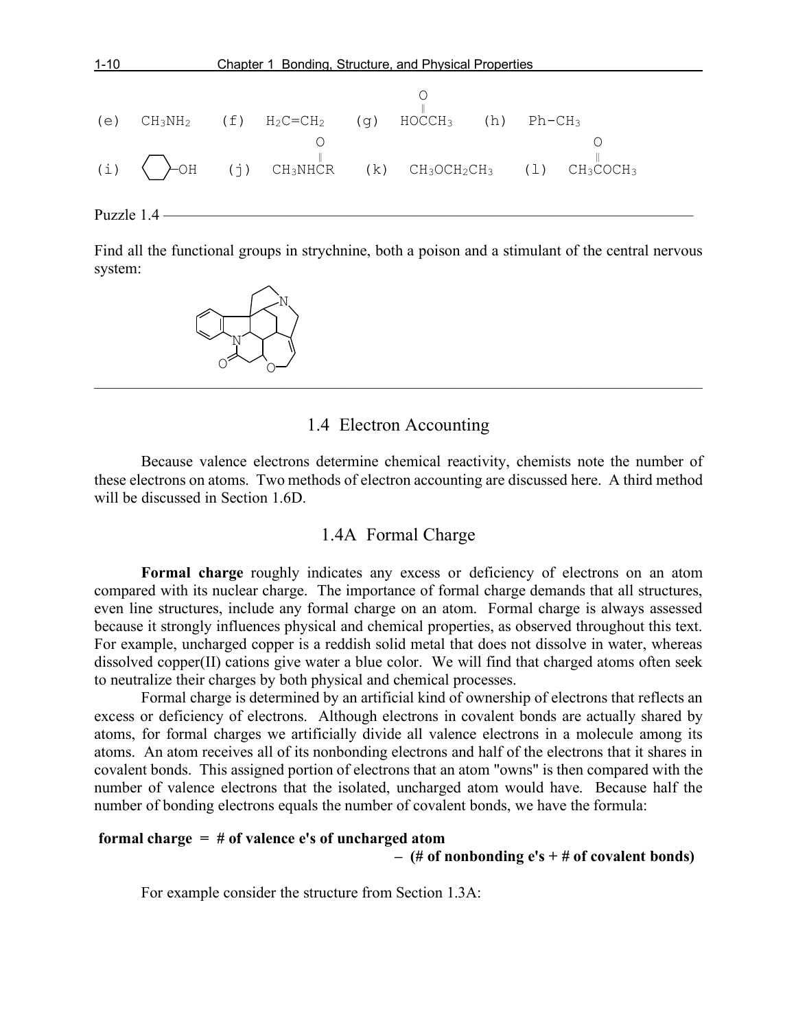(e) $CH_3NH_2$ (f) $H_2C{=}CH_2$ (g) $HOC(=O)CH_3$ (h) $Ph{-}CH_3$

(i) cyclohexyl–OH (j) $CH_3NHC(=O)R$ (k) $CH_3OCH_2CH_3$ (l) $CH_3C(=O)OCH_3$

Puzzle 1.4 ————————————————————————————————————

Find all the functional groups in strychnine, both a poison and a stimulant of the central nervous system:

---

## 1.4 Electron Accounting

Because valence electrons determine chemical reactivity, chemists note the number of these electrons on atoms. Two methods of electron accounting are discussed here. A third method will be discussed in Section 1.6D.

### 1.4A Formal Charge

**Formal charge** roughly indicates any excess or deficiency of electrons on an atom compared with its nuclear charge. The importance of formal charge demands that all structures, even line structures, include any formal charge on an atom. Formal charge is always assessed because it strongly influences physical and chemical properties, as observed throughout this text. For example, uncharged copper is a reddish solid metal that does not dissolve in water, whereas dissolved copper(II) cations give water a blue color. We will find that charged atoms often seek to neutralize their charges by both physical and chemical processes.

Formal charge is determined by an artificial kind of ownership of electrons that reflects an excess or deficiency of electrons. Although electrons in covalent bonds are actually shared by atoms, for formal charges we artificially divide all valence electrons in a molecule among its atoms. An atom receives all of its nonbonding electrons and half of the electrons that it shares in covalent bonds. This assigned portion of electrons that an atom "owns" is then compared with the number of valence electrons that the isolated, uncharged atom would have. Because half the number of bonding electrons equals the number of covalent bonds, we have the formula:

**formal charge = # of valence e's of uncharged atom − (# of nonbonding e's + # of covalent bonds)**

For example consider the structure from Section 1.3A: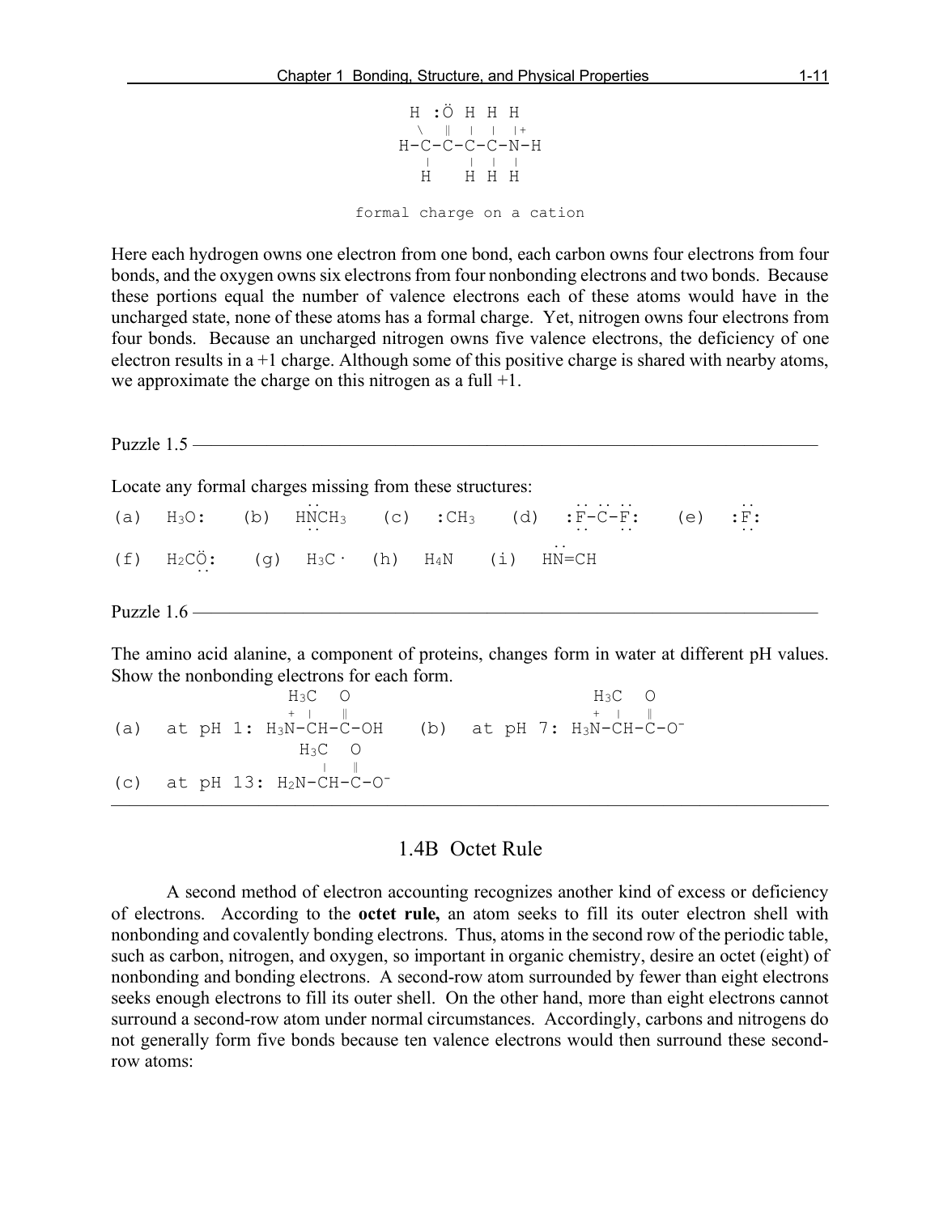```
   H :Ö H H H
    \  ‖  |  |  |+
H-C-C-C-C-N-H
    |     |  |  |
    H     H H H
```

formal charge on a cation

Here each hydrogen owns one electron from one bond, each carbon owns four electrons from four bonds, and the oxygen owns six electrons from four nonbonding electrons and two bonds. Because these portions equal the number of valence electrons each of these atoms would have in the uncharged state, none of these atoms has a formal charge. Yet, nitrogen owns four electrons from four bonds. Because an uncharged nitrogen owns five valence electrons, the deficiency of one electron results in a +1 charge. Although some of this positive charge is shared with nearby atoms, we approximate the charge on this nitrogen as a full +1.

---

Puzzle 1.5

Locate any formal charges missing from these structures:

```
                    ..                         .. .. ..           ..
(a)  H3O:   (b)  HNCH3   (c)  :CH3   (d)  :F-C-F:    (e)  :F:
                    ..                         ..    ..           ..
                                                ..
(f)  H2CÖ:   (g)  H3C·  (h)  H4N   (i)  HN=CH
         ..
```

---

Puzzle 1.6

The amino acid alanine, a component of proteins, changes form in water at different pH values. Show the nonbonding electrons for each form.

```
               H3C  O                          H3C  O
              +  |   ‖                        +  |   ‖
(a)  at pH 1: H3N-CH-C-OH   (b)  at pH 7: H3N-CH-C-O⁻
                H3C  O
                 |   ‖
(c)  at pH 13: H2N-CH-C-O⁻
```

---

## 1.4B Octet Rule

A second method of electron accounting recognizes another kind of excess or deficiency of electrons. According to the **octet rule,** an atom seeks to fill its outer electron shell with nonbonding and covalently bonding electrons. Thus, atoms in the second row of the periodic table, such as carbon, nitrogen, and oxygen, so important in organic chemistry, desire an octet (eight) of nonbonding and bonding electrons. A second-row atom surrounded by fewer than eight electrons seeks enough electrons to fill its outer shell. On the other hand, more than eight electrons cannot surround a second-row atom under normal circumstances. Accordingly, carbons and nitrogens do not generally form five bonds because ten valence electrons would then surround these second-row atoms: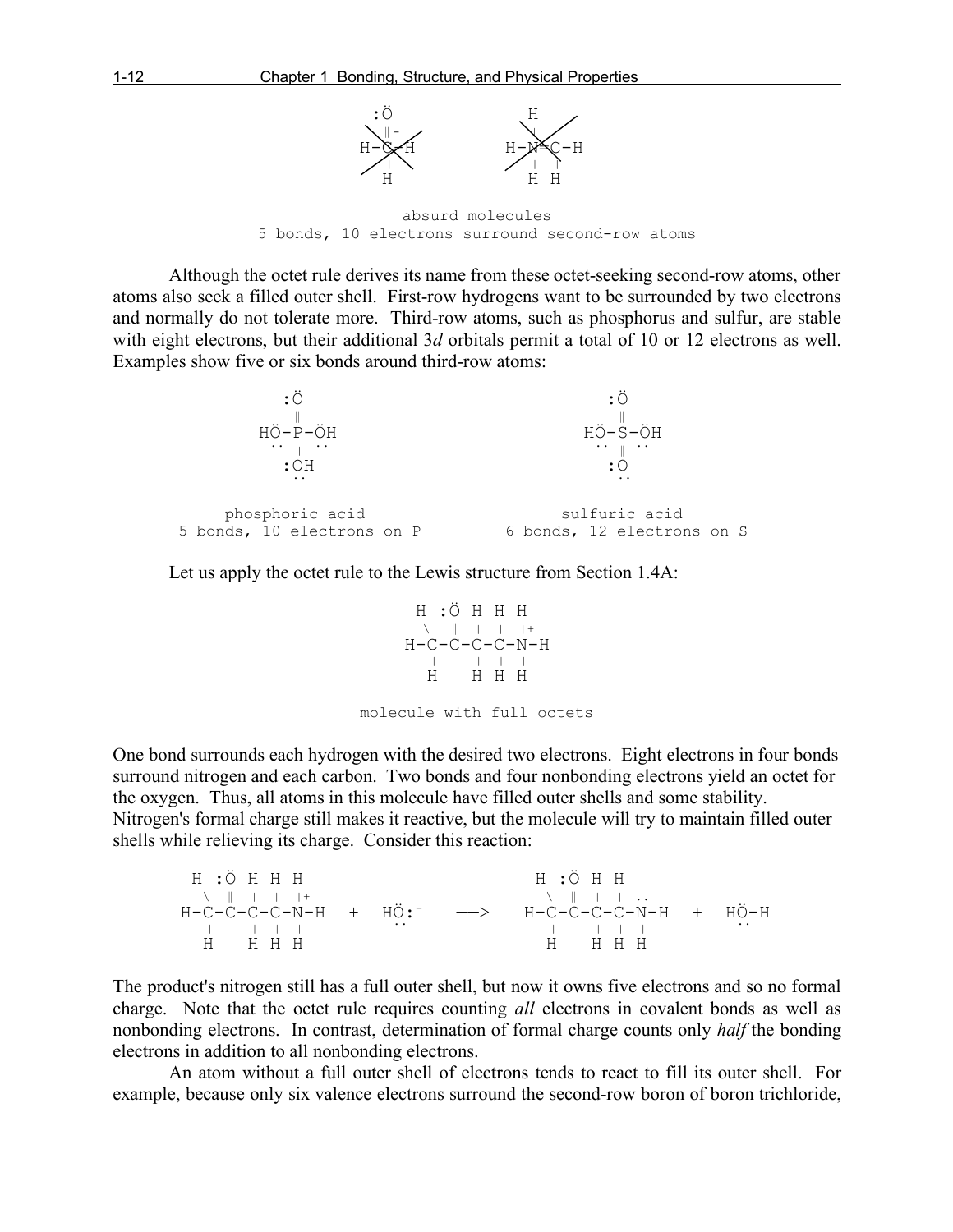```
  :Ö            H
   ‖-           |
H-C-H         H-N=C-H
   |            | |
   H            H H
```

absurd molecules
5 bonds, 10 electrons surround second-row atoms

Although the octet rule derives its name from these octet-seeking second-row atoms, other atoms also seek a filled outer shell. First-row hydrogens want to be surrounded by two electrons and normally do not tolerate more. Third-row atoms, such as phosphorus and sulfur, are stable with eight electrons, but their additional 3*d* orbitals permit a total of 10 or 12 electrons as well. Examples show five or six bonds around third-row atoms:

```
     :Ö                    :Ö
      ‖                     ‖
  HÖ-P-ÖH               HÖ-S-ÖH
  ¨¨  |  ¨¨             ¨¨  ‖  ¨¨
     :OH                   :O
      ¨¨                    ¨¨
```

phosphoric acid — 5 bonds, 10 electrons on P

sulfuric acid — 6 bonds, 12 electrons on S

Let us apply the octet rule to the Lewis structure from Section 1.4A:

```
 H :Ö H H H
  \  ‖  |  |  |+
H-C-C-C-C-N-H
  |     |  |  |
  H     H  H  H
```

molecule with full octets

One bond surrounds each hydrogen with the desired two electrons. Eight electrons in four bonds surround nitrogen and each carbon. Two bonds and four nonbonding electrons yield an octet for the oxygen. Thus, all atoms in this molecule have filled outer shells and some stability. Nitrogen's formal charge still makes it reactive, but the molecule will try to maintain filled outer shells while relieving its charge. Consider this reaction:

```
 H :Ö H H H                           H :Ö H H
  \  ‖  |  |  |+                       \  ‖  |  |  ¨¨
H-C-C-C-C-N-H  +  HÖ:⁻   ——>   H-C-C-C-C-N-H  +  HÖ-H
  |     |  |  |         ¨¨              |     |  |  |          ¨¨
  H     H  H  H                         H     H  H  H
```

The product's nitrogen still has a full outer shell, but now it owns five electrons and so no formal charge. Note that the octet rule requires counting *all* electrons in covalent bonds as well as nonbonding electrons. In contrast, determination of formal charge counts only *half* the bonding electrons in addition to all nonbonding electrons.

An atom without a full outer shell of electrons tends to react to fill its outer shell. For example, because only six valence electrons surround the second-row boron of boron trichloride,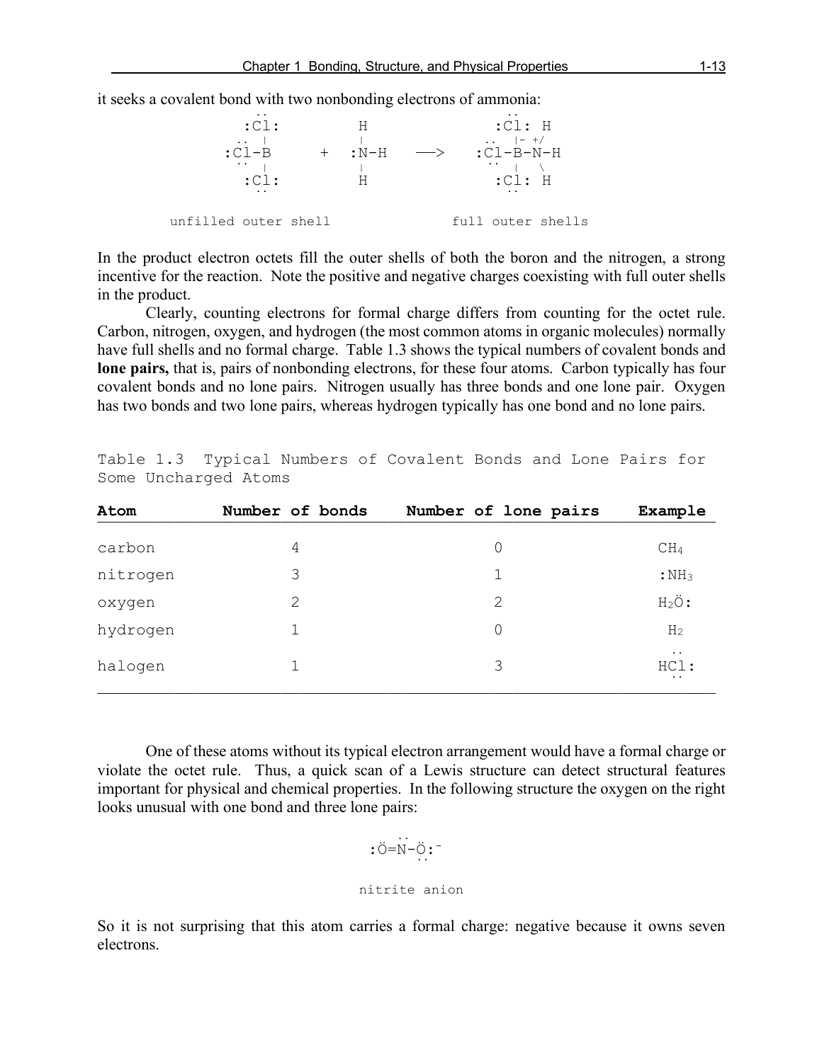it seeks a covalent bond with two nonbonding electrons of ammonia:

```
       ..                              ..
      :Cl:        H                   :Cl: H
   ..  |          |                ..  |- +/
  :Cl-B      +   :N-H    —>       :Cl-B-N-H
   ..  |          |                ..  |  \
      :Cl:        H                   :Cl: H
       ..                              ..

 unfilled outer shell            full outer shells
```

In the product electron octets fill the outer shells of both the boron and the nitrogen, a strong incentive for the reaction. Note the positive and negative charges coexisting with full outer shells in the product.

Clearly, counting electrons for formal charge differs from counting for the octet rule. Carbon, nitrogen, oxygen, and hydrogen (the most common atoms in organic molecules) normally have full shells and no formal charge. Table 1.3 shows the typical numbers of covalent bonds and **lone pairs,** that is, pairs of nonbonding electrons, for these four atoms. Carbon typically has four covalent bonds and no lone pairs. Nitrogen usually has three bonds and one lone pair. Oxygen has two bonds and two lone pairs, whereas hydrogen typically has one bond and no lone pairs.

Table 1.3 Typical Numbers of Covalent Bonds and Lone Pairs for Some Uncharged Atoms

| **Atom** | **Number of bonds** | **Number of lone pairs** | **Example** |
|---|---|---|---|
| carbon | 4 | 0 | $CH_4$ |
| nitrogen | 3 | 1 | $:NH_3$ |
| oxygen | 2 | 2 | $H_2\ddot{O}:$ |
| hydrogen | 1 | 0 | $H_2$ |
| halogen | 1 | 3 | $H\ddot{\underset{..}{Cl}}:$ |

One of these atoms without its typical electron arrangement would have a formal charge or violate the octet rule. Thus, a quick scan of a Lewis structure can detect structural features important for physical and chemical properties. In the following structure the oxygen on the right looks unusual with one bond and three lone pairs:

```
       ..
   :Ö=N-Ö:⁻
         ..
```

nitrite anion

So it is not surprising that this atom carries a formal charge: negative because it owns seven electrons.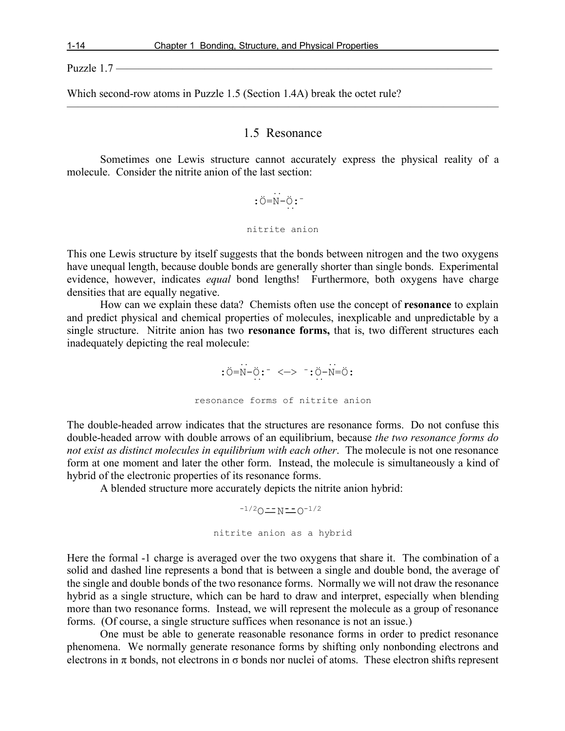Puzzle 1.7 ———

Which second-row atoms in Puzzle 1.5 (Section 1.4A) break the octet rule?

---

## 1.5 Resonance

Sometimes one Lewis structure cannot accurately express the physical reality of a molecule. Consider the nitrite anion of the last section:

```
     ..
  :Ö=N-Ö:⁻
        ..
```

nitrite anion

This one Lewis structure by itself suggests that the bonds between nitrogen and the two oxygens have unequal length, because double bonds are generally shorter than single bonds. Experimental evidence, however, indicates *equal* bond lengths! Furthermore, both oxygens have charge densities that are equally negative.

How can we explain these data? Chemists often use the concept of **resonance** to explain and predict physical and chemical properties of molecules, inexplicable and unpredictable by a single structure. Nitrite anion has two **resonance forms,** that is, two different structures each inadequately depicting the real molecule:

```
     ..                  ..
  :Ö=N-Ö:⁻  <—>  ⁻:Ö-N=Ö:
        ..          ..
```

resonance forms of nitrite anion

The double-headed arrow indicates that the structures are resonance forms. Do not confuse this double-headed arrow with double arrows of an equilibrium, because *the two resonance forms do not exist as distinct molecules in equilibrium with each other*. The molecule is not one resonance form at one moment and later the other form. Instead, the molecule is simultaneously a kind of hybrid of the electronic properties of its resonance forms.

A blended structure more accurately depicts the nitrite anion hybrid:

$$^{-1/2}O \overset{--}{—} N \overset{--}{—} O^{-1/2}$$

nitrite anion as a hybrid

Here the formal -1 charge is averaged over the two oxygens that share it. The combination of a solid and dashed line represents a bond that is between a single and double bond, the average of the single and double bonds of the two resonance forms. Normally we will not draw the resonance hybrid as a single structure, which can be hard to draw and interpret, especially when blending more than two resonance forms. Instead, we will represent the molecule as a group of resonance forms. (Of course, a single structure suffices when resonance is not an issue.)

One must be able to generate reasonable resonance forms in order to predict resonance phenomena. We normally generate resonance forms by shifting only nonbonding electrons and electrons in $\pi$ bonds, not electrons in $\sigma$ bonds nor nuclei of atoms. These electron shifts represent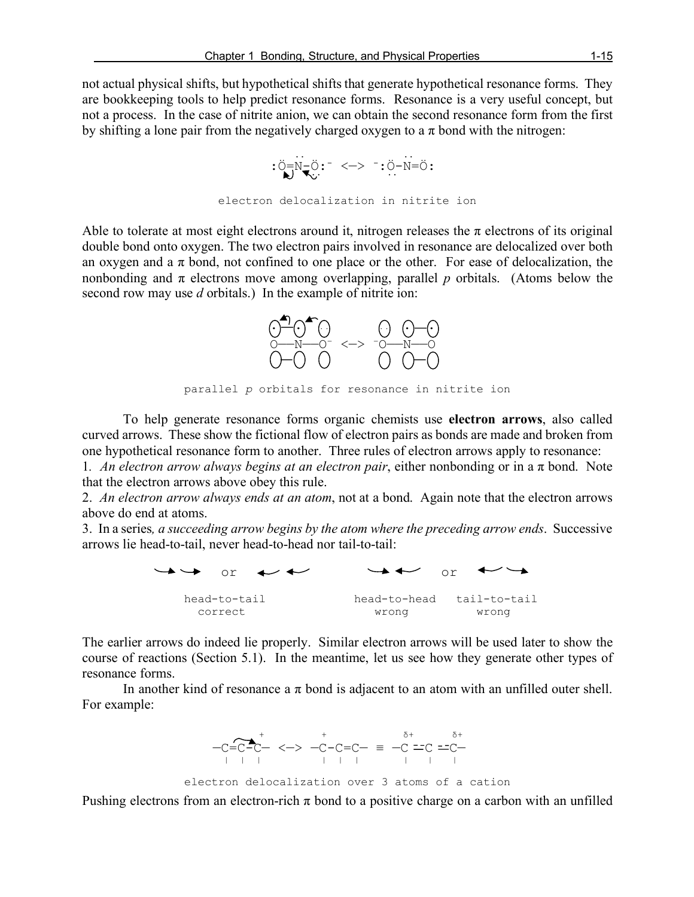not actual physical shifts, but hypothetical shifts that generate hypothetical resonance forms. They are bookkeeping tools to help predict resonance forms. Resonance is a very useful concept, but not a process. In the case of nitrite anion, we can obtain the second resonance form from the first by shifting a lone pair from the negatively charged oxygen to a π bond with the nitrogen:

```
  ..  ..           ..
:Ö=N-Ö:⁻  <—>  ⁻:Ö-N=Ö:
                  ..
```

electron delocalization in nitrite ion

Able to tolerate at most eight electrons around it, nitrogen releases the π electrons of its original double bond onto oxygen. The two electron pairs involved in resonance are delocalized over both an oxygen and a π bond, not confined to one place or the other. For ease of delocalization, the nonbonding and π electrons move among overlapping, parallel *p* orbitals. (Atoms below the second row may use *d* orbitals.) In the example of nitrite ion:

```
O——N——O⁻  <—>  ⁻O——N——O
```

parallel *p* orbitals for resonance in nitrite ion

To help generate resonance forms organic chemists use **electron arrows**, also called curved arrows. These show the fictional flow of electron pairs as bonds are made and broken from one hypothetical resonance form to another. Three rules of electron arrows apply to resonance:

1. *An electron arrow always begins at an electron pair*, either nonbonding or in a π bond. Note that the electron arrows above obey this rule.
2. *An electron arrow always ends at an atom*, not at a bond. Again note that the electron arrows above do end at atoms.
3. In a series*, a succeeding arrow begins by the atom where the preceding arrow ends*. Successive arrows lie head-to-tail, never head-to-head nor tail-to-tail:

```
head-to-tail        head-to-head   tail-to-tail
  correct              wrong          wrong
```

The earlier arrows do indeed lie properly. Similar electron arrows will be used later to show the course of reactions (Section 5.1). In the meantime, let us see how they generate other types of resonance forms.

In another kind of resonance a π bond is adjacent to an atom with an unfilled outer shell. For example:

```
        +         +            δ+    δ+
—C=C—C—  <—>  —C—C=C—  ≡  —C ⋯C ⋯C—
 |  |  |        |  |  |       |   |   |
```

electron delocalization over 3 atoms of a cation

Pushing electrons from an electron-rich π bond to a positive charge on a carbon with an unfilled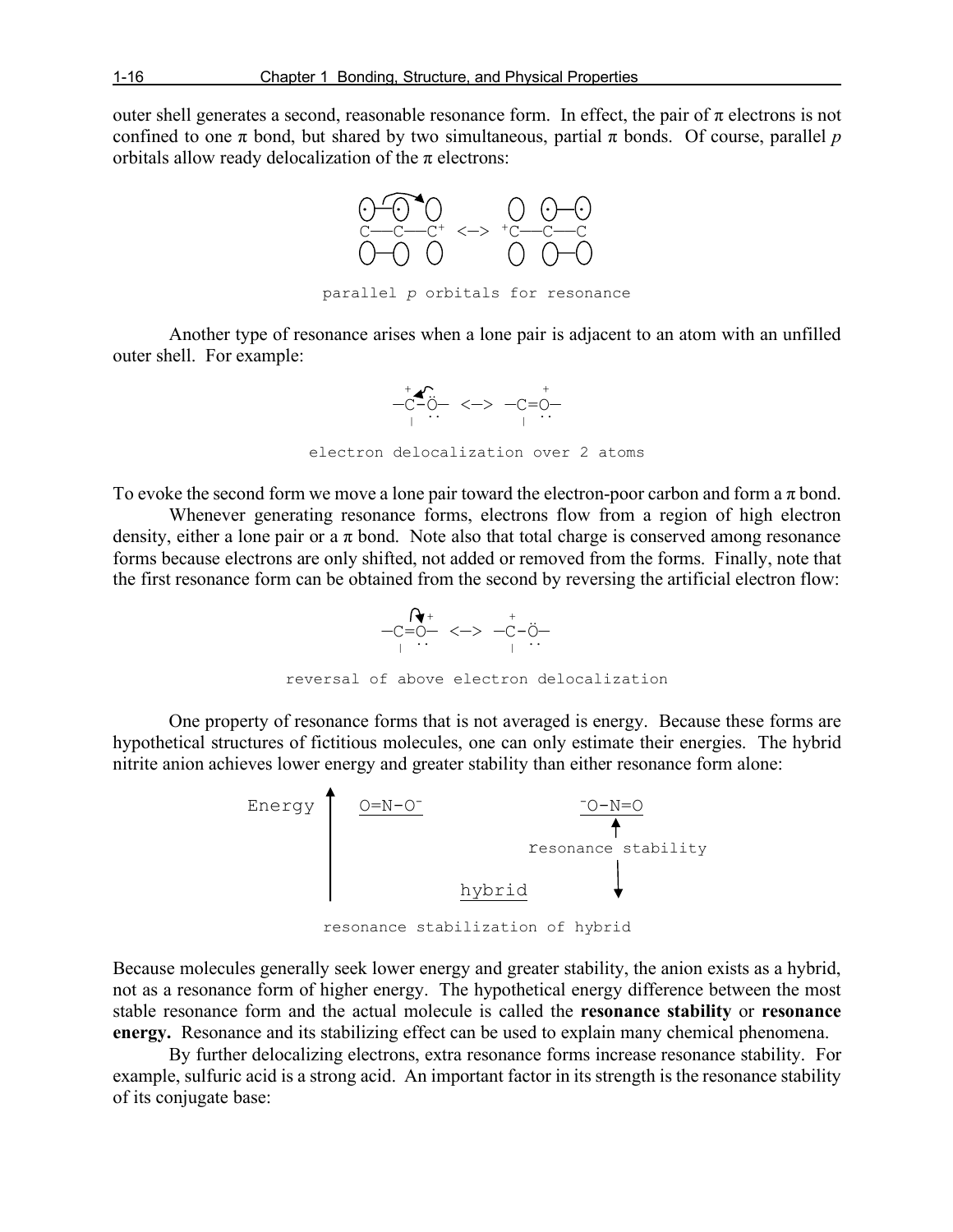outer shell generates a second, reasonable resonance form. In effect, the pair of π electrons is not confined to one π bond, but shared by two simultaneous, partial π bonds. Of course, parallel *p* orbitals allow ready delocalization of the π electrons:

```
C——C——C+  <—>  +C——C——C
```

parallel *p* orbitals for resonance

Another type of resonance arises when a lone pair is adjacent to an atom with an unfilled outer shell. For example:

```
 +                 +
—C–Ö—   <—>   —C=O—
 |  ..         |  ..
```

electron delocalization over 2 atoms

To evoke the second form we move a lone pair toward the electron-poor carbon and form a π bond.

Whenever generating resonance forms, electrons flow from a region of high electron density, either a lone pair or a π bond. Note also that total charge is conserved among resonance forms because electrons are only shifted, not added or removed from the forms. Finally, note that the first resonance form can be obtained from the second by reversing the artificial electron flow:

```
    +              +
—C=O—   <—>   —C–Ö—
 |  ..         |  ..
```

reversal of above electron delocalization

One property of resonance forms that is not averaged is energy. Because these forms are hypothetical structures of fictitious molecules, one can only estimate their energies. The hybrid nitrite anion achieves lower energy and greater stability than either resonance form alone:

```
Energy ↑   O=N-O⁻                ⁻O-N=O
                                   ↑
                          resonance stability
              hybrid               ↓
```

resonance stabilization of hybrid

Because molecules generally seek lower energy and greater stability, the anion exists as a hybrid, not as a resonance form of higher energy. The hypothetical energy difference between the most stable resonance form and the actual molecule is called the **resonance stability** or **resonance energy.** Resonance and its stabilizing effect can be used to explain many chemical phenomena.

By further delocalizing electrons, extra resonance forms increase resonance stability. For example, sulfuric acid is a strong acid. An important factor in its strength is the resonance stability of its conjugate base: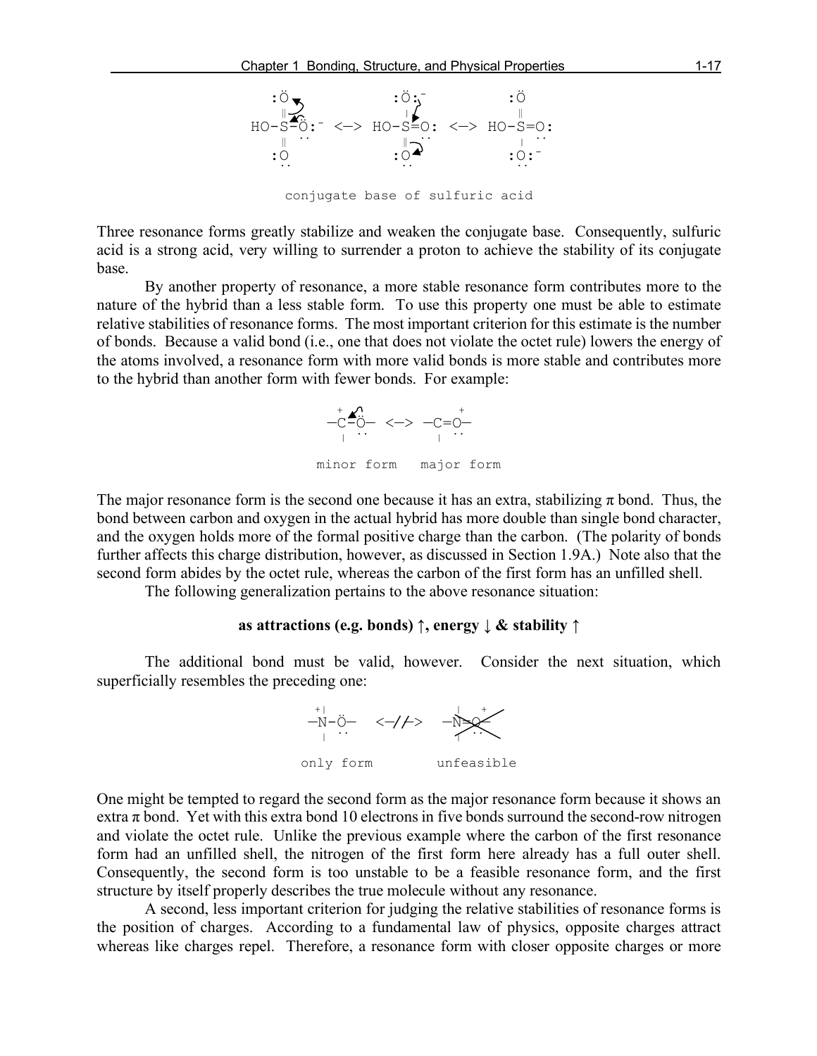```
   :Ö                  :Ö:⁻              :Ö
    ‖                   |                 ‖
HO-S-Ö:⁻  <—>  HO-S=O:  <—>  HO-S=O:
    ‖   ··              ‖  ··             |  ··
   :O                  :O                :O:⁻
    ··                  ··                ··
```

conjugate base of sulfuric acid

Three resonance forms greatly stabilize and weaken the conjugate base. Consequently, sulfuric acid is a strong acid, very willing to surrender a proton to achieve the stability of its conjugate base.

By another property of resonance, a more stable resonance form contributes more to the nature of the hybrid than a less stable form. To use this property one must be able to estimate relative stabilities of resonance forms. The most important criterion for this estimate is the number of bonds. Because a valid bond (i.e., one that does not violate the octet rule) lowers the energy of the atoms involved, a resonance form with more valid bonds is more stable and contributes more to the hybrid than another form with fewer bonds. For example:

```
  +                 +
—C—Ö—  <—>  —C=O—
  |  ··       |  ··
```

minor form   major form

The major resonance form is the second one because it has an extra, stabilizing π bond. Thus, the bond between carbon and oxygen in the actual hybrid has more double than single bond character, and the oxygen holds more of the formal positive charge than the carbon. (The polarity of bonds further affects this charge distribution, however, as discussed in Section 1.9A.) Note also that the second form abides by the octet rule, whereas the carbon of the first form has an unfilled shell.

The following generalization pertains to the above resonance situation:

**as attractions (e.g. bonds) ↑, energy ↓ & stability ↑**

The additional bond must be valid, however. Consider the next situation, which superficially resembles the preceding one:

```
 +|                 |   +
—N—Ö—   <—//—>   —N=O—
  |  ··             |  ··
```

only form        unfeasible

One might be tempted to regard the second form as the major resonance form because it shows an extra π bond. Yet with this extra bond 10 electrons in five bonds surround the second-row nitrogen and violate the octet rule. Unlike the previous example where the carbon of the first resonance form had an unfilled shell, the nitrogen of the first form here already has a full outer shell. Consequently, the second form is too unstable to be a feasible resonance form, and the first structure by itself properly describes the true molecule without any resonance.

A second, less important criterion for judging the relative stabilities of resonance forms is the position of charges. According to a fundamental law of physics, opposite charges attract whereas like charges repel. Therefore, a resonance form with closer opposite charges or more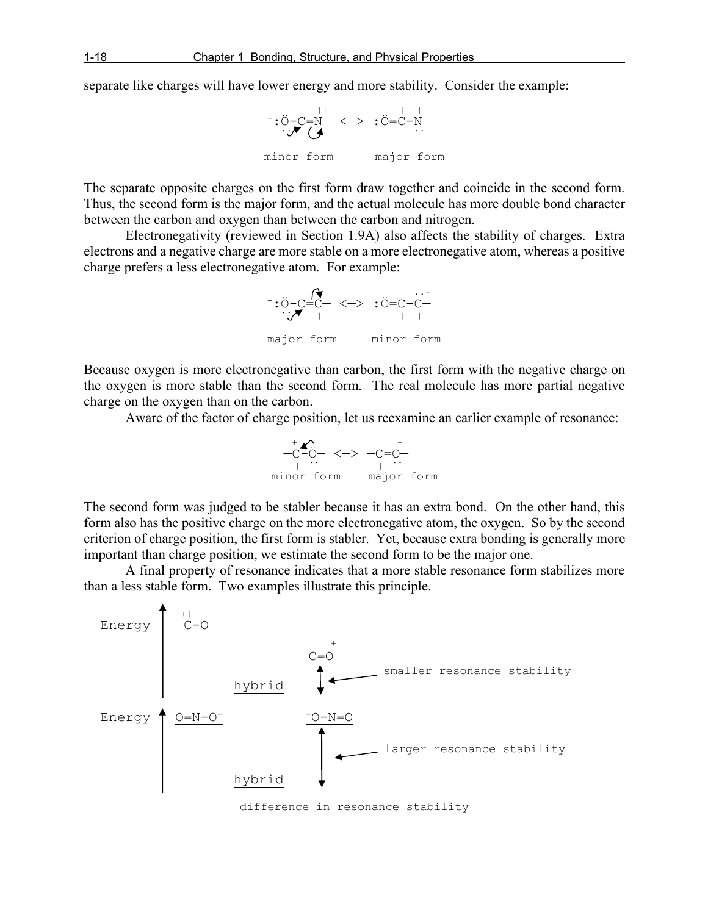separate like charges will have lower energy and more stability. Consider the example:

```
        |  |+            |  |
-:Ö-C=N—  <—>  :Ö=C-N—
                          ··
minor form      major form
```

The separate opposite charges on the first form draw together and coincide in the second form. Thus, the second form is the major form, and the actual molecule has more double bond character between the carbon and oxygen than between the carbon and nitrogen.

Electronegativity (reviewed in Section 1.9A) also affects the stability of charges. Extra electrons and a negative charge are more stable on a more electronegative atom, whereas a positive charge prefers a less electronegative atom. For example:

```
                        ..-
-:Ö-C=C—  <—>  :Ö=C-C—
    |  |             |  |
major form     minor form
```

Because oxygen is more electronegative than carbon, the first form with the negative charge on the oxygen is more stable than the second form. The real molecule has more partial negative charge on the oxygen than on the carbon.

Aware of the factor of charge position, let us reexamine an earlier example of resonance:

```
 +              +
—C-Ö—  <—>  —C=O—
 |  ··        |  ··
minor form   major form
```

The second form was judged to be stabler because it has an extra bond. On the other hand, this form also has the positive charge on the more electronegative atom, the oxygen. So by the second criterion of charge position, the first form is stabler. Yet, because extra bonding is generally more important than charge position, we estimate the second form to be the major one.

A final property of resonance indicates that a more stable resonance form stabilizes more than a less stable form. Two examples illustrate this principle.

```
Energy    +|
         —C-O—
                          |  +
                         —C=O—
                                  smaller resonance stability
               hybrid

Energy   O=N-O-           -O-N=O
                                  larger resonance stability

               hybrid
          difference in resonance stability
```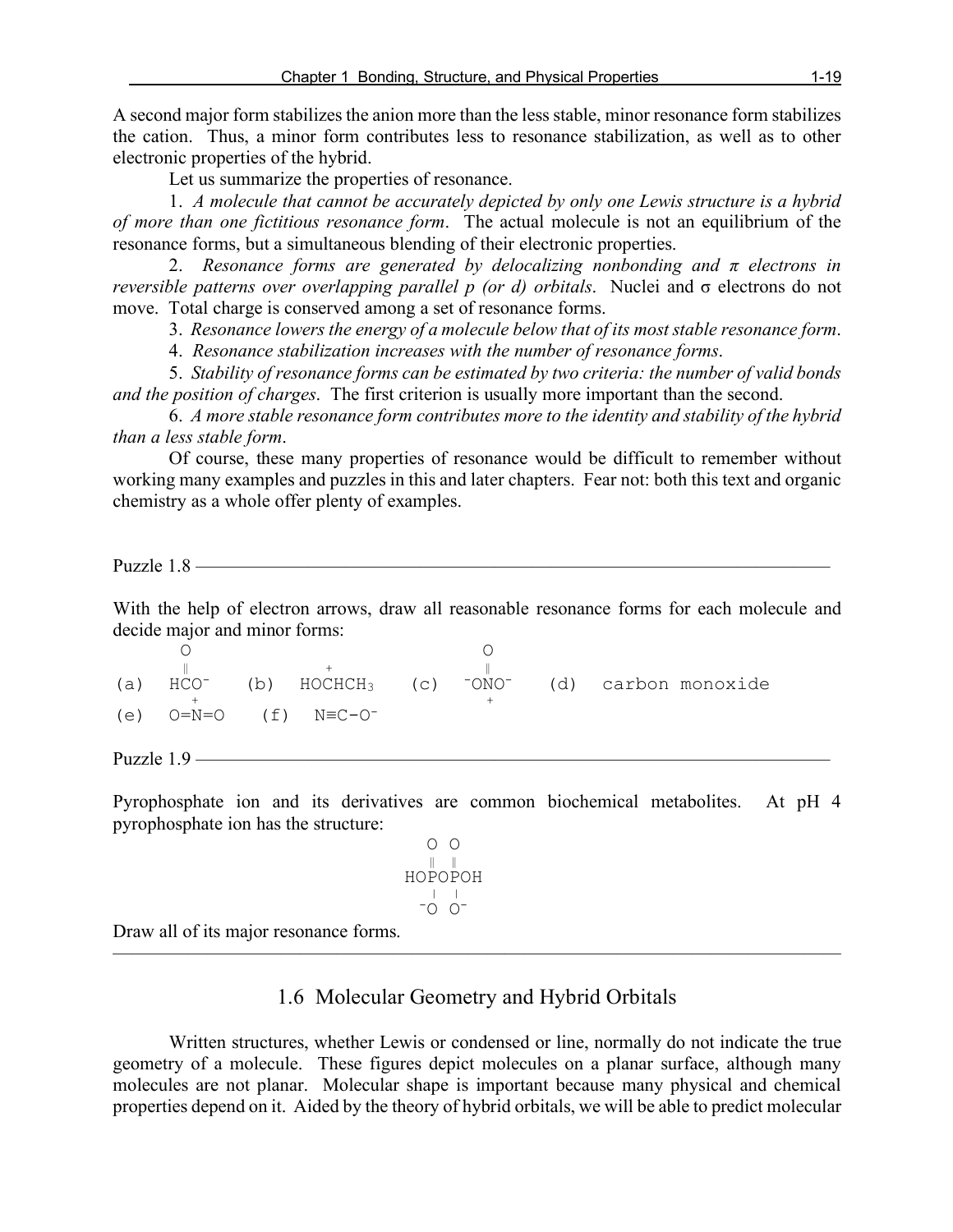A second major form stabilizes the anion more than the less stable, minor resonance form stabilizes the cation. Thus, a minor form contributes less to resonance stabilization, as well as to other electronic properties of the hybrid.

Let us summarize the properties of resonance.

1. *A molecule that cannot be accurately depicted by only one Lewis structure is a hybrid of more than one fictitious resonance form*. The actual molecule is not an equilibrium of the resonance forms, but a simultaneous blending of their electronic properties.

2. *Resonance forms are generated by delocalizing nonbonding and π electrons in reversible patterns over overlapping parallel p (or d) orbitals*. Nuclei and σ electrons do not move. Total charge is conserved among a set of resonance forms.

3. *Resonance lowers the energy of a molecule below that of its most stable resonance form*.

4. *Resonance stabilization increases with the number of resonance forms*.

5. *Stability of resonance forms can be estimated by two criteria: the number of valid bonds and the position of charges*. The first criterion is usually more important than the second.

6. *A more stable resonance form contributes more to the identity and stability of the hybrid than a less stable form*.

Of course, these many properties of resonance would be difficult to remember without working many examples and puzzles in this and later chapters. Fear not: both this text and organic chemistry as a whole offer plenty of examples.

Puzzle 1.8 ————————————————————————————————

With the help of electron arrows, draw all reasonable resonance forms for each molecule and decide major and minor forms:

```
       O                           O
       ‖            +              ‖
(a)  HCO⁻    (b)  HOCHCH₃   (c)  ⁻ONO⁻    (d)  carbon monoxide
      +                            +
(e)  O=N=O    (f)  N≡C-O⁻
```

Puzzle 1.9 ————————————————————————————————

Pyrophosphate ion and its derivatives are common biochemical metabolites. At pH 4 pyrophosphate ion has the structure:

```
   O O
   ‖ ‖
HOPOPOH
   | |
  ⁻O O⁻
```

Draw all of its major resonance forms.

---

## 1.6 Molecular Geometry and Hybrid Orbitals

Written structures, whether Lewis or condensed or line, normally do not indicate the true geometry of a molecule. These figures depict molecules on a planar surface, although many molecules are not planar. Molecular shape is important because many physical and chemical properties depend on it. Aided by the theory of hybrid orbitals, we will be able to predict molecular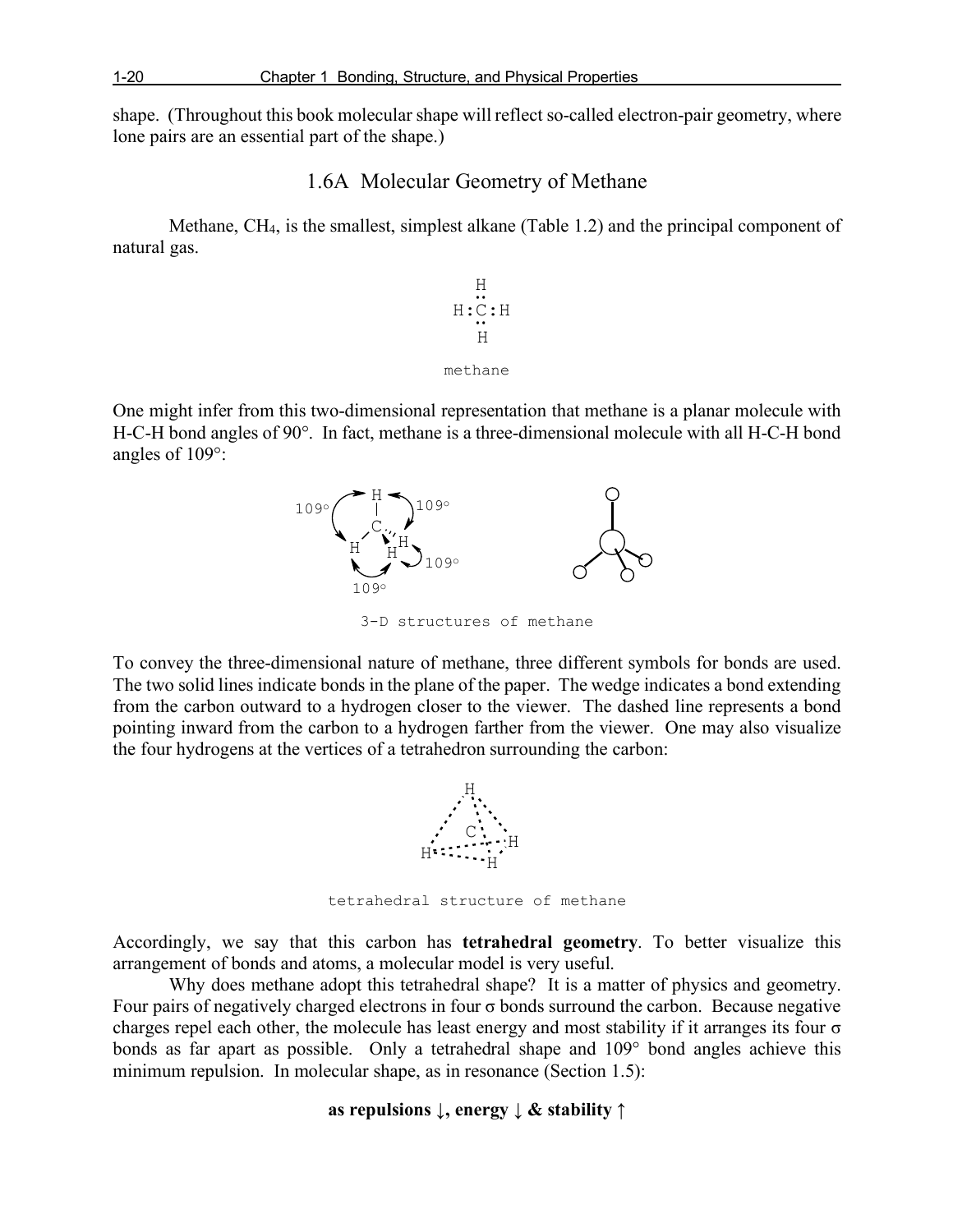shape. (Throughout this book molecular shape will reflect so-called electron-pair geometry, where lone pairs are an essential part of the shape.)

## 1.6A Molecular Geometry of Methane

Methane, $CH_4$, is the smallest, simplest alkane (Table 1.2) and the principal component of natural gas.

```
   H
   ..
H:C:H
   ..
   H
```

methane

One might infer from this two-dimensional representation that methane is a planar molecule with H-C-H bond angles of 90°. In fact, methane is a three-dimensional molecule with all H-C-H bond angles of 109°:

3-D structures of methane

To convey the three-dimensional nature of methane, three different symbols for bonds are used. The two solid lines indicate bonds in the plane of the paper. The wedge indicates a bond extending from the carbon outward to a hydrogen closer to the viewer. The dashed line represents a bond pointing inward from the carbon to a hydrogen farther from the viewer. One may also visualize the four hydrogens at the vertices of a tetrahedron surrounding the carbon:

tetrahedral structure of methane

Accordingly, we say that this carbon has **tetrahedral geometry**. To better visualize this arrangement of bonds and atoms, a molecular model is very useful.

Why does methane adopt this tetrahedral shape? It is a matter of physics and geometry. Four pairs of negatively charged electrons in four σ bonds surround the carbon. Because negative charges repel each other, the molecule has least energy and most stability if it arranges its four σ bonds as far apart as possible. Only a tetrahedral shape and 109° bond angles achieve this minimum repulsion. In molecular shape, as in resonance (Section 1.5):

**as repulsions ↓, energy ↓ & stability ↑**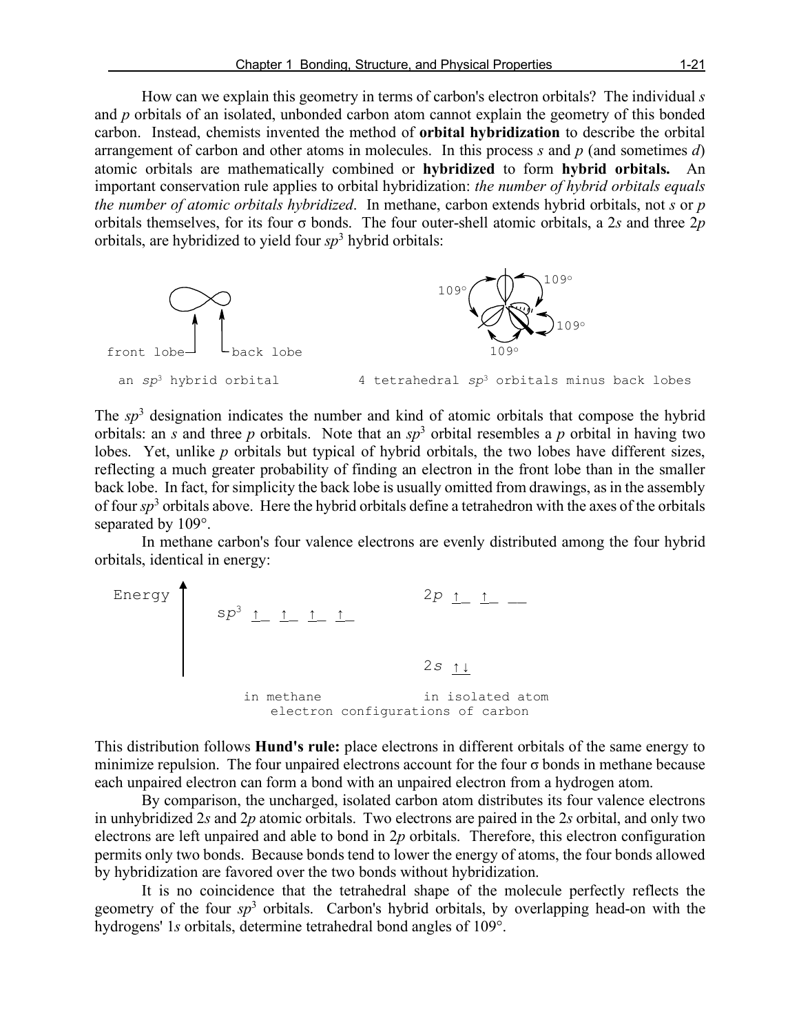How can we explain this geometry in terms of carbon's electron orbitals? The individual *s* and *p* orbitals of an isolated, unbonded carbon atom cannot explain the geometry of this bonded carbon. Instead, chemists invented the method of **orbital hybridization** to describe the orbital arrangement of carbon and other atoms in molecules. In this process *s* and *p* (and sometimes *d*) atomic orbitals are mathematically combined or **hybridized** to form **hybrid orbitals.** An important conservation rule applies to orbital hybridization: *the number of hybrid orbitals equals the number of atomic orbitals hybridized*. In methane, carbon extends hybrid orbitals, not *s* or *p* orbitals themselves, for its four σ bonds. The four outer-shell atomic orbitals, a 2*s* and three 2*p* orbitals, are hybridized to yield four $sp^3$ hybrid orbitals:

front lobe — back lobe

an $sp^3$ hybrid orbital

109° 109° 109° 109°

4 tetrahedral $sp^3$ orbitals minus back lobes

The $sp^3$ designation indicates the number and kind of atomic orbitals that compose the hybrid orbitals: an *s* and three *p* orbitals. Note that an $sp^3$ orbital resembles a *p* orbital in having two lobes. Yet, unlike *p* orbitals but typical of hybrid orbitals, the two lobes have different sizes, reflecting a much greater probability of finding an electron in the front lobe than in the smaller back lobe. In fact, for simplicity the back lobe is usually omitted from drawings, as in the assembly of four $sp^3$ orbitals above. Here the hybrid orbitals define a tetrahedron with the axes of the orbitals separated by 109°.

In methane carbon's four valence electrons are evenly distributed among the four hybrid orbitals, identical in energy:

| Energy ↑ | in methane | in isolated atom |
| --- | --- | --- |
| | $sp^3$ ↑ ↑ ↑ ↑ | 2*p* ↑ ↑ __ |
| | | 2*s* ↑↓ |

electron configurations of carbon

This distribution follows **Hund's rule:** place electrons in different orbitals of the same energy to minimize repulsion. The four unpaired electrons account for the four σ bonds in methane because each unpaired electron can form a bond with an unpaired electron from a hydrogen atom.

By comparison, the uncharged, isolated carbon atom distributes its four valence electrons in unhybridized 2*s* and 2*p* atomic orbitals. Two electrons are paired in the 2*s* orbital, and only two electrons are left unpaired and able to bond in 2*p* orbitals. Therefore, this electron configuration permits only two bonds. Because bonds tend to lower the energy of atoms, the four bonds allowed by hybridization are favored over the two bonds without hybridization.

It is no coincidence that the tetrahedral shape of the molecule perfectly reflects the geometry of the four $sp^3$ orbitals. Carbon's hybrid orbitals, by overlapping head-on with the hydrogens' 1*s* orbitals, determine tetrahedral bond angles of 109°.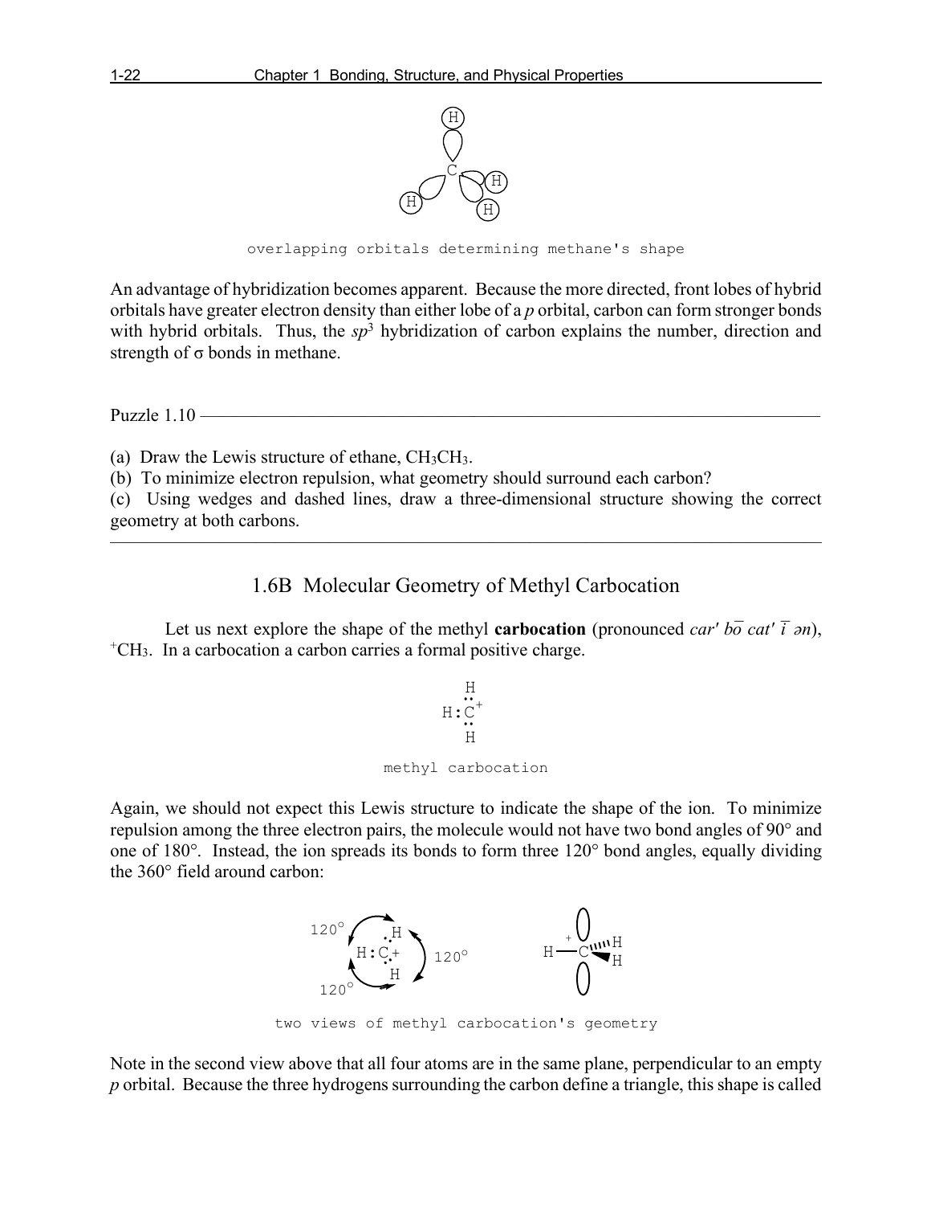overlapping orbitals determining methane's shape

An advantage of hybridization becomes apparent. Because the more directed, front lobes of hybrid orbitals have greater electron density than either lobe of a *p* orbital, carbon can form stronger bonds with hybrid orbitals. Thus, the $sp^3$ hybridization of carbon explains the number, direction and strength of σ bonds in methane.

---

Puzzle 1.10

(a) Draw the Lewis structure of ethane, $CH_3CH_3$.
(b) To minimize electron repulsion, what geometry should surround each carbon?
(c) Using wedges and dashed lines, draw a three-dimensional structure showing the correct geometry at both carbons.

---

## 1.6B Molecular Geometry of Methyl Carbocation

Let us next explore the shape of the methyl **carbocation** (pronounced *car' bō cat' ī ən*), $^+CH_3$. In a carbocation a carbon carries a formal positive charge.

methyl carbocation

Again, we should not expect this Lewis structure to indicate the shape of the ion. To minimize repulsion among the three electron pairs, the molecule would not have two bond angles of 90° and one of 180°. Instead, the ion spreads its bonds to form three 120° bond angles, equally dividing the 360° field around carbon:

two views of methyl carbocation's geometry

Note in the second view above that all four atoms are in the same plane, perpendicular to an empty *p* orbital. Because the three hydrogens surrounding the carbon define a triangle, this shape is called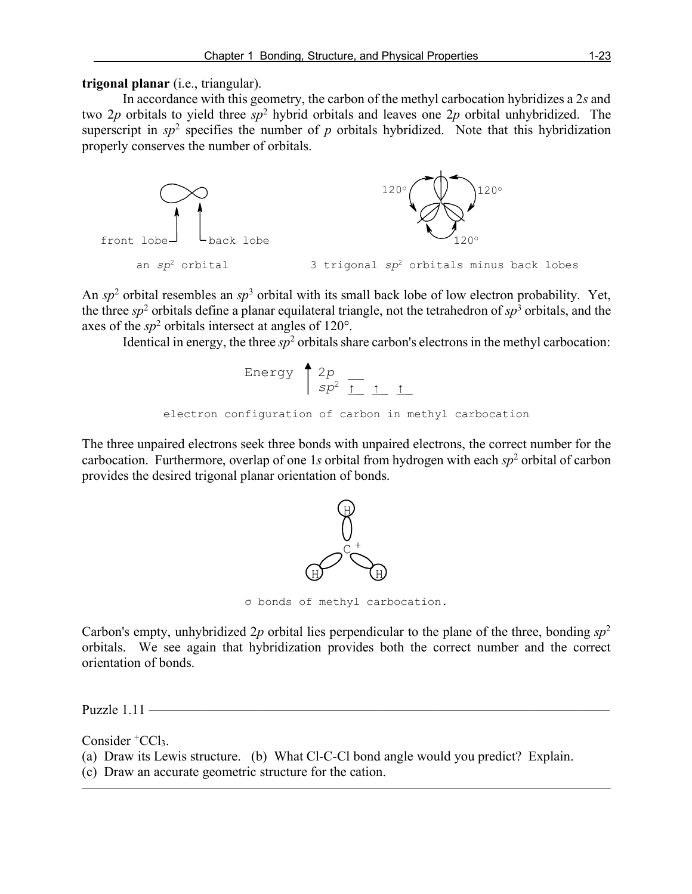**trigonal planar** (i.e., triangular).

In accordance with this geometry, the carbon of the methyl carbocation hybridizes a 2*s* and two 2*p* orbitals to yield three $sp^2$ hybrid orbitals and leaves one 2*p* orbital unhybridized. The superscript in $sp^2$ specifies the number of *p* orbitals hybridized. Note that this hybridization properly conserves the number of orbitals.

front lobe — back lobe

an $sp^2$ orbital

120° 120° 120°

3 trigonal $sp^2$ orbitals minus back lobes

An $sp^2$ orbital resembles an $sp^3$ orbital with its small back lobe of low electron probability. Yet, the three $sp^2$ orbitals define a planar equilateral triangle, not the tetrahedron of $sp^3$ orbitals, and the axes of the $sp^2$ orbitals intersect at angles of 120°.

Identical in energy, the three $sp^2$ orbitals share carbon's electrons in the methyl carbocation:

```
Energy ↑ 2p  __
       | sp²  ↑_  ↑_  ↑_
```

electron configuration of carbon in methyl carbocation

The three unpaired electrons seek three bonds with unpaired electrons, the correct number for the carbocation. Furthermore, overlap of one 1*s* orbital from hydrogen with each $sp^2$ orbital of carbon provides the desired trigonal planar orientation of bonds.

σ bonds of methyl carbocation.

Carbon's empty, unhybridized 2*p* orbital lies perpendicular to the plane of the three, bonding $sp^2$ orbitals. We see again that hybridization provides both the correct number and the correct orientation of bonds.

---

Puzzle 1.11

Consider $^{+}CCl_3$.

(a) Draw its Lewis structure. (b) What Cl-C-Cl bond angle would you predict? Explain.

(c) Draw an accurate geometric structure for the cation.

---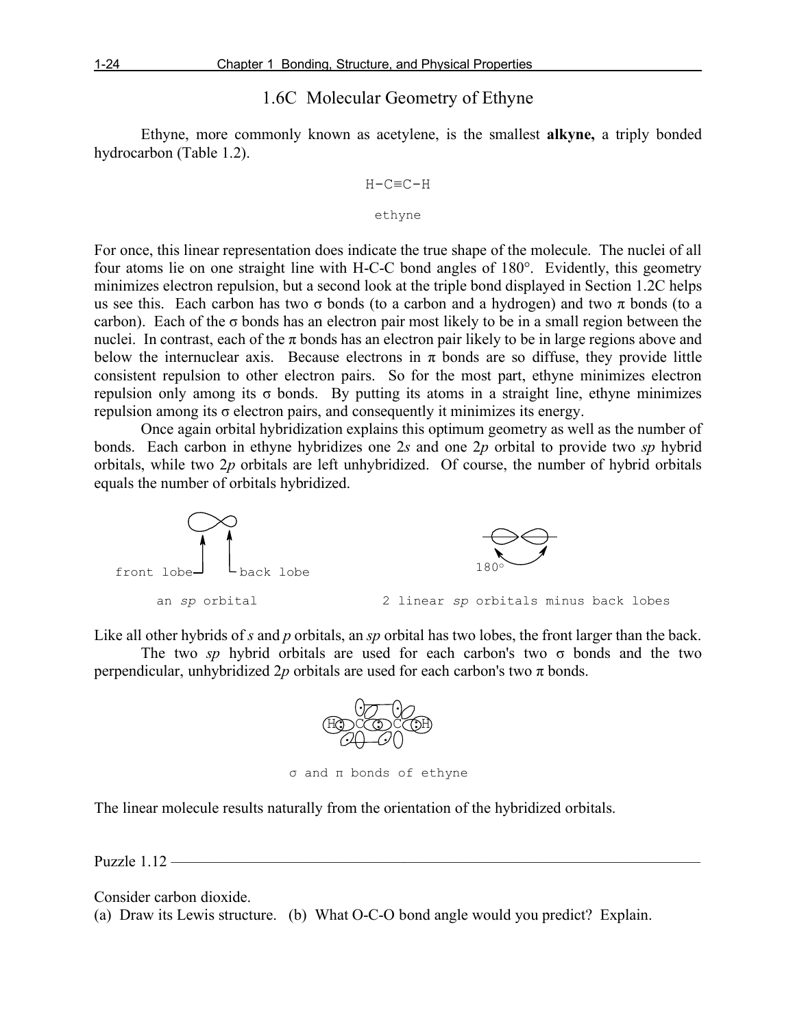## 1.6C Molecular Geometry of Ethyne

Ethyne, more commonly known as acetylene, is the smallest **alkyne,** a triply bonded hydrocarbon (Table 1.2).

H-C≡C-H

ethyne

For once, this linear representation does indicate the true shape of the molecule. The nuclei of all four atoms lie on one straight line with H-C-C bond angles of 180°. Evidently, this geometry minimizes electron repulsion, but a second look at the triple bond displayed in Section 1.2C helps us see this. Each carbon has two σ bonds (to a carbon and a hydrogen) and two π bonds (to a carbon). Each of the σ bonds has an electron pair most likely to be in a small region between the nuclei. In contrast, each of the π bonds has an electron pair likely to be in large regions above and below the internuclear axis. Because electrons in π bonds are so diffuse, they provide little consistent repulsion to other electron pairs. So for the most part, ethyne minimizes electron repulsion only among its σ bonds. By putting its atoms in a straight line, ethyne minimizes repulsion among its σ electron pairs, and consequently it minimizes its energy.

Once again orbital hybridization explains this optimum geometry as well as the number of bonds. Each carbon in ethyne hybridizes one 2*s* and one 2*p* orbital to provide two *sp* hybrid orbitals, while two 2*p* orbitals are left unhybridized. Of course, the number of hybrid orbitals equals the number of orbitals hybridized.

front lobe — back lobe

an *sp* orbital

180°

2 linear *sp* orbitals minus back lobes

Like all other hybrids of *s* and *p* orbitals, an *sp* orbital has two lobes, the front larger than the back.

The two *sp* hybrid orbitals are used for each carbon's two σ bonds and the two perpendicular, unhybridized 2*p* orbitals are used for each carbon's two π bonds.

σ and π bonds of ethyne

The linear molecule results naturally from the orientation of the hybridized orbitals.

---

Puzzle 1.12

Consider carbon dioxide.
(a) Draw its Lewis structure. (b) What O-C-O bond angle would you predict? Explain.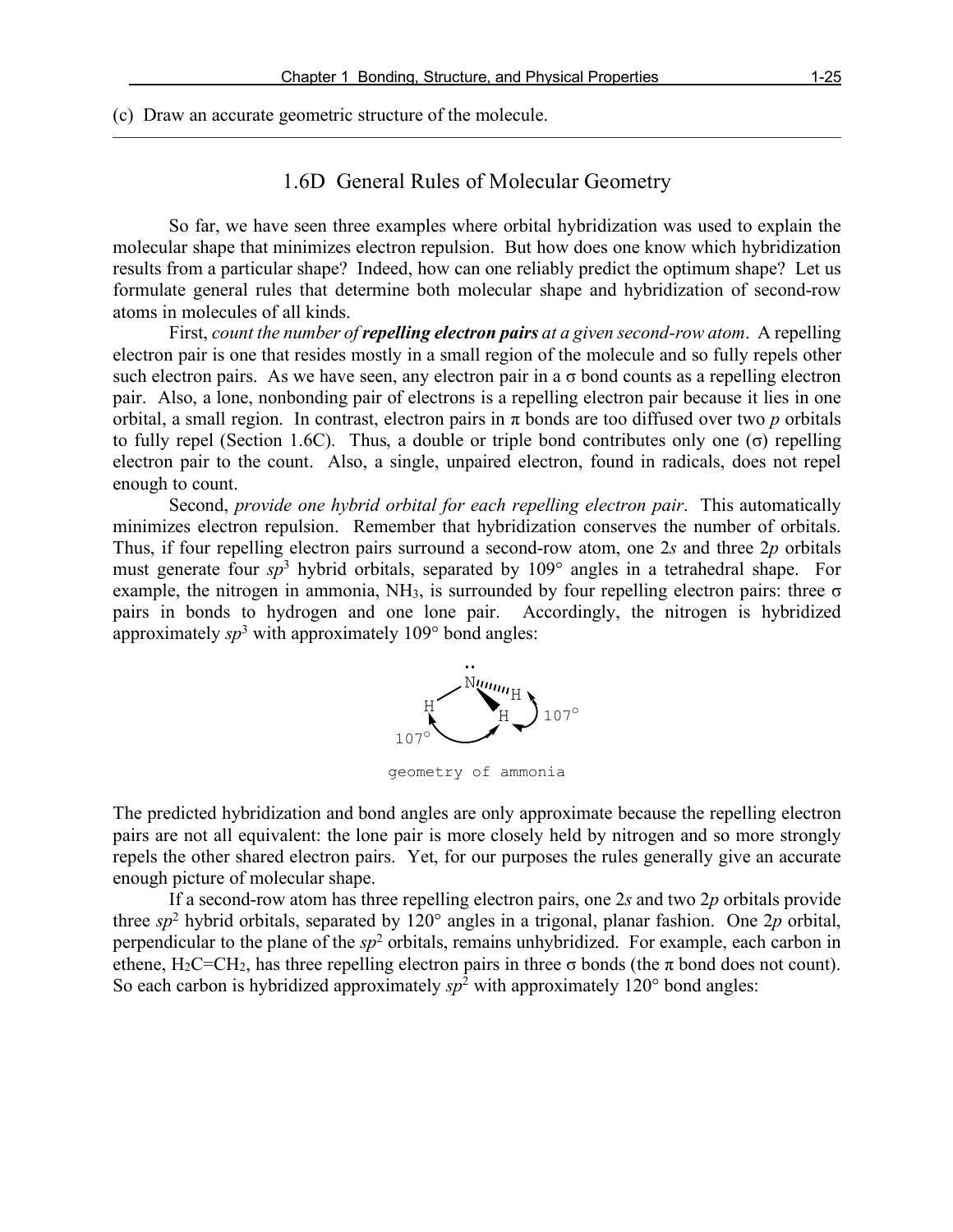(c) Draw an accurate geometric structure of the molecule.

## 1.6D General Rules of Molecular Geometry

So far, we have seen three examples where orbital hybridization was used to explain the molecular shape that minimizes electron repulsion. But how does one know which hybridization results from a particular shape? Indeed, how can one reliably predict the optimum shape? Let us formulate general rules that determine both molecular shape and hybridization of second-row atoms in molecules of all kinds.

First, *count the number of* ***repelling electron pairs*** *at a given second-row atom*. A repelling electron pair is one that resides mostly in a small region of the molecule and so fully repels other such electron pairs. As we have seen, any electron pair in a σ bond counts as a repelling electron pair. Also, a lone, nonbonding pair of electrons is a repelling electron pair because it lies in one orbital, a small region. In contrast, electron pairs in π bonds are too diffused over two *p* orbitals to fully repel (Section 1.6C). Thus, a double or triple bond contributes only one (σ) repelling electron pair to the count. Also, a single, unpaired electron, found in radicals, does not repel enough to count.

Second, *provide one hybrid orbital for each repelling electron pair*. This automatically minimizes electron repulsion. Remember that hybridization conserves the number of orbitals. Thus, if four repelling electron pairs surround a second-row atom, one 2*s* and three 2*p* orbitals must generate four $sp^3$ hybrid orbitals, separated by 109° angles in a tetrahedral shape. For example, the nitrogen in ammonia, $NH_3$, is surrounded by four repelling electron pairs: three σ pairs in bonds to hydrogen and one lone pair. Accordingly, the nitrogen is hybridized approximately $sp^3$ with approximately 109° bond angles:

geometry of ammonia

The predicted hybridization and bond angles are only approximate because the repelling electron pairs are not all equivalent: the lone pair is more closely held by nitrogen and so more strongly repels the other shared electron pairs. Yet, for our purposes the rules generally give an accurate enough picture of molecular shape.

If a second-row atom has three repelling electron pairs, one 2*s* and two 2*p* orbitals provide three $sp^2$ hybrid orbitals, separated by 120° angles in a trigonal, planar fashion. One 2*p* orbital, perpendicular to the plane of the $sp^2$ orbitals, remains unhybridized. For example, each carbon in ethene, $H_2C{=}CH_2$, has three repelling electron pairs in three σ bonds (the π bond does not count). So each carbon is hybridized approximately $sp^2$ with approximately 120° bond angles: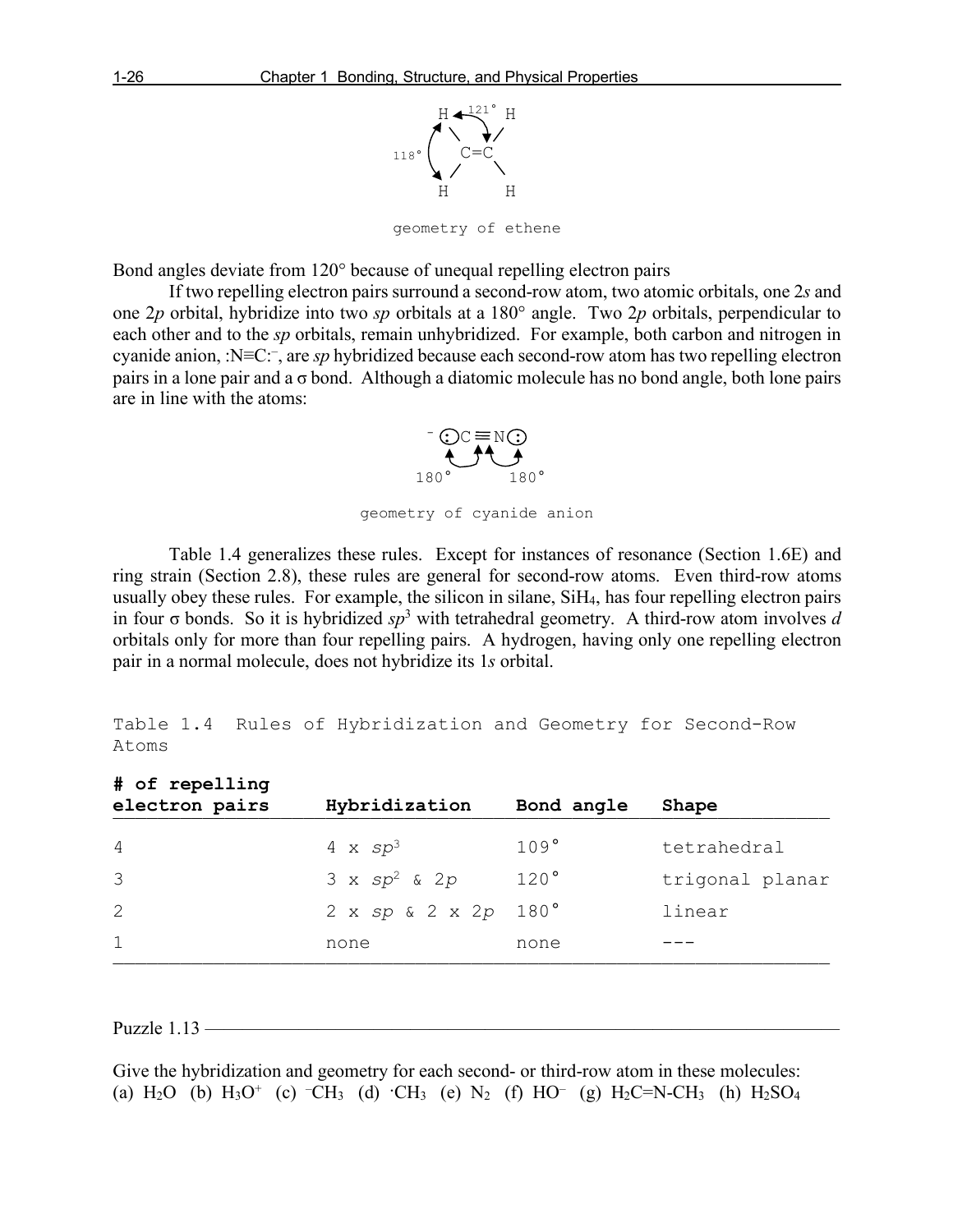```
 H ←121°→ H
   \     /
118° C=C
   /     \
 H       H
```

geometry of ethene

Bond angles deviate from 120° because of unequal repelling electron pairs

If two repelling electron pairs surround a second-row atom, two atomic orbitals, one 2*s* and one 2*p* orbital, hybridize into two *sp* orbitals at a 180° angle. Two 2*p* orbitals, perpendicular to each other and to the *sp* orbitals, remain unhybridized. For example, both carbon and nitrogen in cyanide anion, :N≡C:$^-$, are *sp* hybridized because each second-row atom has two repelling electron pairs in a lone pair and a σ bond. Although a diatomic molecule has no bond angle, both lone pairs are in line with the atoms:

```
⁻ :C≡N:
  180°  180°
```

geometry of cyanide anion

Table 1.4 generalizes these rules. Except for instances of resonance (Section 1.6E) and ring strain (Section 2.8), these rules are general for second-row atoms. Even third-row atoms usually obey these rules. For example, the silicon in silane, $SiH_4$, has four repelling electron pairs in four σ bonds. So it is hybridized $sp^3$ with tetrahedral geometry. A third-row atom involves *d* orbitals only for more than four repelling pairs. A hydrogen, having only one repelling electron pair in a normal molecule, does not hybridize its 1*s* orbital.

Table 1.4 Rules of Hybridization and Geometry for Second-Row Atoms

| # of repelling electron pairs | Hybridization | Bond angle | Shape |
|---|---|---|---|
| 4 | 4 x $sp^3$ | 109° | tetrahedral |
| 3 | 3 x $sp^2$ & 2*p* | 120° | trigonal planar |
| 2 | 2 x *sp* & 2 x 2*p* | 180° | linear |
| 1 | none | none | --- |

Puzzle 1.13

Give the hybridization and geometry for each second- or third-row atom in these molecules:
(a) $H_2O$ (b) $H_3O^+$ (c) $^-CH_3$ (d) $^{\cdot}CH_3$ (e) $N_2$ (f) $HO^-$ (g) $H_2C{=}N{-}CH_3$ (h) $H_2SO_4$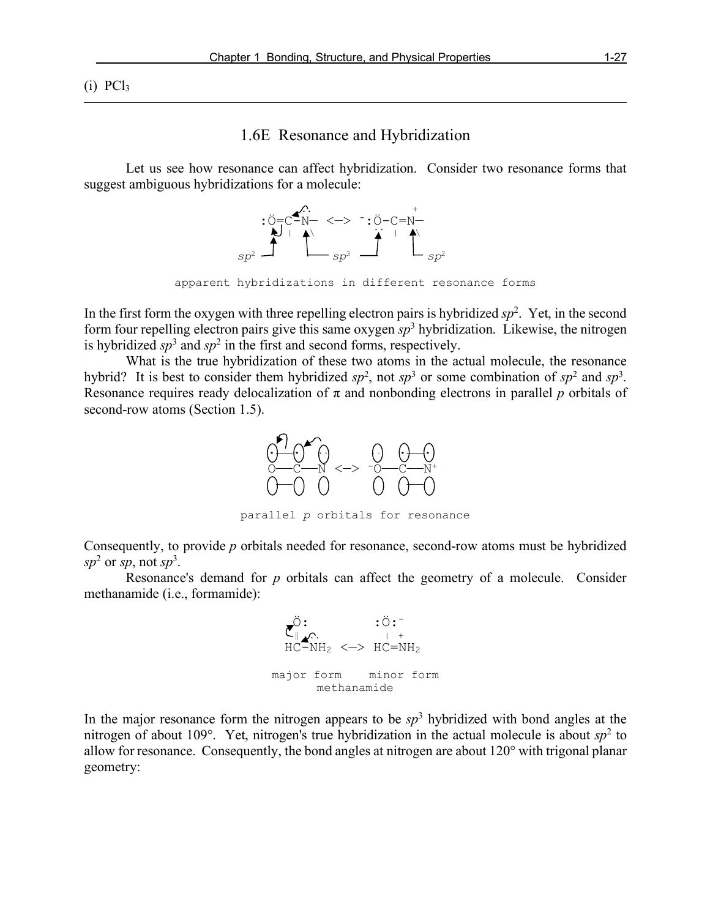(i) $PCl_3$

---

## 1.6E Resonance and Hybridization

Let us see how resonance can affect hybridization. Consider two resonance forms that suggest ambiguous hybridizations for a molecule:

```
            ..                      +
   :Ö=C–N–  <–>  ⁻:Ö–C=N–
         |  \        ..  |  \
 sp²       sp³      sp²
```

apparent hybridizations in different resonance forms

In the first form the oxygen with three repelling electron pairs is hybridized $sp^2$. Yet, in the second form four repelling electron pairs give this same oxygen $sp^3$ hybridization. Likewise, the nitrogen is hybridized $sp^3$ and $sp^2$ in the first and second forms, respectively.

What is the true hybridization of these two atoms in the actual molecule, the resonance hybrid? It is best to consider them hybridized $sp^2$, not $sp^3$ or some combination of $sp^2$ and $sp^3$. Resonance requires ready delocalization of π and nonbonding electrons in parallel *p* orbitals of second-row atoms (Section 1.5).

```
O——C——N  <–>  ⁻O——C——N⁺
```

parallel *p* orbitals for resonance

Consequently, to provide *p* orbitals needed for resonance, second-row atoms must be hybridized $sp^2$ or *sp*, not $sp^3$.

Resonance's demand for *p* orbitals can affect the geometry of a molecule. Consider methanamide (i.e., formamide):

```
   Ö:            :Ö:⁻
   ‖  ..          |  +
  HC–NH₂  <–>  HC=NH₂

major form    minor form
       methanamide
```

In the major resonance form the nitrogen appears to be $sp^3$ hybridized with bond angles at the nitrogen of about 109°. Yet, nitrogen's true hybridization in the actual molecule is about $sp^2$ to allow for resonance. Consequently, the bond angles at nitrogen are about 120° with trigonal planar geometry: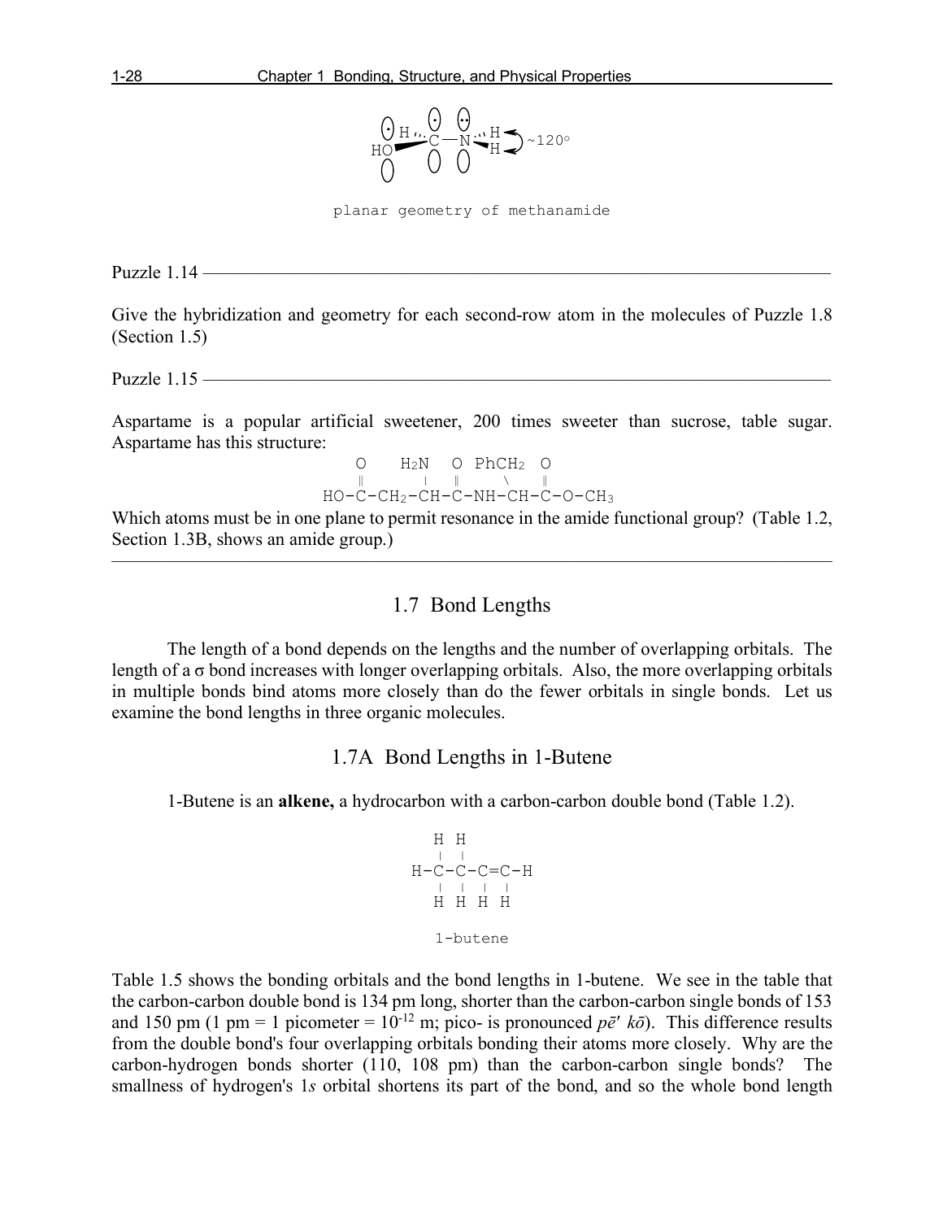planar geometry of methanamide

Puzzle 1.14

Give the hybridization and geometry for each second-row atom in the molecules of Puzzle 1.8 (Section 1.5)

Puzzle 1.15

Aspartame is a popular artificial sweetener, 200 times sweeter than sucrose, table sugar. Aspartame has this structure:

```
    O    H2N   O  PhCH2  O
    ‖     |    ‖     \   ‖
HO-C-CH2-CH-C-NH-CH-C-O-CH3
```

Which atoms must be in one plane to permit resonance in the amide functional group? (Table 1.2, Section 1.3B, shows an amide group.)

---

## 1.7 Bond Lengths

The length of a bond depends on the lengths and the number of overlapping orbitals. The length of a σ bond increases with longer overlapping orbitals. Also, the more overlapping orbitals in multiple bonds bind atoms more closely than do the fewer orbitals in single bonds. Let us examine the bond lengths in three organic molecules.

### 1.7A Bond Lengths in 1-Butene

1-Butene is an **alkene,** a hydrocarbon with a carbon-carbon double bond (Table 1.2).

```
  H H
  | |
H-C-C-C=C-H
  | | | |
  H H H H
```

1-butene

Table 1.5 shows the bonding orbitals and the bond lengths in 1-butene. We see in the table that the carbon-carbon double bond is 134 pm long, shorter than the carbon-carbon single bonds of 153 and 150 pm (1 pm = 1 picometer = $10^{-12}$ m; pico- is pronounced *pē′ kō*). This difference results from the double bond's four overlapping orbitals bonding their atoms more closely. Why are the carbon-hydrogen bonds shorter (110, 108 pm) than the carbon-carbon single bonds? The smallness of hydrogen's 1*s* orbital shortens its part of the bond, and so the whole bond length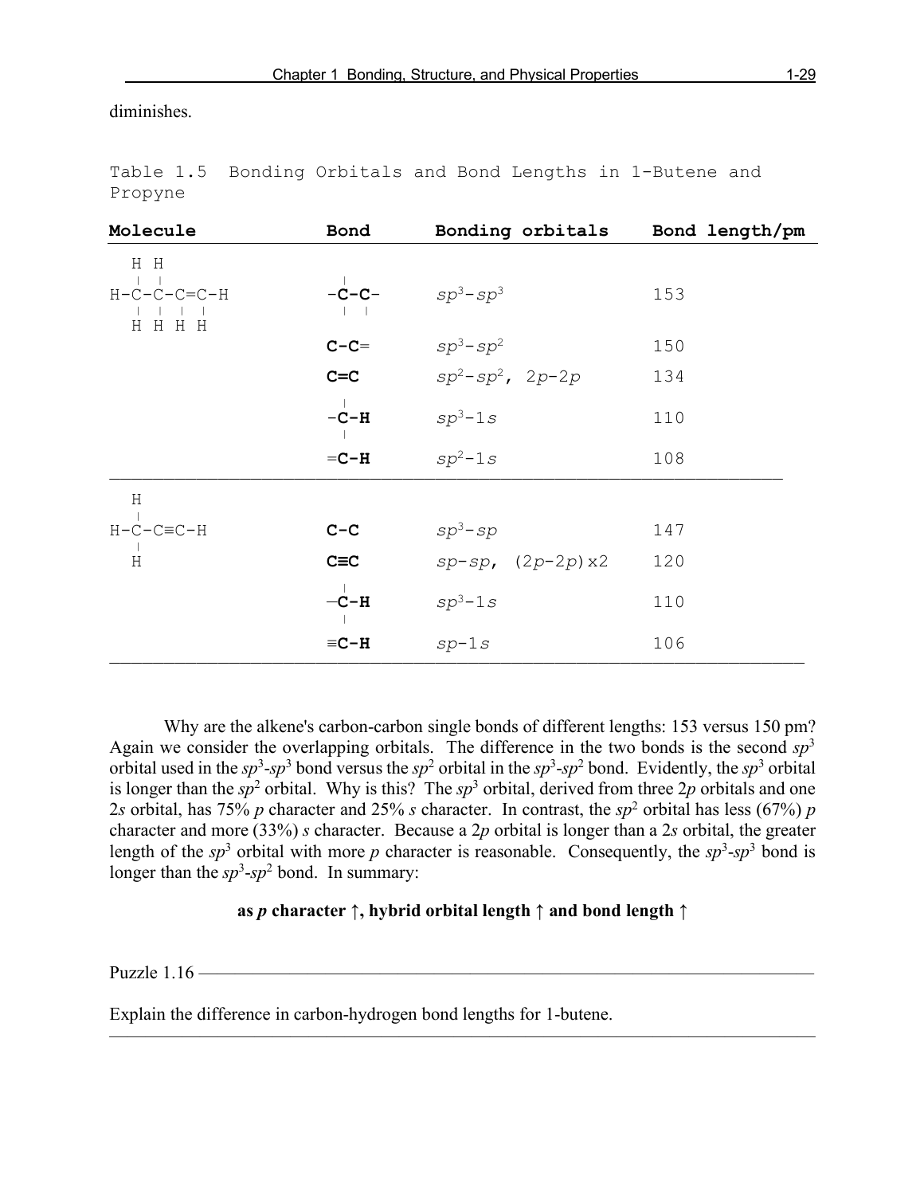diminishes.

Table 1.5 Bonding Orbitals and Bond Lengths in 1-Butene and Propyne

| Molecule | Bond | Bonding orbitals | Bond length/pm |
|---|---|---|---|
| $H_2C$ structure: H-C(H)(H)-C(H)(H)-C(H)=C(H)-H (1-butene) | -C-C- | $sp^3$-$sp^3$ | 153 |
| | C-C= | $sp^3$-$sp^2$ | 150 |
| | C=C | $sp^2$-$sp^2$, $2p$-$2p$ | 134 |
| | -C-H | $sp^3$-$1s$ | 110 |
| | =C-H | $sp^2$-$1s$ | 108 |
| H-C(H)(H)-C≡C-H (propyne) | C-C | $sp^3$-$sp$ | 147 |
| | C≡C | $sp$-$sp$, ($2p$-$2p$)x2 | 120 |
| | -C-H | $sp^3$-$1s$ | 110 |
| | ≡C-H | $sp$-$1s$ | 106 |

Why are the alkene's carbon-carbon single bonds of different lengths: 153 versus 150 pm? Again we consider the overlapping orbitals. The difference in the two bonds is the second $sp^3$ orbital used in the $sp^3$-$sp^3$ bond versus the $sp^2$ orbital in the $sp^3$-$sp^2$ bond. Evidently, the $sp^3$ orbital is longer than the $sp^2$ orbital. Why is this? The $sp^3$ orbital, derived from three $2p$ orbitals and one $2s$ orbital, has 75% *p* character and 25% *s* character. In contrast, the $sp^2$ orbital has less (67%) *p* character and more (33%) *s* character. Because a $2p$ orbital is longer than a $2s$ orbital, the greater length of the $sp^3$ orbital with more *p* character is reasonable. Consequently, the $sp^3$-$sp^3$ bond is longer than the $sp^3$-$sp^2$ bond. In summary:

**as *p* character ↑, hybrid orbital length ↑ and bond length ↑**

Puzzle 1.16

Explain the difference in carbon-hydrogen bond lengths for 1-butene.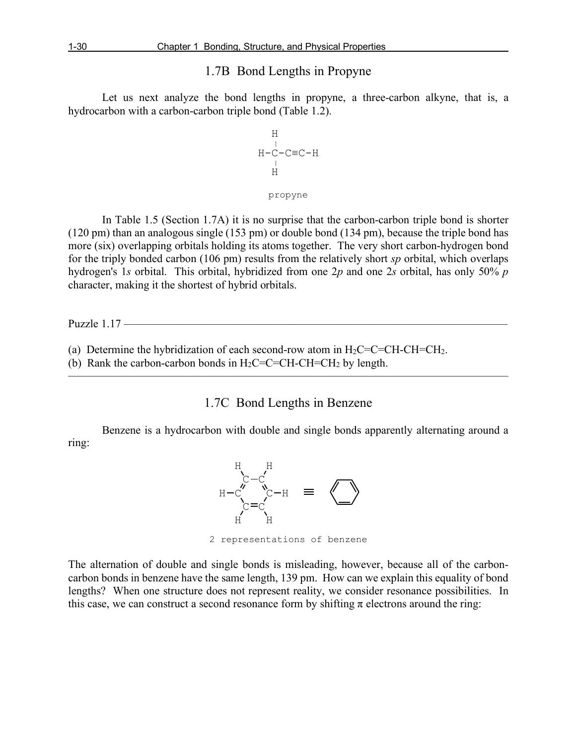## 1.7B Bond Lengths in Propyne

Let us next analyze the bond lengths in propyne, a three-carbon alkyne, that is, a hydrocarbon with a carbon-carbon triple bond (Table 1.2).

```
      H
      |
    H-C-C≡C-H
      |
      H
```

propyne

In Table 1.5 (Section 1.7A) it is no surprise that the carbon-carbon triple bond is shorter (120 pm) than an analogous single (153 pm) or double bond (134 pm), because the triple bond has more (six) overlapping orbitals holding its atoms together. The very short carbon-hydrogen bond for the triply bonded carbon (106 pm) results from the relatively short *sp* orbital, which overlaps hydrogen's 1*s* orbital. This orbital, hybridized from one 2*p* and one 2*s* orbital, has only 50% *p* character, making it the shortest of hybrid orbitals.

---

Puzzle 1.17

(a) Determine the hybridization of each second-row atom in $H_2C{=}C{=}CH{-}CH{=}CH_2$.
(b) Rank the carbon-carbon bonds in $H_2C{=}C{=}CH{-}CH{=}CH_2$ by length.

---

## 1.7C Bond Lengths in Benzene

Benzene is a hydrocarbon with double and single bonds apparently alternating around a ring:

```
     H   H
      \ /
      C-C
     //  \\
  H-C      C-H      ≡   (hexagon)
     \    /
      C=C
     /   \
    H     H
```

2 representations of benzene

The alternation of double and single bonds is misleading, however, because all of the carbon-carbon bonds in benzene have the same length, 139 pm. How can we explain this equality of bond lengths? When one structure does not represent reality, we consider resonance possibilities. In this case, we can construct a second resonance form by shifting π electrons around the ring: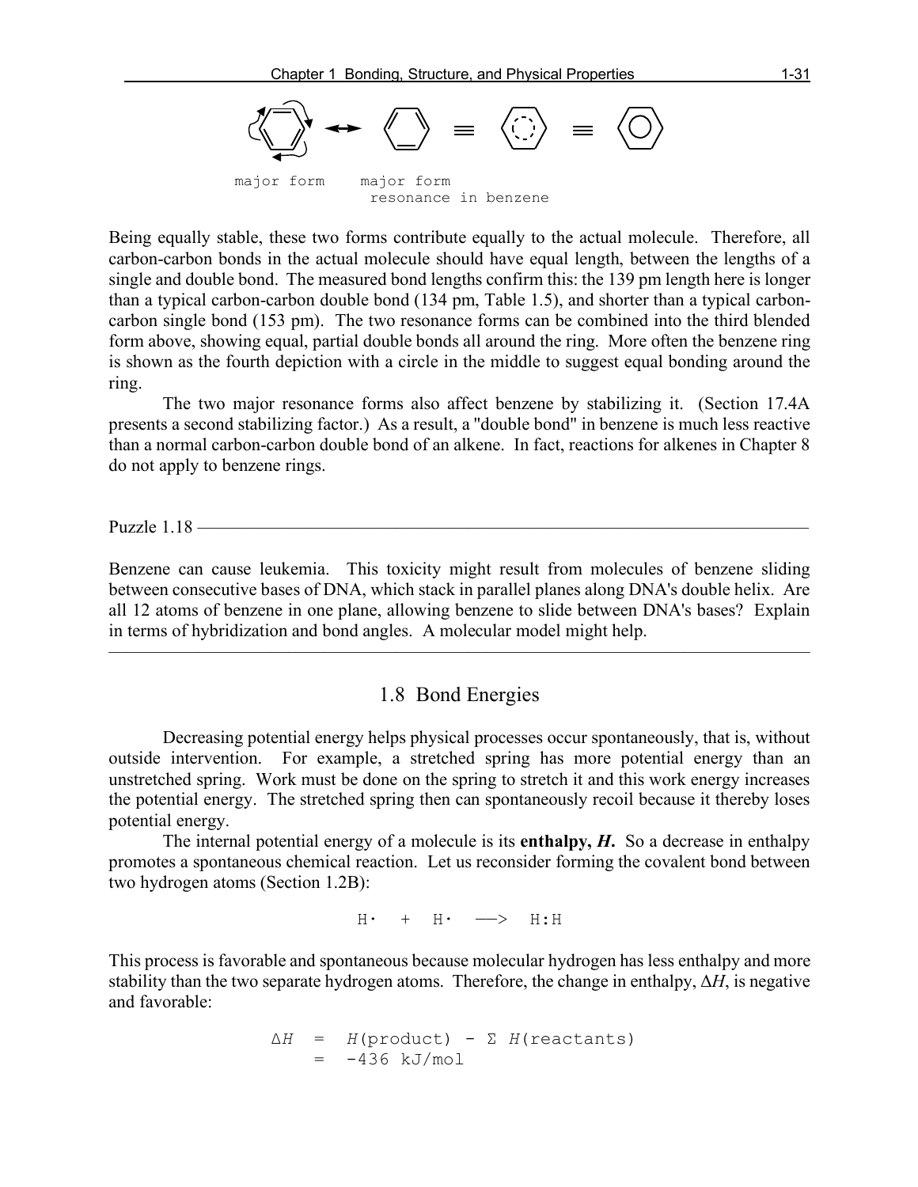major form    major form
resonance in benzene

Being equally stable, these two forms contribute equally to the actual molecule. Therefore, all carbon-carbon bonds in the actual molecule should have equal length, between the lengths of a single and double bond. The measured bond lengths confirm this: the 139 pm length here is longer than a typical carbon-carbon double bond (134 pm, Table 1.5), and shorter than a typical carbon-carbon single bond (153 pm). The two resonance forms can be combined into the third blended form above, showing equal, partial double bonds all around the ring. More often the benzene ring is shown as the fourth depiction with a circle in the middle to suggest equal bonding around the ring.

The two major resonance forms also affect benzene by stabilizing it. (Section 17.4A presents a second stabilizing factor.) As a result, a "double bond" in benzene is much less reactive than a normal carbon-carbon double bond of an alkene. In fact, reactions for alkenes in Chapter 8 do not apply to benzene rings.

---

Puzzle 1.18

Benzene can cause leukemia. This toxicity might result from molecules of benzene sliding between consecutive bases of DNA, which stack in parallel planes along DNA's double helix. Are all 12 atoms of benzene in one plane, allowing benzene to slide between DNA's bases? Explain in terms of hybridization and bond angles. A molecular model might help.

---

## 1.8 Bond Energies

Decreasing potential energy helps physical processes occur spontaneously, that is, without outside intervention. For example, a stretched spring has more potential energy than an unstretched spring. Work must be done on the spring to stretch it and this work energy increases the potential energy. The stretched spring then can spontaneously recoil because it thereby loses potential energy.

The internal potential energy of a molecule is its **enthalpy, *H*.** So a decrease in enthalpy promotes a spontaneous chemical reaction. Let us reconsider forming the covalent bond between two hydrogen atoms (Section 1.2B):

$$H\cdot \quad + \quad H\cdot \quad \longrightarrow \quad H{:}H$$

This process is favorable and spontaneous because molecular hydrogen has less enthalpy and more stability than the two separate hydrogen atoms. Therefore, the change in enthalpy, $\Delta H$, is negative and favorable:

$$\begin{aligned} \Delta H &= H(\text{product}) - \Sigma\, H(\text{reactants}) \\ &= -436 \text{ kJ/mol} \end{aligned}$$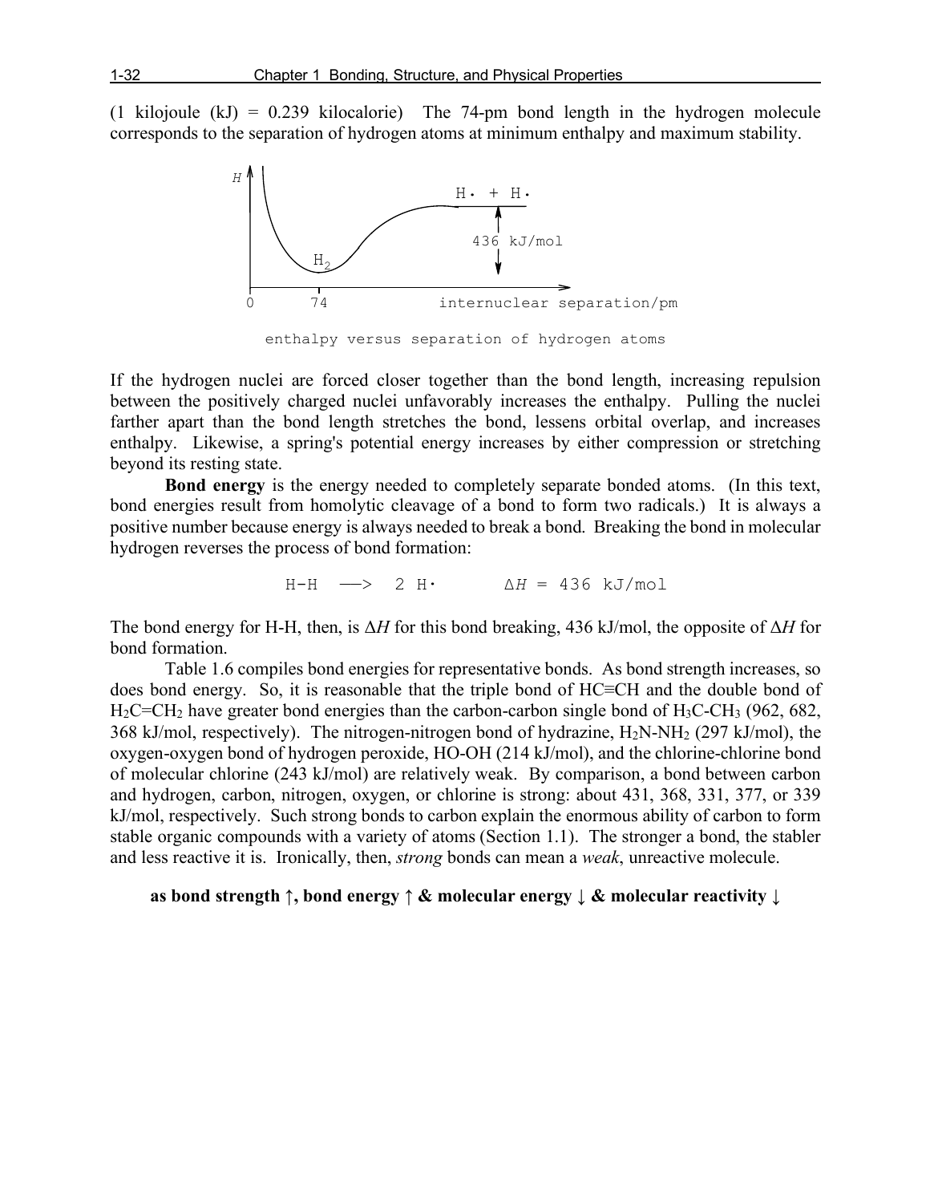(1 kilojoule (kJ) = 0.239 kilocalorie) The 74-pm bond length in the hydrogen molecule corresponds to the separation of hydrogen atoms at minimum enthalpy and maximum stability.

enthalpy versus separation of hydrogen atoms

If the hydrogen nuclei are forced closer together than the bond length, increasing repulsion between the positively charged nuclei unfavorably increases the enthalpy. Pulling the nuclei farther apart than the bond length stretches the bond, lessens orbital overlap, and increases enthalpy. Likewise, a spring's potential energy increases by either compression or stretching beyond its resting state.

**Bond energy** is the energy needed to completely separate bonded atoms. (In this text, bond energies result from homolytic cleavage of a bond to form two radicals.) It is always a positive number because energy is always needed to break a bond. Breaking the bond in molecular hydrogen reverses the process of bond formation:

$$\text{H-H} \longrightarrow 2\ \text{H}\cdot \qquad \Delta H = 436\ \text{kJ/mol}$$

The bond energy for H-H, then, is $\Delta H$ for this bond breaking, 436 kJ/mol, the opposite of $\Delta H$ for bond formation.

Table 1.6 compiles bond energies for representative bonds. As bond strength increases, so does bond energy. So, it is reasonable that the triple bond of HC≡CH and the double bond of $H_2C{=}CH_2$ have greater bond energies than the carbon-carbon single bond of $H_3C\text{-}CH_3$ (962, 682, 368 kJ/mol, respectively). The nitrogen-nitrogen bond of hydrazine, $H_2N\text{-}NH_2$ (297 kJ/mol), the oxygen-oxygen bond of hydrogen peroxide, HO-OH (214 kJ/mol), and the chlorine-chlorine bond of molecular chlorine (243 kJ/mol) are relatively weak. By comparison, a bond between carbon and hydrogen, carbon, nitrogen, oxygen, or chlorine is strong: about 431, 368, 331, 377, or 339 kJ/mol, respectively. Such strong bonds to carbon explain the enormous ability of carbon to form stable organic compounds with a variety of atoms (Section 1.1). The stronger a bond, the stabler and less reactive it is. Ironically, then, *strong* bonds can mean a *weak*, unreactive molecule.

**as bond strength ↑, bond energy ↑ & molecular energy ↓ & molecular reactivity ↓**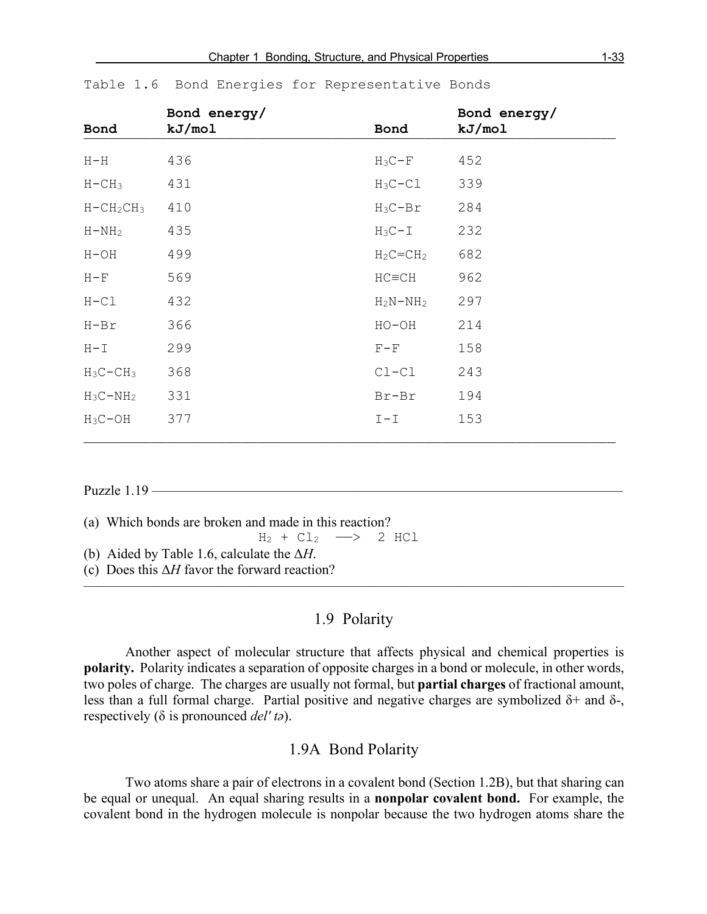Table 1.6 Bond Energies for Representative Bonds

| Bond | Bond energy/ kJ/mol | Bond | Bond energy/ kJ/mol |
|---|---|---|---|
| $H-H$ | 436 | $H_3C-F$ | 452 |
| $H-CH_3$ | 431 | $H_3C-Cl$ | 339 |
| $H-CH_2CH_3$ | 410 | $H_3C-Br$ | 284 |
| $H-NH_2$ | 435 | $H_3C-I$ | 232 |
| $H-OH$ | 499 | $H_2C=CH_2$ | 682 |
| $H-F$ | 569 | $HC\equiv CH$ | 962 |
| $H-Cl$ | 432 | $H_2N-NH_2$ | 297 |
| $H-Br$ | 366 | $HO-OH$ | 214 |
| $H-I$ | 299 | $F-F$ | 158 |
| $H_3C-CH_3$ | 368 | $Cl-Cl$ | 243 |
| $H_3C-NH_2$ | 331 | $Br-Br$ | 194 |
| $H_3C-OH$ | 377 | $I-I$ | 153 |

Puzzle 1.19

(a) Which bonds are broken and made in this reaction?

$$H_2 + Cl_2 \longrightarrow 2\ HCl$$

(b) Aided by Table 1.6, calculate the $\Delta H$.

(c) Does this $\Delta H$ favor the forward reaction?

## 1.9 Polarity

Another aspect of molecular structure that affects physical and chemical properties is **polarity.** Polarity indicates a separation of opposite charges in a bond or molecule, in other words, two poles of charge. The charges are usually not formal, but **partial charges** of fractional amount, less than a full formal charge. Partial positive and negative charges are symbolized $\delta$+ and $\delta$-, respectively ($\delta$ is pronounced *del' tə*).

### 1.9A Bond Polarity

Two atoms share a pair of electrons in a covalent bond (Section 1.2B), but that sharing can be equal or unequal. An equal sharing results in a **nonpolar covalent bond.** For example, the covalent bond in the hydrogen molecule is nonpolar because the two hydrogen atoms share the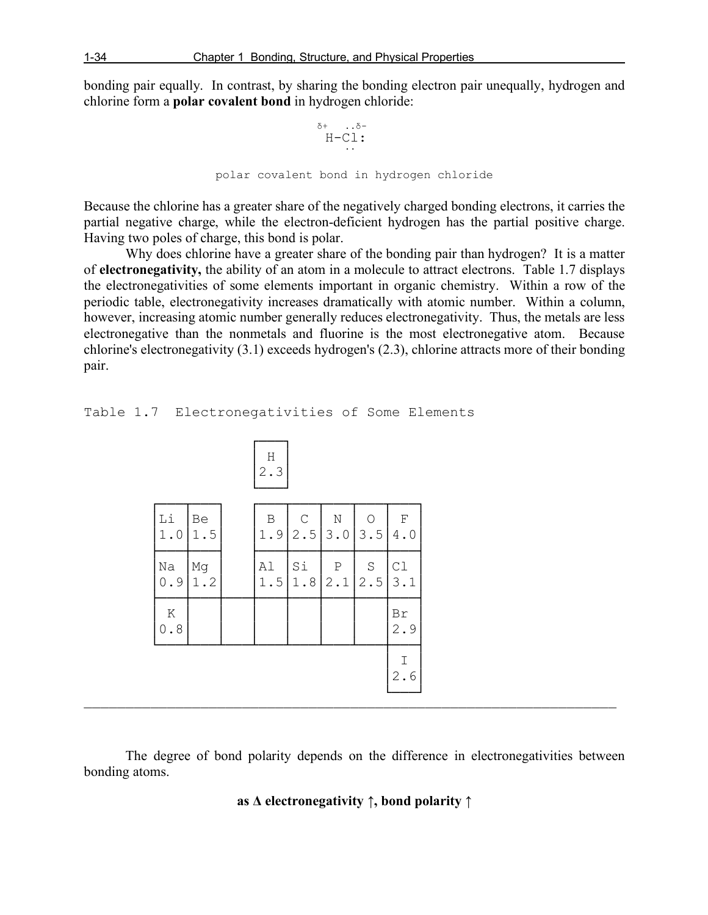bonding pair equally. In contrast, by sharing the bonding electron pair unequally, hydrogen and chlorine form a **polar covalent bond** in hydrogen chloride:

```
δ+   ..δ-
 H-Cl:
     ..
```

polar covalent bond in hydrogen chloride

Because the chlorine has a greater share of the negatively charged bonding electrons, it carries the partial negative charge, while the electron-deficient hydrogen has the partial positive charge. Having two poles of charge, this bond is polar.

Why does chlorine have a greater share of the bonding pair than hydrogen? It is a matter of **electronegativity,** the ability of an atom in a molecule to attract electrons. Table 1.7 displays the electronegativities of some elements important in organic chemistry. Within a row of the periodic table, electronegativity increases dramatically with atomic number. Within a column, however, increasing atomic number generally reduces electronegativity. Thus, the metals are less electronegative than the nonmetals and fluorine is the most electronegative atom. Because chlorine's electronegativity (3.1) exceeds hydrogen's (2.3), chlorine attracts more of their bonding pair.

Table 1.7 Electronegativities of Some Elements

| | | | | | | | |
|---|---|---|---|---|---|---|---|
| | | | H 2.3 | | | | |
| Li 1.0 | Be 1.5 | | B 1.9 | C 2.5 | N 3.0 | O 3.5 | F 4.0 |
| Na 0.9 | Mg 1.2 | | Al 1.5 | Si 1.8 | P 2.1 | S 2.5 | Cl 3.1 |
| K 0.8 | | | | | | | Br 2.9 |
| | | | | | | | I 2.6 |

The degree of bond polarity depends on the difference in electronegativities between bonding atoms.

**as Δ electronegativity ↑, bond polarity ↑**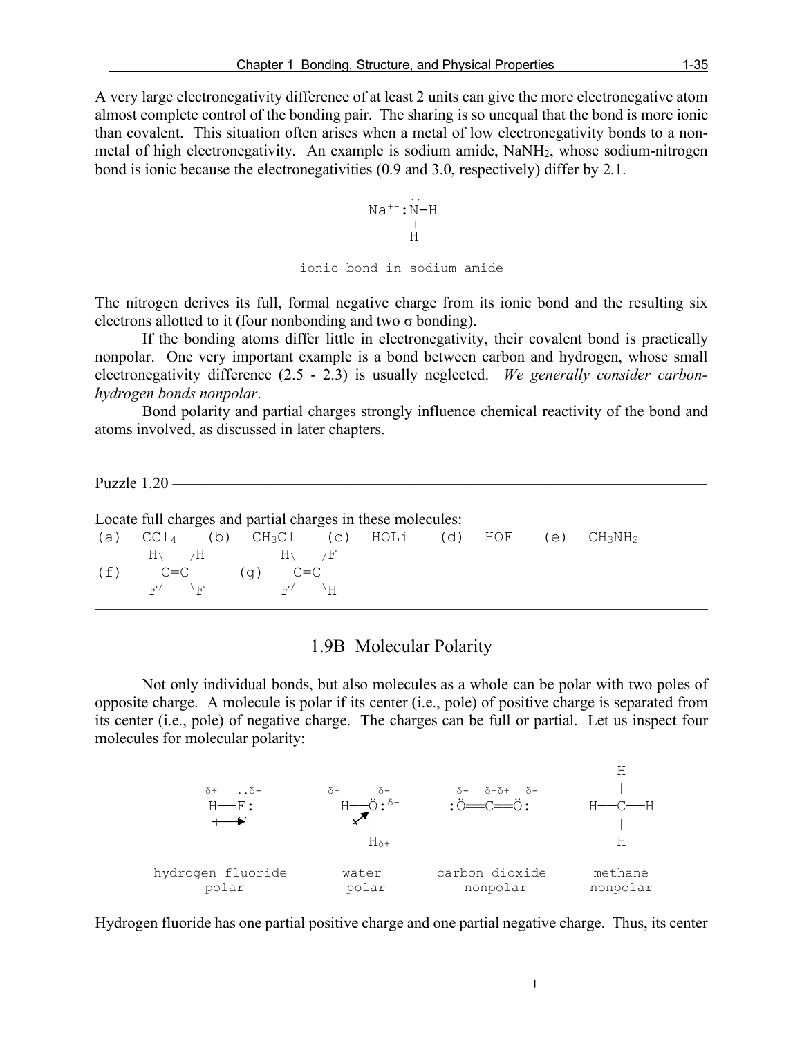A very large electronegativity difference of at least 2 units can give the more electronegative atom almost complete control of the bonding pair. The sharing is so unequal that the bond is more ionic than covalent. This situation often arises when a metal of low electronegativity bonds to a non-metal of high electronegativity. An example is sodium amide, $NaNH_2$, whose sodium-nitrogen bond is ionic because the electronegativities (0.9 and 3.0, respectively) differ by 2.1.

```
         ..
Na+-:N-H
        |
        H
```

ionic bond in sodium amide

The nitrogen derives its full, formal negative charge from its ionic bond and the resulting six electrons allotted to it (four nonbonding and two σ bonding).

If the bonding atoms differ little in electronegativity, their covalent bond is practically nonpolar. One very important example is a bond between carbon and hydrogen, whose small electronegativity difference (2.5 - 2.3) is usually neglected. *We generally consider carbon-hydrogen bonds nonpolar*.

Bond polarity and partial charges strongly influence chemical reactivity of the bond and atoms involved, as discussed in later chapters.

---

Puzzle 1.20

Locate full charges and partial charges in these molecules:

(a) $CCl_4$ (b) $CH_3Cl$ (c) HOLi (d) HOF (e) $CH_3NH_2$

```
      H\   /H          H\   /F
(f)     C=C      (g)     C=C
      F/   \F          F/   \H
```

---

## 1.9B Molecular Polarity

Not only individual bonds, but also molecules as a whole can be polar with two poles of opposite charge. A molecule is polar if its center (i.e., pole) of positive charge is separated from its center (i.e., pole) of negative charge. The charges can be full or partial. Let us inspect four molecules for molecular polarity:

```
                                                              H
δ+   ..δ-        δ+      δ-          δ-  δ+δ+  δ-            |
H──F:            H──Ö:δ-           :Ö══C══Ö:           H──C──H
+──►                ↗|                                       |
                     Hδ+                                     H

hydrogen fluoride   water         carbon dioxide        methane
     polar          polar            nonpolar           nonpolar
```

Hydrogen fluoride has one partial positive charge and one partial negative charge. Thus, its center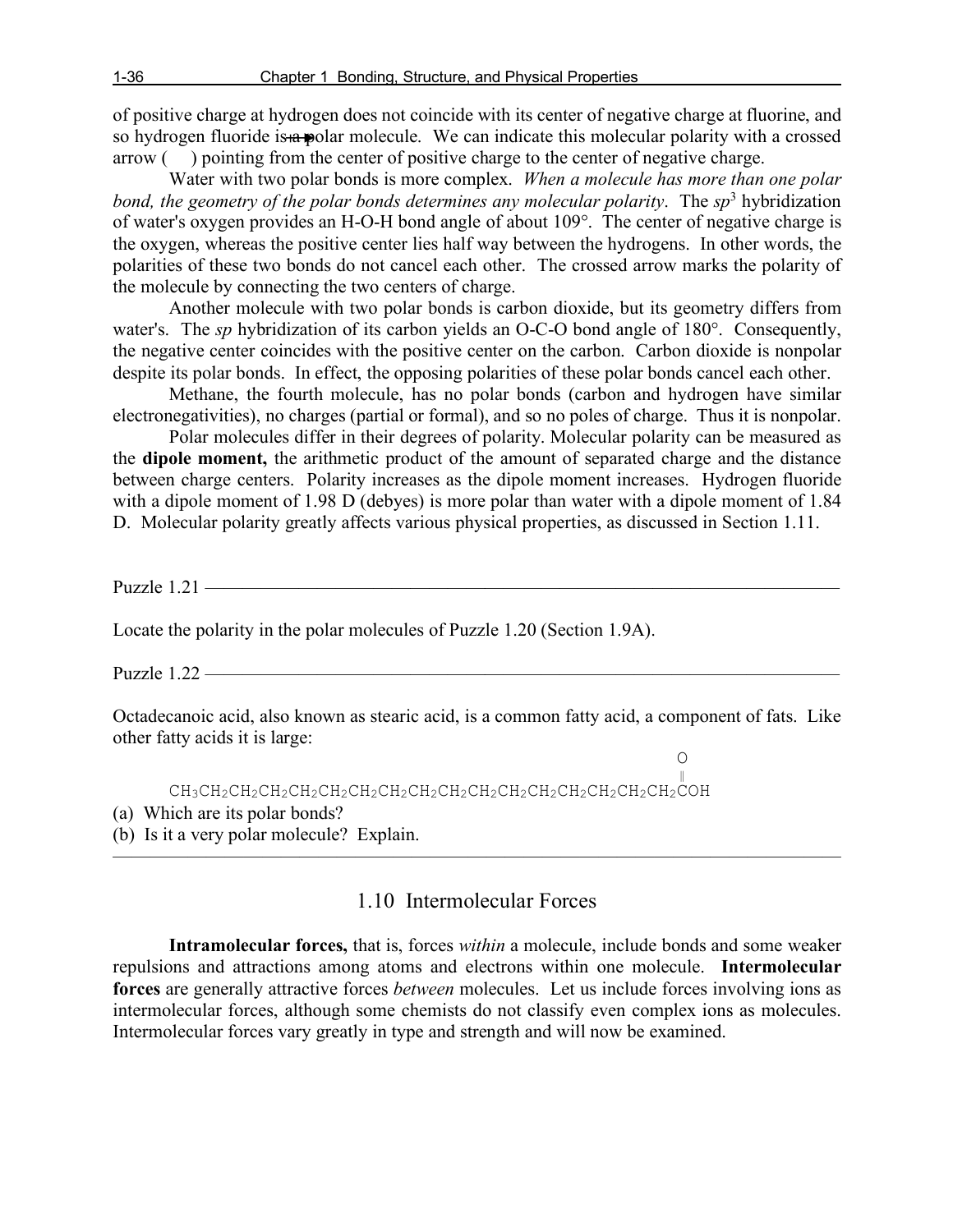of positive charge at hydrogen does not coincide with its center of negative charge at fluorine, and so hydrogen fluoride is a polar molecule. We can indicate this molecular polarity with a crossed arrow ( ) pointing from the center of positive charge to the center of negative charge.

Water with two polar bonds is more complex. *When a molecule has more than one polar bond, the geometry of the polar bonds determines any molecular polarity*. The $sp^3$ hybridization of water's oxygen provides an H-O-H bond angle of about 109°. The center of negative charge is the oxygen, whereas the positive center lies half way between the hydrogens. In other words, the polarities of these two bonds do not cancel each other. The crossed arrow marks the polarity of the molecule by connecting the two centers of charge.

Another molecule with two polar bonds is carbon dioxide, but its geometry differs from water's. The *sp* hybridization of its carbon yields an O-C-O bond angle of 180°. Consequently, the negative center coincides with the positive center on the carbon. Carbon dioxide is nonpolar despite its polar bonds. In effect, the opposing polarities of these polar bonds cancel each other.

Methane, the fourth molecule, has no polar bonds (carbon and hydrogen have similar electronegativities), no charges (partial or formal), and so no poles of charge. Thus it is nonpolar.

Polar molecules differ in their degrees of polarity. Molecular polarity can be measured as the **dipole moment,** the arithmetic product of the amount of separated charge and the distance between charge centers. Polarity increases as the dipole moment increases. Hydrogen fluoride with a dipole moment of 1.98 D (debyes) is more polar than water with a dipole moment of 1.84 D. Molecular polarity greatly affects various physical properties, as discussed in Section 1.11.

---

Puzzle 1.21

Locate the polarity in the polar molecules of Puzzle 1.20 (Section 1.9A).

Puzzle 1.22

Octadecanoic acid, also known as stearic acid, is a common fatty acid, a component of fats. Like other fatty acids it is large:

$$CH_3CH_2CH_2CH_2CH_2CH_2CH_2CH_2CH_2CH_2CH_2CH_2CH_2CH_2CH_2CH_2CH_2\overset{\overset{\displaystyle O}{\|}}{C}OH$$

(a) Which are its polar bonds?
(b) Is it a very polar molecule? Explain.

---

## 1.10 Intermolecular Forces

**Intramolecular forces,** that is, forces *within* a molecule, include bonds and some weaker repulsions and attractions among atoms and electrons within one molecule. **Intermolecular forces** are generally attractive forces *between* molecules. Let us include forces involving ions as intermolecular forces, although some chemists do not classify even complex ions as molecules. Intermolecular forces vary greatly in type and strength and will now be examined.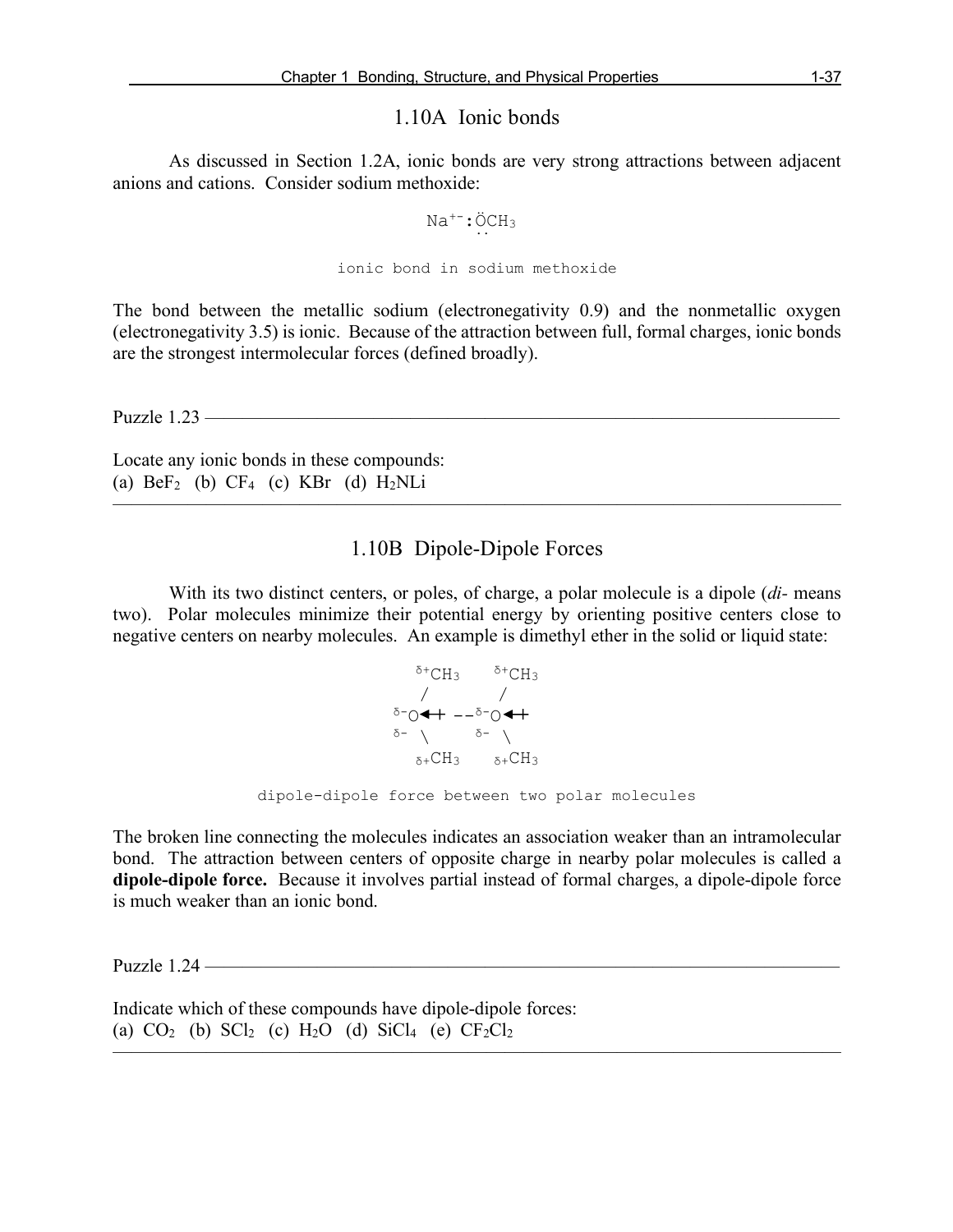## 1.10A Ionic bonds

As discussed in Section 1.2A, ionic bonds are very strong attractions between adjacent anions and cations. Consider sodium methoxide:

```
Na⁺⁻:ÖCH₃
       ··
```

ionic bond in sodium methoxide

The bond between the metallic sodium (electronegativity 0.9) and the nonmetallic oxygen (electronegativity 3.5) is ionic. Because of the attraction between full, formal charges, ionic bonds are the strongest intermolecular forces (defined broadly).

---

Puzzle 1.23

Locate any ionic bonds in these compounds:
(a) $BeF_2$ (b) $CF_4$ (c) $KBr$ (d) $H_2NLi$

---

## 1.10B Dipole-Dipole Forces

With its two distinct centers, or poles, of charge, a polar molecule is a dipole (*di-* means two). Polar molecules minimize their potential energy by orienting positive centers close to negative centers on nearby molecules. An example is dimethyl ether in the solid or liquid state:

```
   δ+CH₃     δ+CH₃
    /         /
δ-O←+ --δ-O←+
δ- \      δ- \
   δ+CH₃     δ+CH₃
```

dipole-dipole force between two polar molecules

The broken line connecting the molecules indicates an association weaker than an intramolecular bond. The attraction between centers of opposite charge in nearby polar molecules is called a **dipole-dipole force.** Because it involves partial instead of formal charges, a dipole-dipole force is much weaker than an ionic bond.

---

Puzzle 1.24

Indicate which of these compounds have dipole-dipole forces:
(a) $CO_2$ (b) $SCl_2$ (c) $H_2O$ (d) $SiCl_4$ (e) $CF_2Cl_2$

---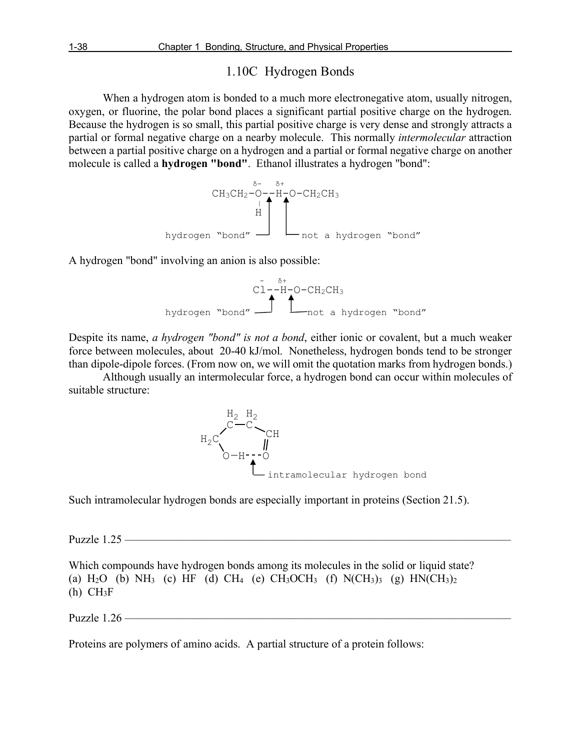## 1.10C Hydrogen Bonds

When a hydrogen atom is bonded to a much more electronegative atom, usually nitrogen, oxygen, or fluorine, the polar bond places a significant partial positive charge on the hydrogen. Because the hydrogen is so small, this partial positive charge is very dense and strongly attracts a partial or formal negative charge on a nearby molecule. This normally *intermolecular* attraction between a partial positive charge on a hydrogen and a partial or formal negative charge on another molecule is called a **hydrogen "bond"**. Ethanol illustrates a hydrogen "bond":

```
            δ-   δ+
CH3CH2-O--H-O-CH2CH3
             |
             H

hydrogen "bond" (O--H)      not a hydrogen "bond" (H-O)
```

A hydrogen "bond" involving an anion is also possible:

```
 -   δ+
Cl--H-O-CH2CH3

hydrogen "bond" (Cl--H)      not a hydrogen "bond" (H-O)
```

Despite its name, *a hydrogen "bond" is not a bond*, either ionic or covalent, but a much weaker force between molecules, about 20-40 kJ/mol. Nonetheless, hydrogen bonds tend to be stronger than dipole-dipole forces. (From now on, we will omit the quotation marks from hydrogen bonds.)

Although usually an intermolecular force, a hydrogen bond can occur within molecules of suitable structure:

```
     H2  H2
     C — C
    /     \
 H2C       CH
    \      ‖
     O—H---O

       intramolecular hydrogen bond (H---O)
```

Such intramolecular hydrogen bonds are especially important in proteins (Section 21.5).

Puzzle 1.25 ———————————————————————————————

Which compounds have hydrogen bonds among its molecules in the solid or liquid state?
(a) $H_2O$ (b) $NH_3$ (c) HF (d) $CH_4$ (e) $CH_3OCH_3$ (f) $N(CH_3)_3$ (g) $HN(CH_3)_2$
(h) $CH_3F$

Puzzle 1.26 ———————————————————————————————

Proteins are polymers of amino acids. A partial structure of a protein follows: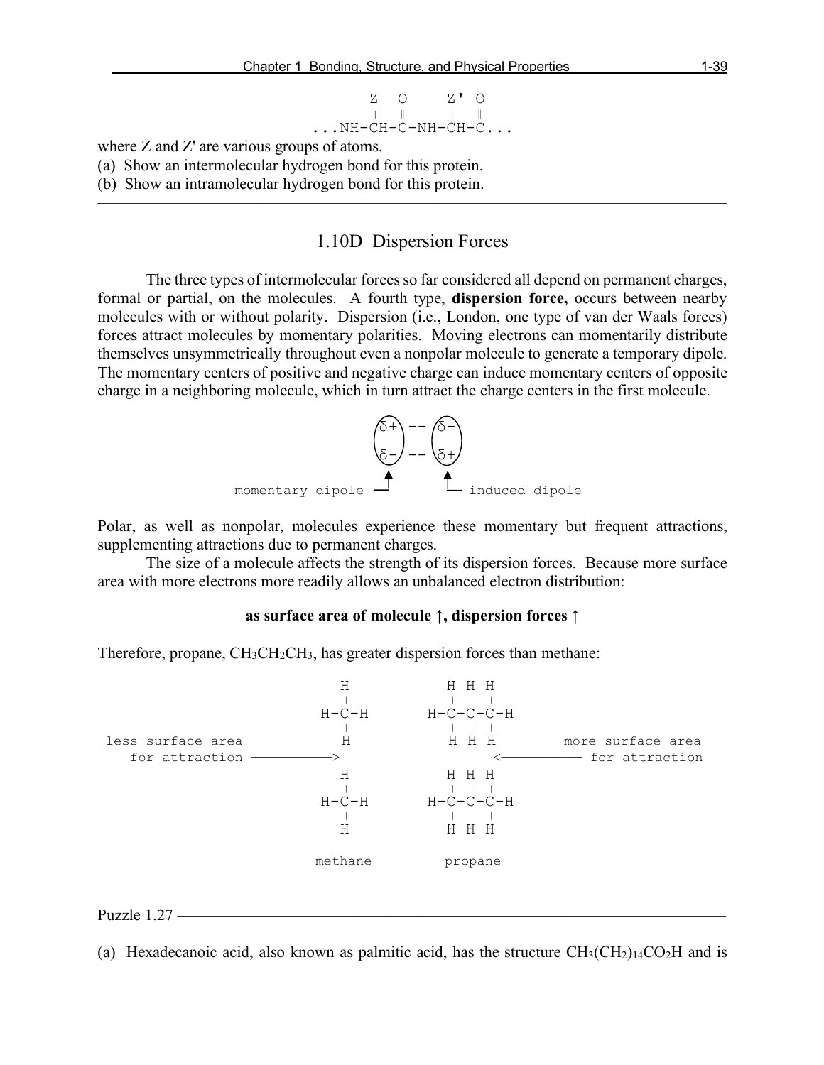```
     Z   O     Z' O
     |   ‖     |  ‖
...NH-CH-C-NH-CH-C...
```

where Z and Z' are various groups of atoms.

(a) Show an intermolecular hydrogen bond for this protein.

(b) Show an intramolecular hydrogen bond for this protein.

---

## 1.10D Dispersion Forces

The three types of intermolecular forces so far considered all depend on permanent charges, formal or partial, on the molecules. A fourth type, **dispersion force,** occurs between nearby molecules with or without polarity. Dispersion (i.e., London, one type of van der Waals forces) forces attract molecules by momentary polarities. Moving electrons can momentarily distribute themselves unsymmetrically throughout even a nonpolar molecule to generate a temporary dipole. The momentary centers of positive and negative charge can induce momentary centers of opposite charge in a neighboring molecule, which in turn attract the charge centers in the first molecule.

```
                  (δ+) -- (δ-)
                  (δ-) -- (δ+)
momentary dipole ─┘        └─ induced dipole
```

Polar, as well as nonpolar, molecules experience these momentary but frequent attractions, supplementing attractions due to permanent charges.

The size of a molecule affects the strength of its dispersion forces. Because more surface area with more electrons more readily allows an unbalanced electron distribution:

**as surface area of molecule ↑, dispersion forces ↑**

Therefore, propane, $CH_3CH_2CH_3$, has greater dispersion forces than methane:

```
                         H          H H H
                         |          | | |
                       H-C-H      H-C-C-C-H
                         |          | | |
less surface area        H          H H H         more surface area
   for attraction ──────>                <──────── for attraction
                         H          H H H
                         |          | | |
                       H-C-H      H-C-C-C-H
                         |          | | |
                         H          H H H

                      methane      propane
```

Puzzle 1.27 ---

(a) Hexadecanoic acid, also known as palmitic acid, has the structure $CH_3(CH_2)_{14}CO_2H$ and is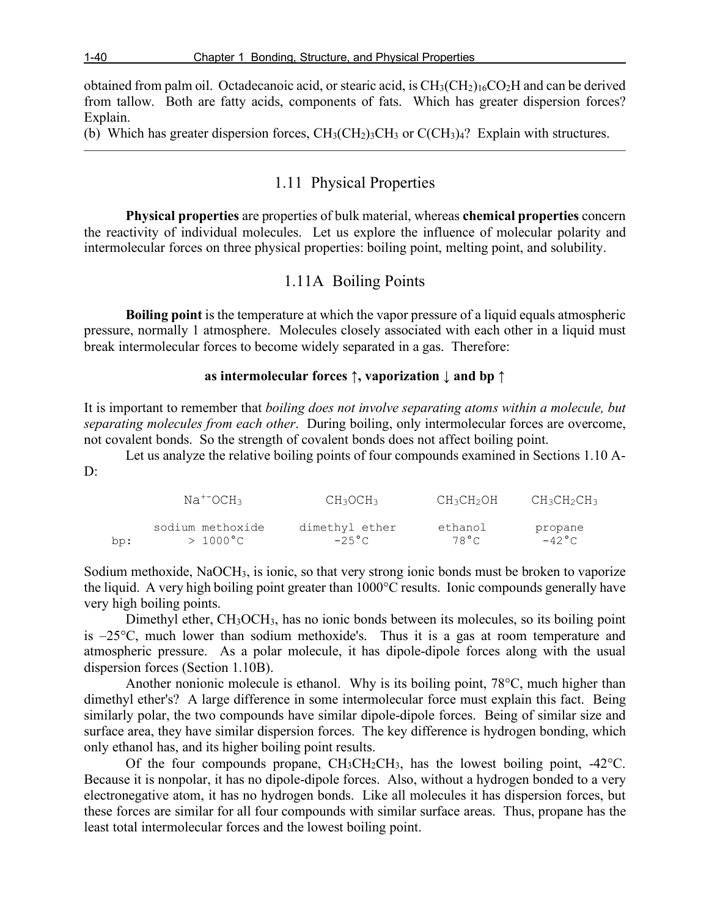obtained from palm oil. Octadecanoic acid, or stearic acid, is $CH_3(CH_2)_{16}CO_2H$ and can be derived from tallow. Both are fatty acids, components of fats. Which has greater dispersion forces? Explain.

(b) Which has greater dispersion forces, $CH_3(CH_2)_3CH_3$ or $C(CH_3)_4$? Explain with structures.

---

## 1.11 Physical Properties

**Physical properties** are properties of bulk material, whereas **chemical properties** concern the reactivity of individual molecules. Let us explore the influence of molecular polarity and intermolecular forces on three physical properties: boiling point, melting point, and solubility.

### 1.11A Boiling Points

**Boiling point** is the temperature at which the vapor pressure of a liquid equals atmospheric pressure, normally 1 atmosphere. Molecules closely associated with each other in a liquid must break intermolecular forces to become widely separated in a gas. Therefore:

**as intermolecular forces ↑, vaporization ↓ and bp ↑**

It is important to remember that *boiling does not involve separating atoms within a molecule, but separating molecules from each other*. During boiling, only intermolecular forces are overcome, not covalent bonds. So the strength of covalent bonds does not affect boiling point.

Let us analyze the relative boiling points of four compounds examined in Sections 1.10 A-D:

| | $Na^{+-}OCH_3$ | $CH_3OCH_3$ | $CH_3CH_2OH$ | $CH_3CH_2CH_3$ |
|---|---|---|---|---|
| | sodium methoxide | dimethyl ether | ethanol | propane |
| bp: | > 1000°C | –25°C | 78°C | –42°C |

Sodium methoxide, $NaOCH_3$, is ionic, so that very strong ionic bonds must be broken to vaporize the liquid. A very high boiling point greater than 1000°C results. Ionic compounds generally have very high boiling points.

Dimethyl ether, $CH_3OCH_3$, has no ionic bonds between its molecules, so its boiling point is –25°C, much lower than sodium methoxide's. Thus it is a gas at room temperature and atmospheric pressure. As a polar molecule, it has dipole-dipole forces along with the usual dispersion forces (Section 1.10B).

Another nonionic molecule is ethanol. Why is its boiling point, 78°C, much higher than dimethyl ether's? A large difference in some intermolecular force must explain this fact. Being similarly polar, the two compounds have similar dipole-dipole forces. Being of similar size and surface area, they have similar dispersion forces. The key difference is hydrogen bonding, which only ethanol has, and its higher boiling point results.

Of the four compounds propane, $CH_3CH_2CH_3$, has the lowest boiling point, -42°C. Because it is nonpolar, it has no dipole-dipole forces. Also, without a hydrogen bonded to a very electronegative atom, it has no hydrogen bonds. Like all molecules it has dispersion forces, but these forces are similar for all four compounds with similar surface areas. Thus, propane has the least total intermolecular forces and the lowest boiling point.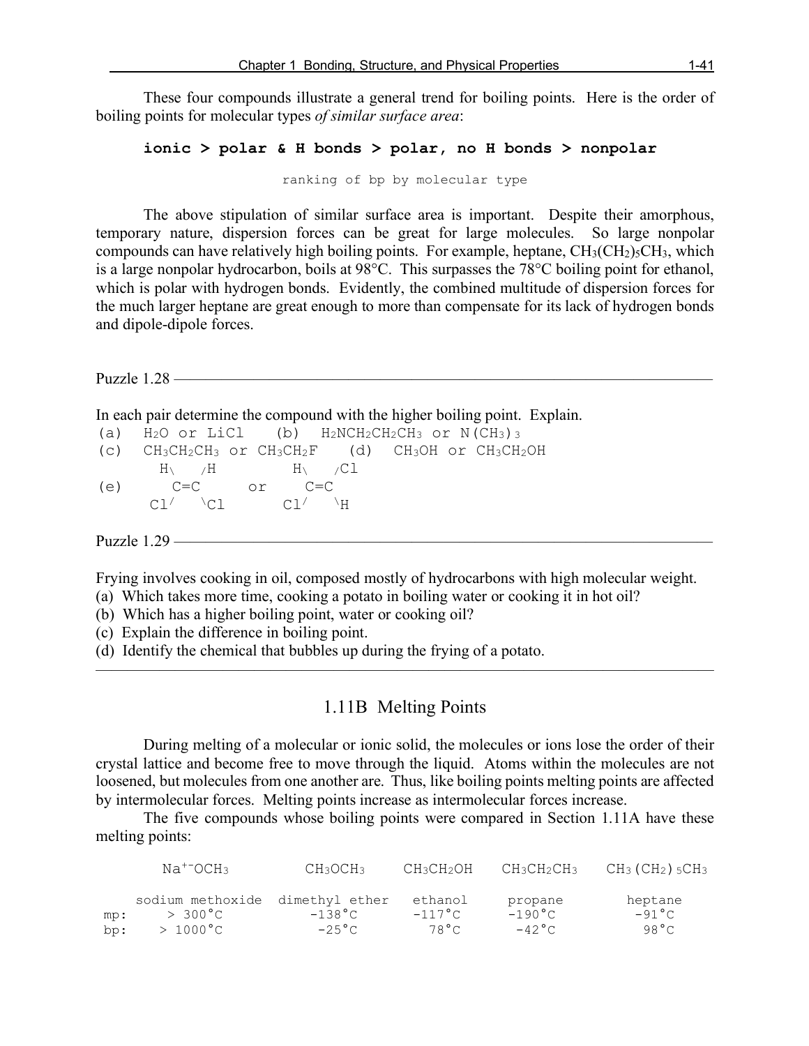These four compounds illustrate a general trend for boiling points. Here is the order of boiling points for molecular types *of similar surface area*:

**ionic > polar & H bonds > polar, no H bonds > nonpolar**

ranking of bp by molecular type

The above stipulation of similar surface area is important. Despite their amorphous, temporary nature, dispersion forces can be great for large molecules. So large nonpolar compounds can have relatively high boiling points. For example, heptane, $CH_3(CH_2)_5CH_3$, which is a large nonpolar hydrocarbon, boils at 98°C. This surpasses the 78°C boiling point for ethanol, which is polar with hydrogen bonds. Evidently, the combined multitude of dispersion forces for the much larger heptane are great enough to more than compensate for its lack of hydrogen bonds and dipole-dipole forces.

---

Puzzle 1.28

In each pair determine the compound with the higher boiling point. Explain.

(a) $H_2O$ or LiCl (b) $H_2NCH_2CH_2CH_3$ or $N(CH_3)_3$

(c) $CH_3CH_2CH_3$ or $CH_3CH_2F$ (d) $CH_3OH$ or $CH_3CH_2OH$

```
       H\   /H         H\   /Cl
(e)      C=C      or     C=C
      Cl/   \Cl       Cl/   \H
```

Puzzle 1.29

Frying involves cooking in oil, composed mostly of hydrocarbons with high molecular weight.

(a) Which takes more time, cooking a potato in boiling water or cooking it in hot oil?

(b) Which has a higher boiling point, water or cooking oil?

(c) Explain the difference in boiling point.

(d) Identify the chemical that bubbles up during the frying of a potato.

---

## 1.11B Melting Points

During melting of a molecular or ionic solid, the molecules or ions lose the order of their crystal lattice and become free to move through the liquid. Atoms within the molecules are not loosened, but molecules from one another are. Thus, like boiling points melting points are affected by intermolecular forces. Melting points increase as intermolecular forces increase.

The five compounds whose boiling points were compared in Section 1.11A have these melting points:

| | $Na^{+-}OCH_3$ | $CH_3OCH_3$ | $CH_3CH_2OH$ | $CH_3CH_2CH_3$ | $CH_3(CH_2)_5CH_3$ |
|---|---|---|---|---|---|
| | sodium methoxide | dimethyl ether | ethanol | propane | heptane |
| mp: | > 300°C | −138°C | −117°C | −190°C | −91°C |
| bp: | > 1000°C | −25°C | 78°C | −42°C | 98°C |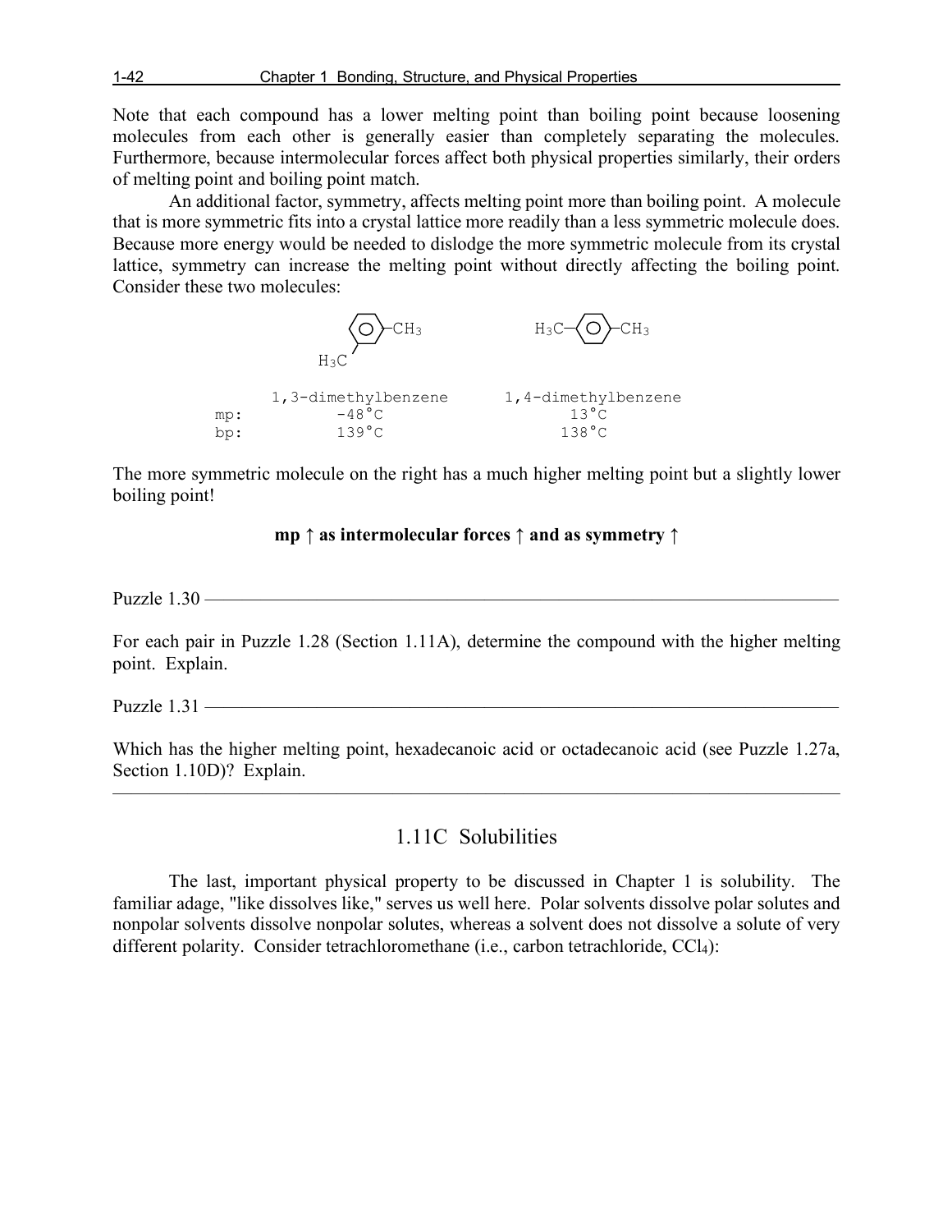Note that each compound has a lower melting point than boiling point because loosening molecules from each other is generally easier than completely separating the molecules. Furthermore, because intermolecular forces affect both physical properties similarly, their orders of melting point and boiling point match.

An additional factor, symmetry, affects melting point more than boiling point. A molecule that is more symmetric fits into a crystal lattice more readily than a less symmetric molecule does. Because more energy would be needed to dislodge the more symmetric molecule from its crystal lattice, symmetry can increase the melting point without directly affecting the boiling point. Consider these two molecules:

| | 1,3-dimethylbenzene | 1,4-dimethylbenzene |
|---|---|---|
| mp: | -48°C | 13°C |
| bp: | 139°C | 138°C |

The more symmetric molecule on the right has a much higher melting point but a slightly lower boiling point!

**mp ↑ as intermolecular forces ↑ and as symmetry ↑**

Puzzle 1.30 ———

For each pair in Puzzle 1.28 (Section 1.11A), determine the compound with the higher melting point. Explain.

Puzzle 1.31 ———

Which has the higher melting point, hexadecanoic acid or octadecanoic acid (see Puzzle 1.27a, Section 1.10D)? Explain.

---

## 1.11C Solubilities

The last, important physical property to be discussed in Chapter 1 is solubility. The familiar adage, "like dissolves like," serves us well here. Polar solvents dissolve polar solutes and nonpolar solvents dissolve nonpolar solutes, whereas a solvent does not dissolve a solute of very different polarity. Consider tetrachloromethane (i.e., carbon tetrachloride, $CCl_4$):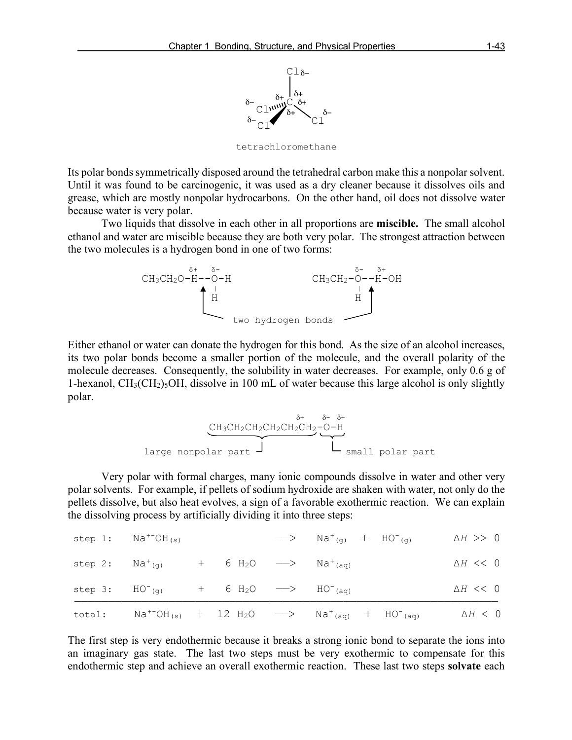```
                Clδ-
                 |
        δ-    δ+ | δ+
         Cl'''''C δ+       δ-
        δ-    ◢  δ+ \
         Cl           Cl
```

tetrachloromethane

Its polar bonds symmetrically disposed around the tetrahedral carbon make this a nonpolar solvent. Until it was found to be carcinogenic, it was used as a dry cleaner because it dissolves oils and grease, which are mostly nonpolar hydrocarbons. On the other hand, oil does not dissolve water because water is very polar.

Two liquids that dissolve in each other in all proportions are **miscible.** The small alcohol ethanol and water are miscible because they are both very polar. The strongest attraction between the two molecules is a hydrogen bond in one of two forms:

```
        δ+  δ-                        δ-   δ+
CH3CH2O-H--O-H              CH3CH2-O--H-OH
            |                       |
            H                       H
         two hydrogen bonds
```

Either ethanol or water can donate the hydrogen for this bond. As the size of an alcohol increases, its two polar bonds become a smaller portion of the molecule, and the overall polarity of the molecule decreases. Consequently, the solubility in water decreases. For example, only 0.6 g of 1-hexanol, $CH_3(CH_2)_5OH$, dissolve in 100 mL of water because this large alcohol is only slightly polar.

```
                         δ+  δ- δ+
CH3CH2CH2CH2CH2CH2-O-H
large nonpolar part      small polar part
```

Very polar with formal charges, many ionic compounds dissolve in water and other very polar solvents. For example, if pellets of sodium hydroxide are shaken with water, not only do the pellets dissolve, but also heat evolves, a sign of a favorable exothermic reaction. We can explain the dissolving process by artificially dividing it into three steps:

| | | | | | |
|---|---|---|---|---|---|
| step 1: | $Na^{+-}OH_{(s)}$ | | $\longrightarrow$ | $Na^{+}_{(g)} + HO^{-}_{(g)}$ | $\Delta H >> 0$ |
| step 2: | $Na^{+}_{(g)}$ | $+ \ 6\ H_2O$ | $\longrightarrow$ | $Na^{+}_{(aq)}$ | $\Delta H << 0$ |
| step 3: | $HO^{-}_{(g)}$ | $+ \ 6\ H_2O$ | $\longrightarrow$ | $HO^{-}_{(aq)}$ | $\Delta H << 0$ |
| total: | $Na^{+-}OH_{(s)}$ | $+ \ 12\ H_2O$ | $\longrightarrow$ | $Na^{+}_{(aq)} + HO^{-}_{(aq)}$ | $\Delta H < 0$ |

The first step is very endothermic because it breaks a strong ionic bond to separate the ions into an imaginary gas state. The last two steps must be very exothermic to compensate for this endothermic step and achieve an overall exothermic reaction. These last two steps **solvate** each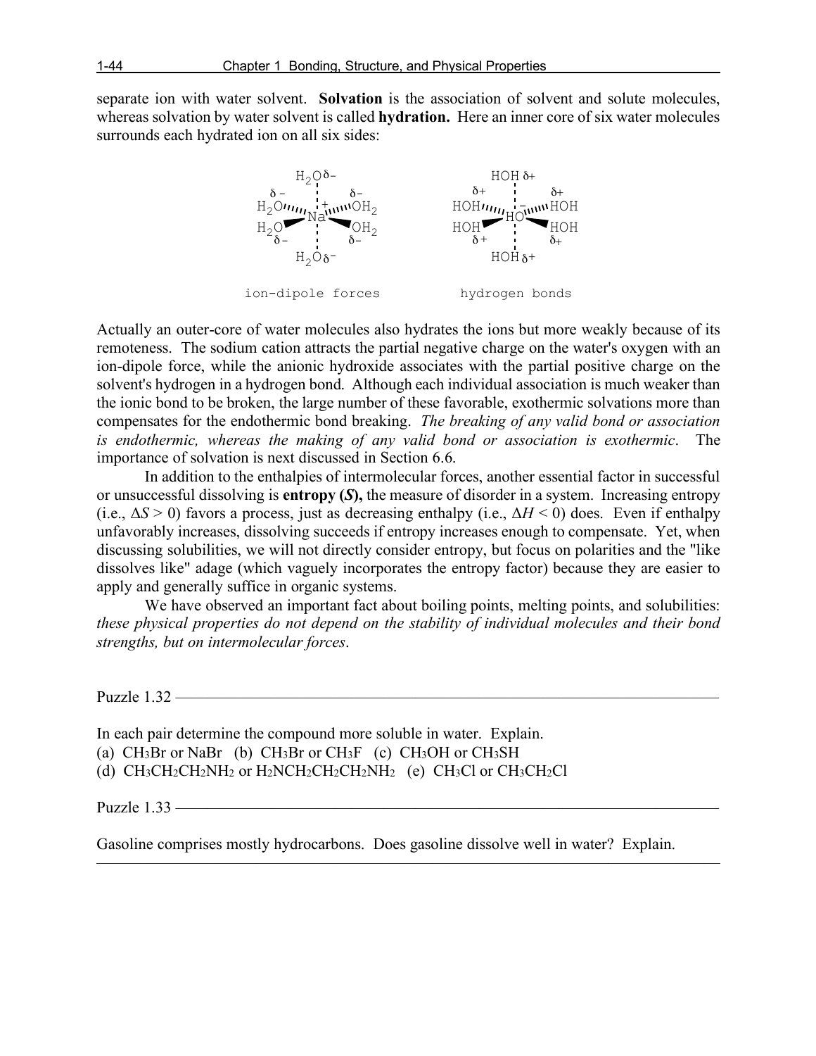separate ion with water solvent. **Solvation** is the association of solvent and solute molecules, whereas solvation by water solvent is called **hydration.** Here an inner core of six water molecules surrounds each hydrated ion on all six sides:

```
            H2Oδ-                          HOH δ+
       δ -    :     δ-               δ+      :     δ+
     H2O''''  :+ ''''OH2           HOH''''   :- ''''HOH
            Na                              HO
     H2O◄     :    ►OH2            HOH◄      :    ►HOH
       δ-     :     δ-               δ+      :     δ+
            H2Oδ-                          HOH δ+

     ion-dipole forces               hydrogen bonds
```

Actually an outer-core of water molecules also hydrates the ions but more weakly because of its remoteness. The sodium cation attracts the partial negative charge on the water's oxygen with an ion-dipole force, while the anionic hydroxide associates with the partial positive charge on the solvent's hydrogen in a hydrogen bond. Although each individual association is much weaker than the ionic bond to be broken, the large number of these favorable, exothermic solvations more than compensates for the endothermic bond breaking. *The breaking of any valid bond or association is endothermic, whereas the making of any valid bond or association is exothermic*. The importance of solvation is next discussed in Section 6.6.

In addition to the enthalpies of intermolecular forces, another essential factor in successful or unsuccessful dissolving is **entropy (*S*),** the measure of disorder in a system. Increasing entropy (i.e., $\Delta S > 0$) favors a process, just as decreasing enthalpy (i.e., $\Delta H < 0$) does. Even if enthalpy unfavorably increases, dissolving succeeds if entropy increases enough to compensate. Yet, when discussing solubilities, we will not directly consider entropy, but focus on polarities and the "like dissolves like" adage (which vaguely incorporates the entropy factor) because they are easier to apply and generally suffice in organic systems.

We have observed an important fact about boiling points, melting points, and solubilities: *these physical properties do not depend on the stability of individual molecules and their bond strengths, but on intermolecular forces*.

---

Puzzle 1.32

In each pair determine the compound more soluble in water. Explain.

(a) $CH_3Br$ or $NaBr$ (b) $CH_3Br$ or $CH_3F$ (c) $CH_3OH$ or $CH_3SH$

(d) $CH_3CH_2CH_2NH_2$ or $H_2NCH_2CH_2CH_2NH_2$ (e) $CH_3Cl$ or $CH_3CH_2Cl$

---

Puzzle 1.33

Gasoline comprises mostly hydrocarbons. Does gasoline dissolve well in water? Explain.

---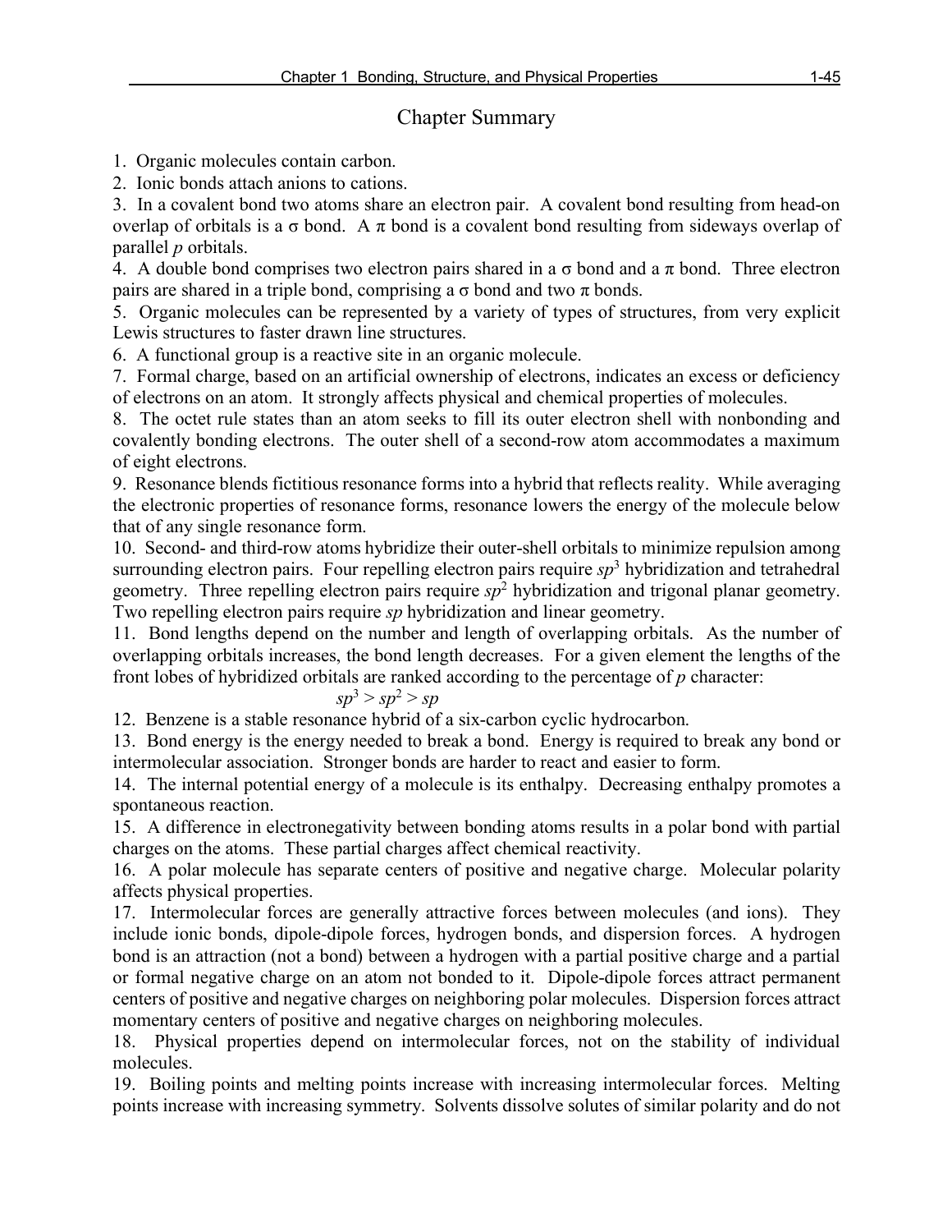## Chapter Summary

1. Organic molecules contain carbon.
2. Ionic bonds attach anions to cations.
3. In a covalent bond two atoms share an electron pair. A covalent bond resulting from head-on overlap of orbitals is a σ bond. A π bond is a covalent bond resulting from sideways overlap of parallel *p* orbitals.
4. A double bond comprises two electron pairs shared in a σ bond and a π bond. Three electron pairs are shared in a triple bond, comprising a σ bond and two π bonds.
5. Organic molecules can be represented by a variety of types of structures, from very explicit Lewis structures to faster drawn line structures.
6. A functional group is a reactive site in an organic molecule.
7. Formal charge, based on an artificial ownership of electrons, indicates an excess or deficiency of electrons on an atom. It strongly affects physical and chemical properties of molecules.
8. The octet rule states than an atom seeks to fill its outer electron shell with nonbonding and covalently bonding electrons. The outer shell of a second-row atom accommodates a maximum of eight electrons.
9. Resonance blends fictitious resonance forms into a hybrid that reflects reality. While averaging the electronic properties of resonance forms, resonance lowers the energy of the molecule below that of any single resonance form.
10. Second- and third-row atoms hybridize their outer-shell orbitals to minimize repulsion among surrounding electron pairs. Four repelling electron pairs require $sp^3$ hybridization and tetrahedral geometry. Three repelling electron pairs require $sp^2$ hybridization and trigonal planar geometry. Two repelling electron pairs require *sp* hybridization and linear geometry.
11. Bond lengths depend on the number and length of overlapping orbitals. As the number of overlapping orbitals increases, the bond length decreases. For a given element the lengths of the front lobes of hybridized orbitals are ranked according to the percentage of *p* character:

$$sp^3 > sp^2 > sp$$

12. Benzene is a stable resonance hybrid of a six-carbon cyclic hydrocarbon.
13. Bond energy is the energy needed to break a bond. Energy is required to break any bond or intermolecular association. Stronger bonds are harder to react and easier to form.
14. The internal potential energy of a molecule is its enthalpy. Decreasing enthalpy promotes a spontaneous reaction.
15. A difference in electronegativity between bonding atoms results in a polar bond with partial charges on the atoms. These partial charges affect chemical reactivity.
16. A polar molecule has separate centers of positive and negative charge. Molecular polarity affects physical properties.
17. Intermolecular forces are generally attractive forces between molecules (and ions). They include ionic bonds, dipole-dipole forces, hydrogen bonds, and dispersion forces. A hydrogen bond is an attraction (not a bond) between a hydrogen with a partial positive charge and a partial or formal negative charge on an atom not bonded to it. Dipole-dipole forces attract permanent centers of positive and negative charges on neighboring polar molecules. Dispersion forces attract momentary centers of positive and negative charges on neighboring molecules.
18. Physical properties depend on intermolecular forces, not on the stability of individual molecules.
19. Boiling points and melting points increase with increasing intermolecular forces. Melting points increase with increasing symmetry. Solvents dissolve solutes of similar polarity and do not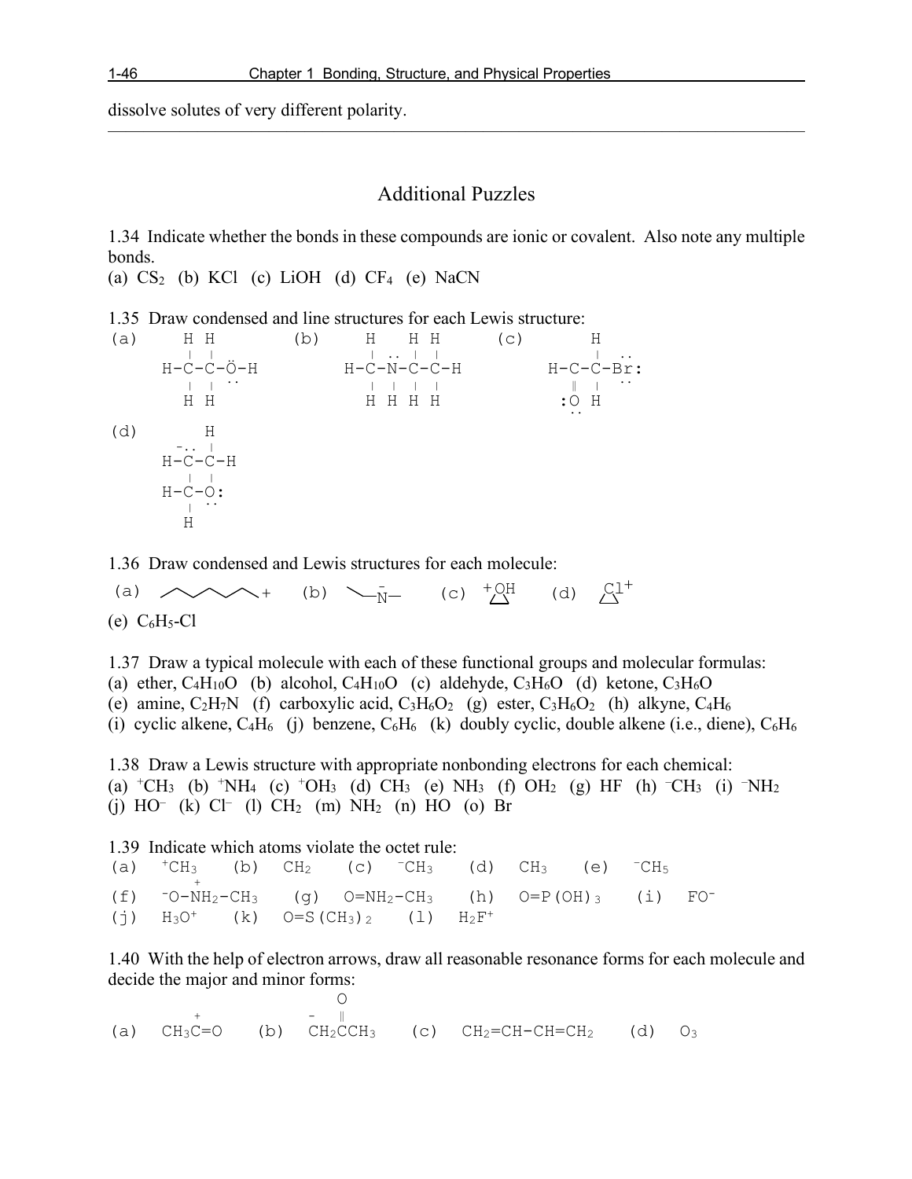dissolve solutes of very different polarity.

---

## Additional Puzzles

1.34 Indicate whether the bonds in these compounds are ionic or covalent. Also note any multiple bonds.
(a) $CS_2$ (b) KCl (c) LiOH (d) $CF_4$ (e) NaCN

1.35 Draw condensed and line structures for each Lewis structure:

```
(a)     H H          (b)     H   H H        (c)        H
        | |                  | .. | |                  |  ..
      H-C-C-Ö-H           H-C-N-C-C-H           H-C-C-Br:
        | |  ..              | |  | |                ‖ |  ..
        H H                  H H  H H               :O H
                                                     ..
(d)       H
       -.. |
      H-C-C-H
        | |
      H-C-O:
        |  ..
        H
```

1.36 Draw condensed and Lewis structures for each molecule:

(a) (line structure, cation) (b) (line structure with $\bar{N}$) (c) $^{+}$OH on three-membered ring (d) $Cl^{+}$ on three-membered ring
(e) $C_6H_5$-Cl

1.37 Draw a typical molecule with each of these functional groups and molecular formulas:
(a) ether, $C_4H_{10}O$ (b) alcohol, $C_4H_{10}O$ (c) aldehyde, $C_3H_6O$ (d) ketone, $C_3H_6O$
(e) amine, $C_2H_7N$ (f) carboxylic acid, $C_3H_6O_2$ (g) ester, $C_3H_6O_2$ (h) alkyne, $C_4H_6$
(i) cyclic alkene, $C_4H_6$ (j) benzene, $C_6H_6$ (k) doubly cyclic, double alkene (i.e., diene), $C_6H_6$

1.38 Draw a Lewis structure with appropriate nonbonding electrons for each chemical:
(a) $^{+}CH_3$ (b) $^{+}NH_4$ (c) $^{+}OH_3$ (d) $CH_3$ (e) $NH_3$ (f) $OH_2$ (g) HF (h) $^{-}CH_3$ (i) $^{-}NH_2$
(j) $HO^-$ (k) $Cl^-$ (l) $CH_2$ (m) $NH_2$ (n) HO (o) Br

1.39 Indicate which atoms violate the octet rule:
(a) $^{+}CH_3$ (b) $CH_2$ (c) $^{-}CH_3$ (d) $CH_3$ (e) $^{-}CH_5$
(f) $^{-}O-\overset{+}{N}H_2-CH_3$ (g) $O=NH_2-CH_3$ (h) $O=P(OH)_3$ (i) $FO^-$
(j) $H_3O^+$ (k) $O=S(CH_3)_2$ (l) $H_2F^+$

1.40 With the help of electron arrows, draw all reasonable resonance forms for each molecule and decide the major and minor forms:

(a) $CH_3\overset{+}{C}=O$ (b) $\overset{-}{C}H_2\overset{\overset{O}{\|}}{C}CH_3$ (c) $CH_2=CH-CH=CH_2$ (d) $O_3$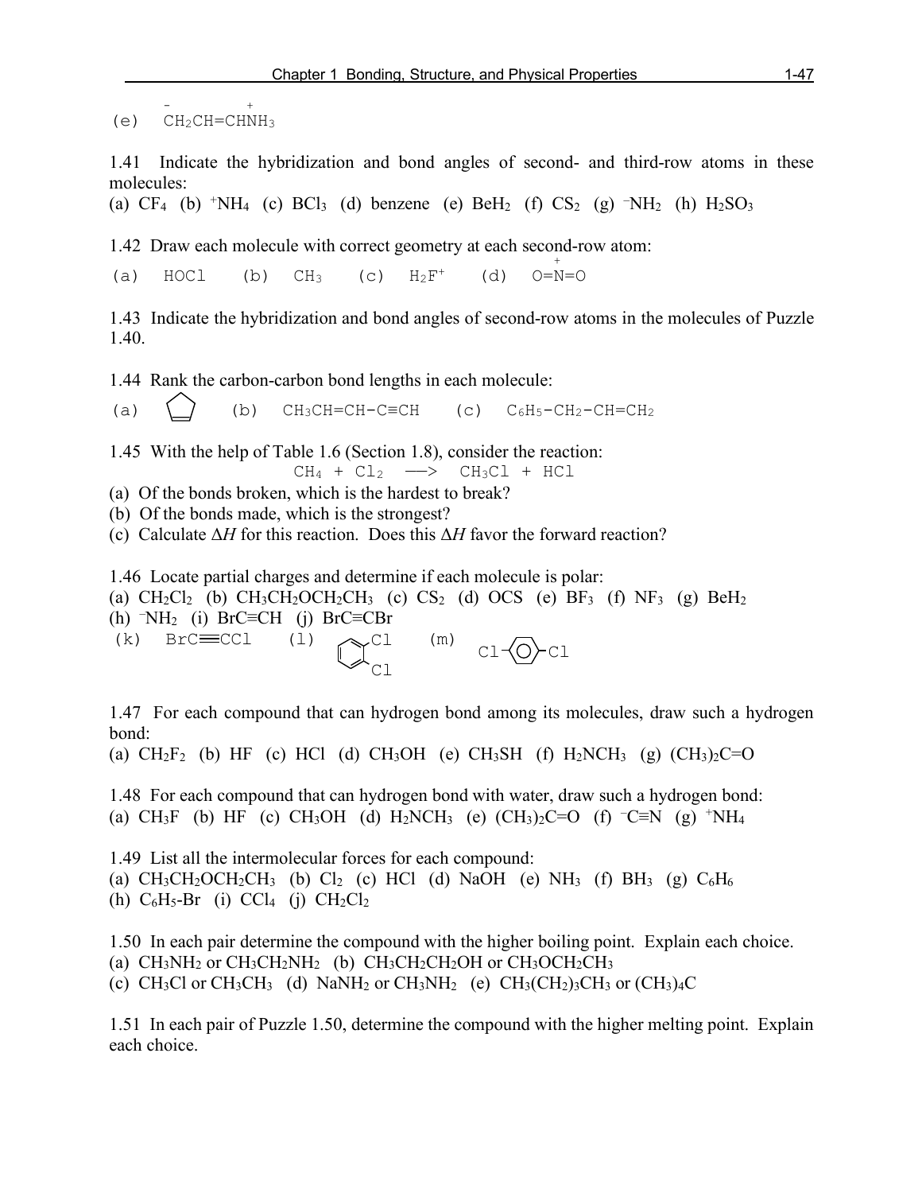(e) $\overset{-}{C}H_2CH{=}CH\overset{+}{N}H_3$

1.41 Indicate the hybridization and bond angles of second- and third-row atoms in these molecules:
(a) $CF_4$ (b) $^{+}NH_4$ (c) $BCl_3$ (d) benzene (e) $BeH_2$ (f) $CS_2$ (g) $^{-}NH_2$ (h) $H_2SO_3$

1.42 Draw each molecule with correct geometry at each second-row atom:
(a) HOCl (b) $CH_3$ (c) $H_2F^{+}$ (d) $O{=}\overset{+}{N}{=}O$

1.43 Indicate the hybridization and bond angles of second-row atoms in the molecules of Puzzle 1.40.

1.44 Rank the carbon-carbon bond lengths in each molecule:
(a) cyclopentene (b) $CH_3CH{=}CH{-}C{\equiv}CH$ (c) $C_6H_5{-}CH_2{-}CH{=}CH_2$

1.45 With the help of Table 1.6 (Section 1.8), consider the reaction:

$$CH_4 + Cl_2 \longrightarrow CH_3Cl + HCl$$

(a) Of the bonds broken, which is the hardest to break?
(b) Of the bonds made, which is the strongest?
(c) Calculate $\Delta H$ for this reaction. Does this $\Delta H$ favor the forward reaction?

1.46 Locate partial charges and determine if each molecule is polar:
(a) $CH_2Cl_2$ (b) $CH_3CH_2OCH_2CH_3$ (c) $CS_2$ (d) OCS (e) $BF_3$ (f) $NF_3$ (g) $BeH_2$
(h) $^{-}NH_2$ (i) $BrC{\equiv}CH$ (j) $BrC{\equiv}CBr$
(k) $BrC{\equiv}CCl$ (l) 1,2-dichlorobenzene (m) Cl–$C_6H_4$–Cl (1,4-dichlorobenzene)

1.47 For each compound that can hydrogen bond among its molecules, draw such a hydrogen bond:
(a) $CH_2F_2$ (b) HF (c) HCl (d) $CH_3OH$ (e) $CH_3SH$ (f) $H_2NCH_3$ (g) $(CH_3)_2C{=}O$

1.48 For each compound that can hydrogen bond with water, draw such a hydrogen bond:
(a) $CH_3F$ (b) HF (c) $CH_3OH$ (d) $H_2NCH_3$ (e) $(CH_3)_2C{=}O$ (f) $^{-}C{\equiv}N$ (g) $^{+}NH_4$

1.49 List all the intermolecular forces for each compound:
(a) $CH_3CH_2OCH_2CH_3$ (b) $Cl_2$ (c) HCl (d) NaOH (e) $NH_3$ (f) $BH_3$ (g) $C_6H_6$
(h) $C_6H_5$-Br (i) $CCl_4$ (j) $CH_2Cl_2$

1.50 In each pair determine the compound with the higher boiling point. Explain each choice.
(a) $CH_3NH_2$ or $CH_3CH_2NH_2$ (b) $CH_3CH_2CH_2OH$ or $CH_3OCH_2CH_3$
(c) $CH_3Cl$ or $CH_3CH_3$ (d) $NaNH_2$ or $CH_3NH_2$ (e) $CH_3(CH_2)_3CH_3$ or $(CH_3)_4C$

1.51 In each pair of Puzzle 1.50, determine the compound with the higher melting point. Explain each choice.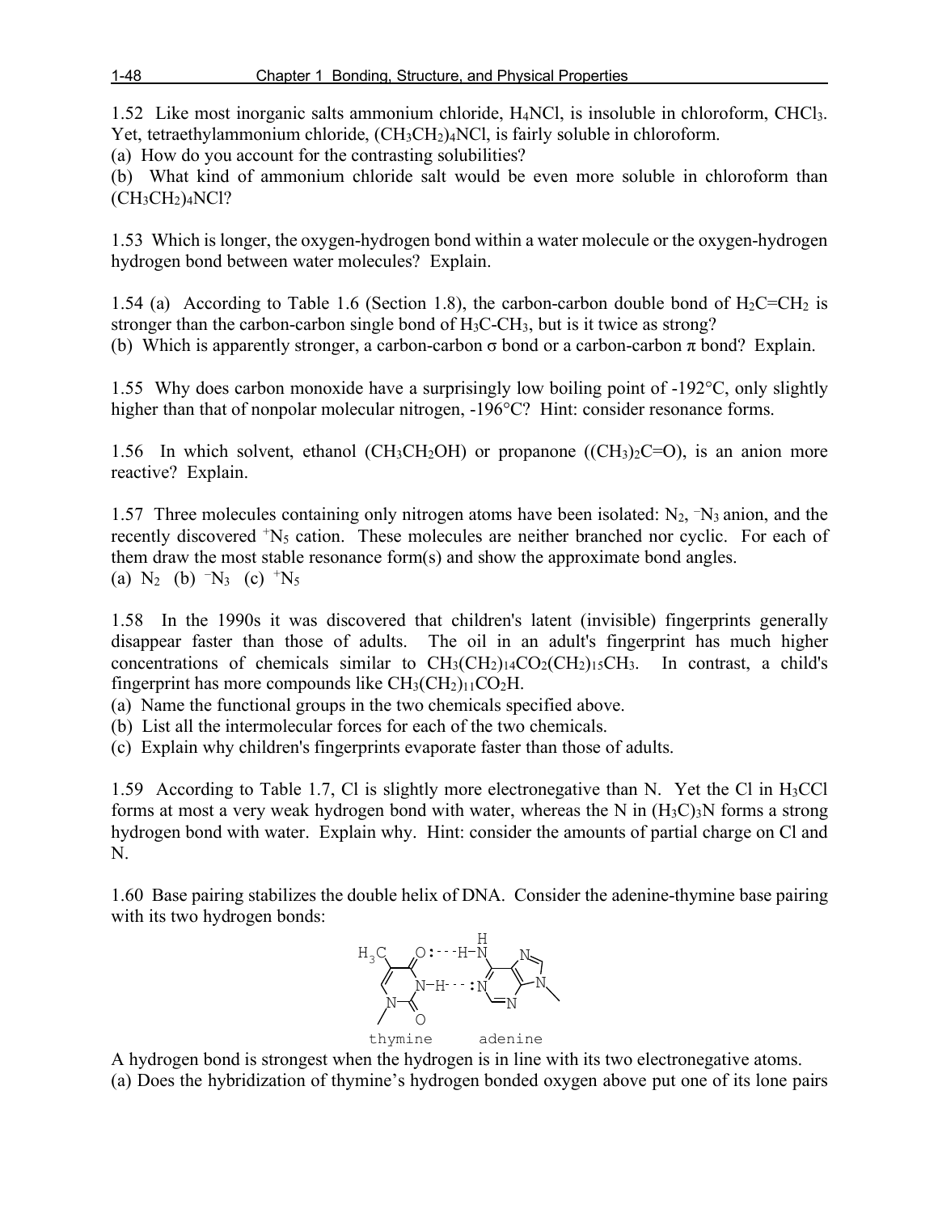1.52 Like most inorganic salts ammonium chloride, $H_4NCl$, is insoluble in chloroform, $CHCl_3$. Yet, tetraethylammonium chloride, $(CH_3CH_2)_4NCl$, is fairly soluble in chloroform.

(a) How do you account for the contrasting solubilities?

(b) What kind of ammonium chloride salt would be even more soluble in chloroform than $(CH_3CH_2)_4NCl$?

1.53 Which is longer, the oxygen-hydrogen bond within a water molecule or the oxygen-hydrogen hydrogen bond between water molecules? Explain.

1.54 (a) According to Table 1.6 (Section 1.8), the carbon-carbon double bond of $H_2C{=}CH_2$ is stronger than the carbon-carbon single bond of $H_3C\text{-}CH_3$, but is it twice as strong?

(b) Which is apparently stronger, a carbon-carbon $\sigma$ bond or a carbon-carbon $\pi$ bond? Explain.

1.55 Why does carbon monoxide have a surprisingly low boiling point of -192°C, only slightly higher than that of nonpolar molecular nitrogen, -196°C? Hint: consider resonance forms.

1.56 In which solvent, ethanol ($CH_3CH_2OH$) or propanone ($(CH_3)_2C{=}O$), is an anion more reactive? Explain.

1.57 Three molecules containing only nitrogen atoms have been isolated: $N_2$, $^{-}N_3$ anion, and the recently discovered $^{+}N_5$ cation. These molecules are neither branched nor cyclic. For each of them draw the most stable resonance form(s) and show the approximate bond angles.

(a) $N_2$ (b) $^{-}N_3$ (c) $^{+}N_5$

1.58 In the 1990s it was discovered that children's latent (invisible) fingerprints generally disappear faster than those of adults. The oil in an adult's fingerprint has much higher concentrations of chemicals similar to $CH_3(CH_2)_{14}CO_2(CH_2)_{15}CH_3$. In contrast, a child's fingerprint has more compounds like $CH_3(CH_2)_{11}CO_2H$.

(a) Name the functional groups in the two chemicals specified above.

(b) List all the intermolecular forces for each of the two chemicals.

(c) Explain why children's fingerprints evaporate faster than those of adults.

1.59 According to Table 1.7, Cl is slightly more electronegative than N. Yet the Cl in $H_3CCl$ forms at most a very weak hydrogen bond with water, whereas the N in $(H_3C)_3N$ forms a strong hydrogen bond with water. Explain why. Hint: consider the amounts of partial charge on Cl and N.

1.60 Base pairing stabilizes the double helix of DNA. Consider the adenine-thymine base pairing with its two hydrogen bonds:

```
                  H
  H3C     O:---H-N      N
    \\   //       \\   //\\
     C--C          C--C   C
     ||  \        /   ||  ||
     C    N-H---:N    C---N
      \  /        \\  //   \
       N-C          N       
      /  \\
          O
   thymine       adenine
```

A hydrogen bond is strongest when the hydrogen is in line with its two electronegative atoms.

(a) Does the hybridization of thymine's hydrogen bonded oxygen above put one of its lone pairs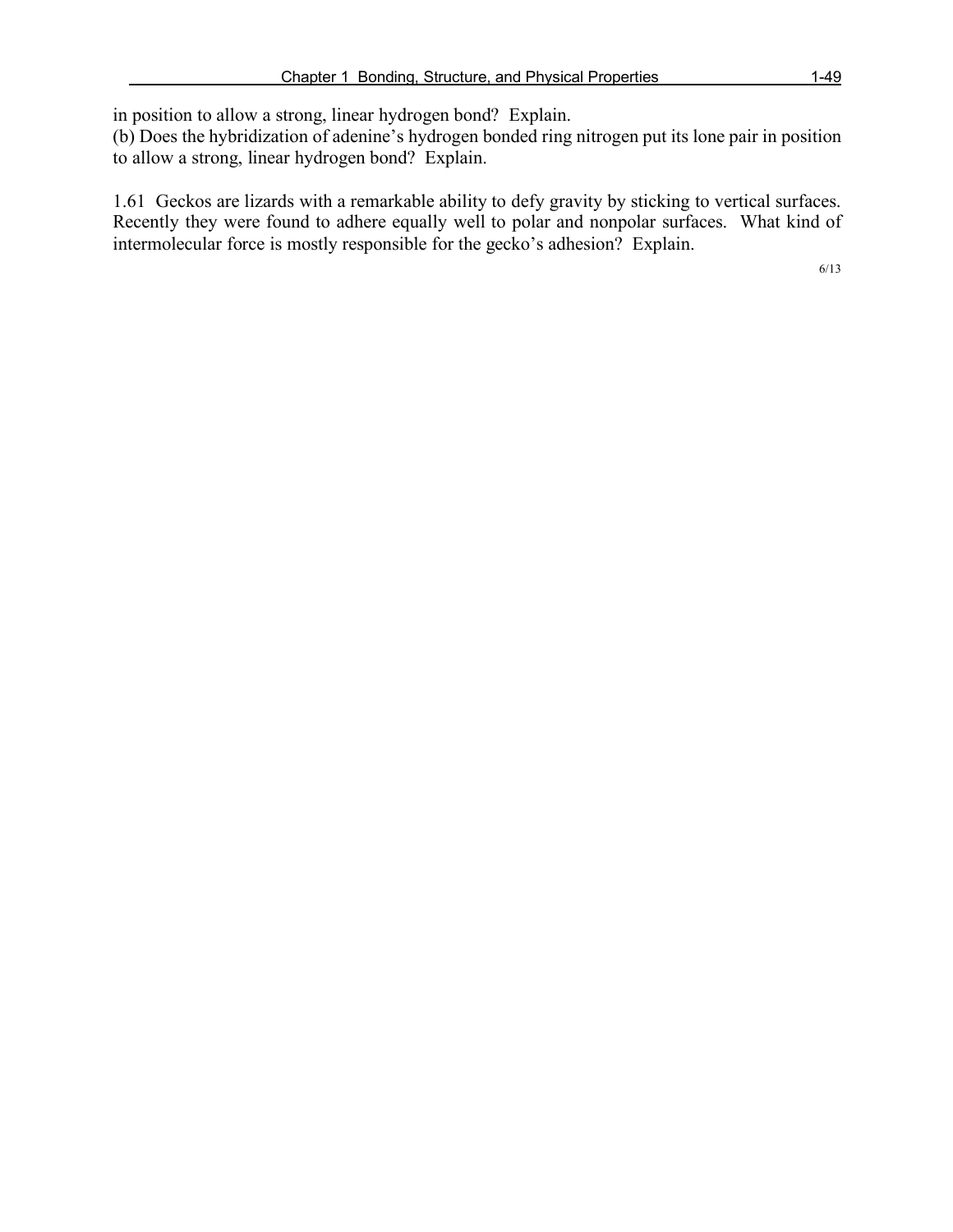in position to allow a strong, linear hydrogen bond? Explain.
(b) Does the hybridization of adenine's hydrogen bonded ring nitrogen put its lone pair in position to allow a strong, linear hydrogen bond? Explain.

1.61 Geckos are lizards with a remarkable ability to defy gravity by sticking to vertical surfaces. Recently they were found to adhere equally well to polar and nonpolar surfaces. What kind of intermolecular force is mostly responsible for the gecko's adhesion? Explain.

6/13